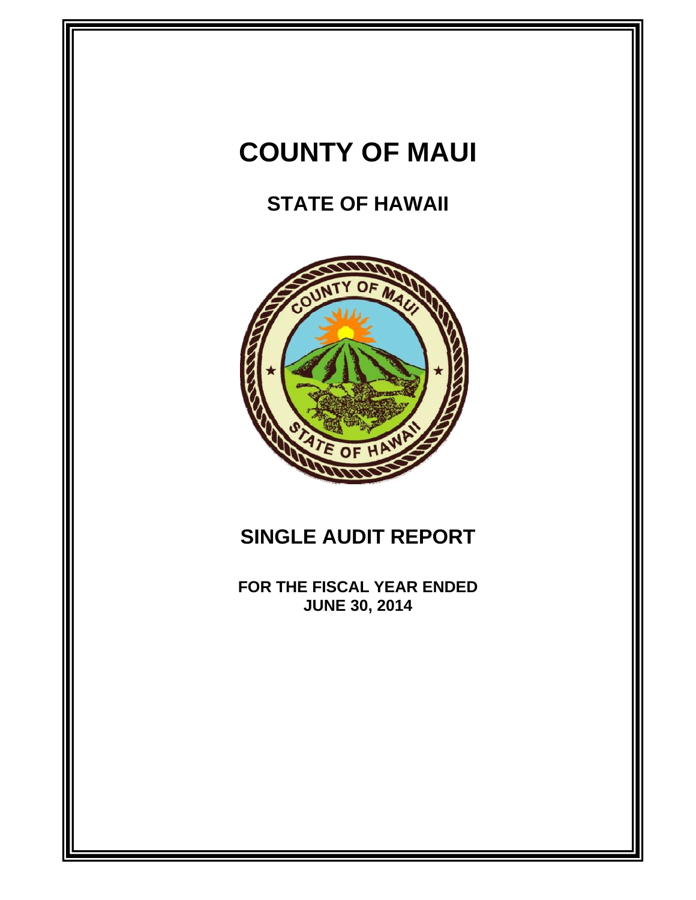# COUNTY OF MAUI

## STATE OF HAWAII

## SINGLE AUDIT REPORT

**FOR THE FISCAL YEAR ENDED**
**JUNE 30, 2014**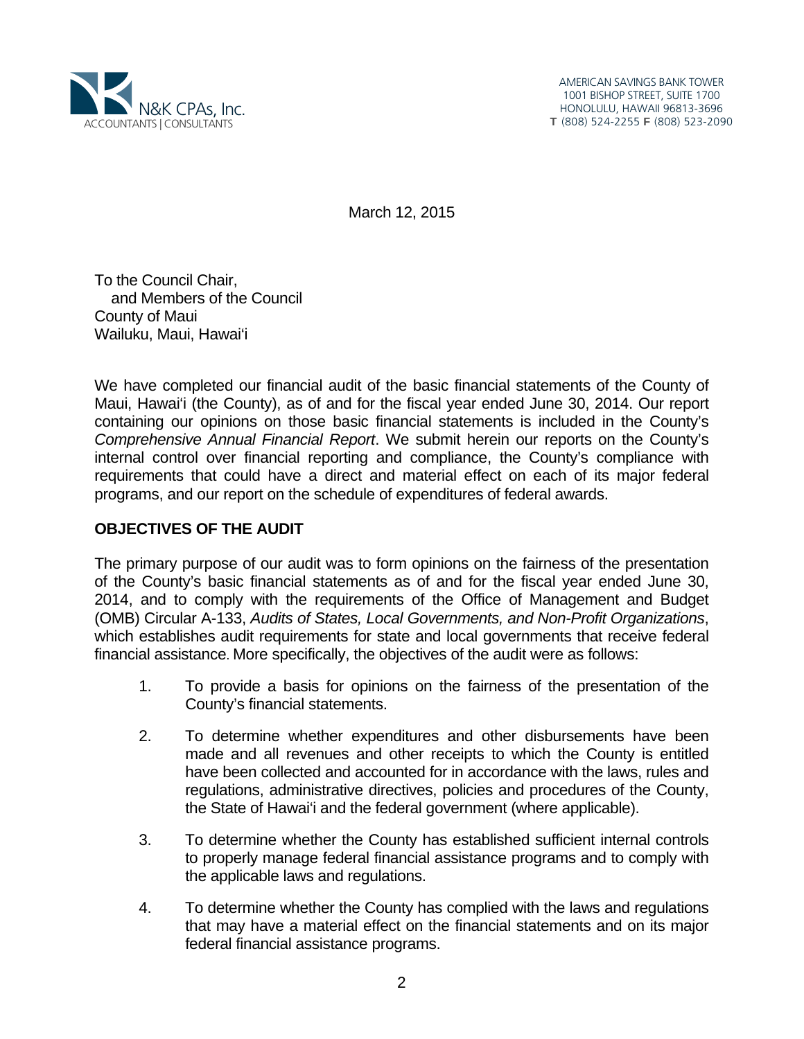N&K CPAs, Inc.
ACCOUNTANTS | CONSULTANTS

AMERICAN SAVINGS BANK TOWER
1001 BISHOP STREET, SUITE 1700
HONOLULU, HAWAII 96813-3696
**T** (808) 524-2255 **F** (808) 523-2090

March 12, 2015

To the Council Chair,
 and Members of the Council
County of Maui
Wailuku, Maui, Hawai'i

We have completed our financial audit of the basic financial statements of the County of Maui, Hawai'i (the County), as of and for the fiscal year ended June 30, 2014. Our report containing our opinions on those basic financial statements is included in the County's *Comprehensive Annual Financial Report*. We submit herein our reports on the County's internal control over financial reporting and compliance, the County's compliance with requirements that could have a direct and material effect on each of its major federal programs, and our report on the schedule of expenditures of federal awards.

## OBJECTIVES OF THE AUDIT

The primary purpose of our audit was to form opinions on the fairness of the presentation of the County's basic financial statements as of and for the fiscal year ended June 30, 2014, and to comply with the requirements of the Office of Management and Budget (OMB) Circular A-133, *Audits of States, Local Governments, and Non-Profit Organizations*, which establishes audit requirements for state and local governments that receive federal financial assistance. More specifically, the objectives of the audit were as follows:

1. To provide a basis for opinions on the fairness of the presentation of the County's financial statements.

2. To determine whether expenditures and other disbursements have been made and all revenues and other receipts to which the County is entitled have been collected and accounted for in accordance with the laws, rules and regulations, administrative directives, policies and procedures of the County, the State of Hawai'i and the federal government (where applicable).

3. To determine whether the County has established sufficient internal controls to properly manage federal financial assistance programs and to comply with the applicable laws and regulations.

4. To determine whether the County has complied with the laws and regulations that may have a material effect on the financial statements and on its major federal financial assistance programs.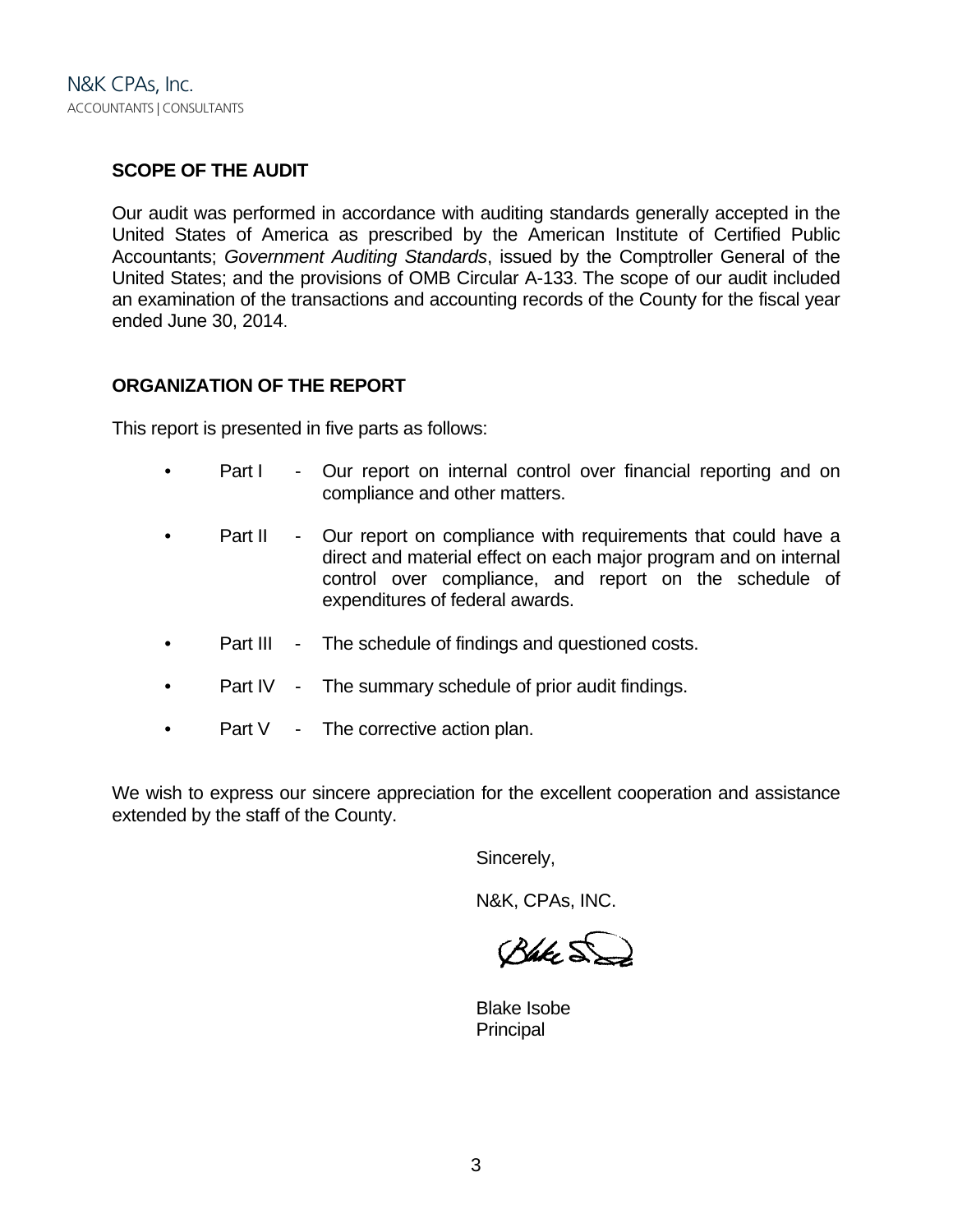N&K CPAs, Inc.
ACCOUNTANTS | CONSULTANTS

## SCOPE OF THE AUDIT

Our audit was performed in accordance with auditing standards generally accepted in the United States of America as prescribed by the American Institute of Certified Public Accountants; *Government Auditing Standards*, issued by the Comptroller General of the United States; and the provisions of OMB Circular A-133. The scope of our audit included an examination of the transactions and accounting records of the County for the fiscal year ended June 30, 2014.

## ORGANIZATION OF THE REPORT

This report is presented in five parts as follows:

- Part I - Our report on internal control over financial reporting and on compliance and other matters.
- Part II - Our report on compliance with requirements that could have a direct and material effect on each major program and on internal control over compliance, and report on the schedule of expenditures of federal awards.
- Part III - The schedule of findings and questioned costs.
- Part IV - The summary schedule of prior audit findings.
- Part V - The corrective action plan.

We wish to express our sincere appreciation for the excellent cooperation and assistance extended by the staff of the County.

Sincerely,

N&K, CPAs, INC.

Blake Isobe
Principal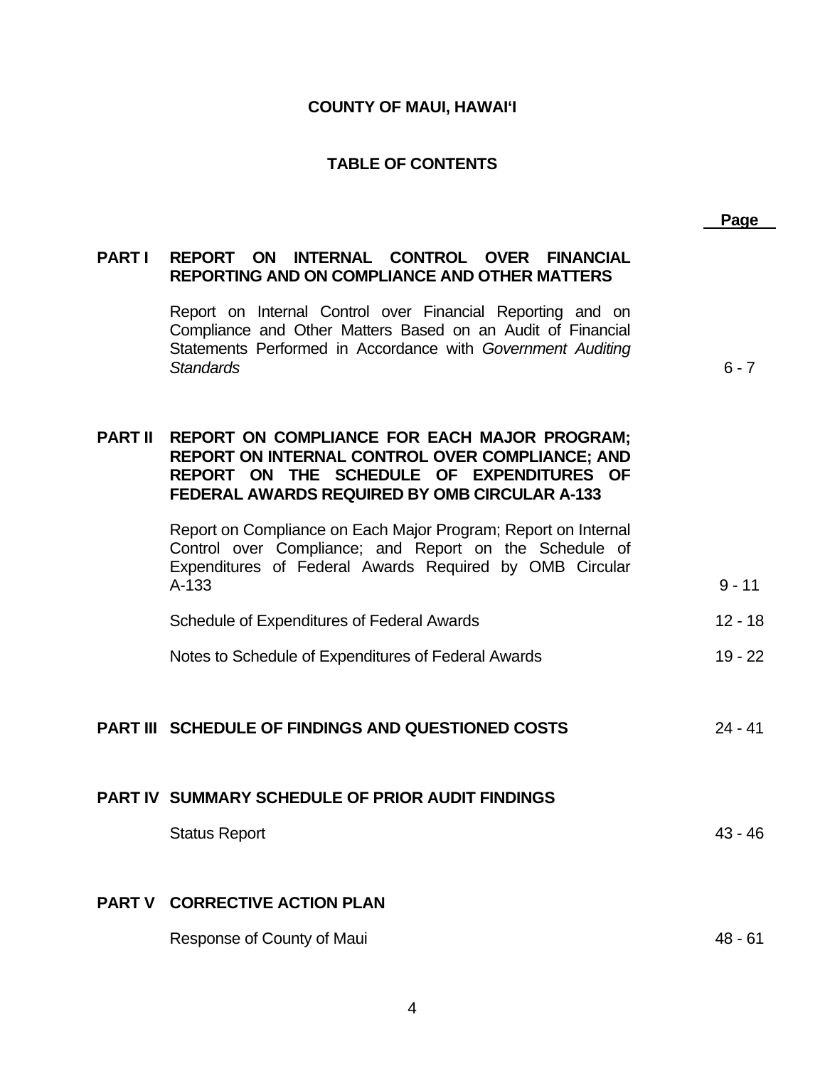# COUNTY OF MAUI, HAWAI'I

## TABLE OF CONTENTS

| | | Page |
|---|---|---|
| **PART I** | **REPORT ON INTERNAL CONTROL OVER FINANCIAL REPORTING AND ON COMPLIANCE AND OTHER MATTERS** | |
| | Report on Internal Control over Financial Reporting and on Compliance and Other Matters Based on an Audit of Financial Statements Performed in Accordance with *Government Auditing Standards* | 6 - 7 |
| **PART II** | **REPORT ON COMPLIANCE FOR EACH MAJOR PROGRAM; REPORT ON INTERNAL CONTROL OVER COMPLIANCE; AND REPORT ON THE SCHEDULE OF EXPENDITURES OF FEDERAL AWARDS REQUIRED BY OMB CIRCULAR A-133** | |
| | Report on Compliance on Each Major Program; Report on Internal Control over Compliance; and Report on the Schedule of Expenditures of Federal Awards Required by OMB Circular A-133 | 9 - 11 |
| | Schedule of Expenditures of Federal Awards | 12 - 18 |
| | Notes to Schedule of Expenditures of Federal Awards | 19 - 22 |
| **PART III** | **SCHEDULE OF FINDINGS AND QUESTIONED COSTS** | 24 - 41 |
| **PART IV** | **SUMMARY SCHEDULE OF PRIOR AUDIT FINDINGS** | |
| | Status Report | 43 - 46 |
| **PART V** | **CORRECTIVE ACTION PLAN** | |
| | Response of County of Maui | 48 - 61 |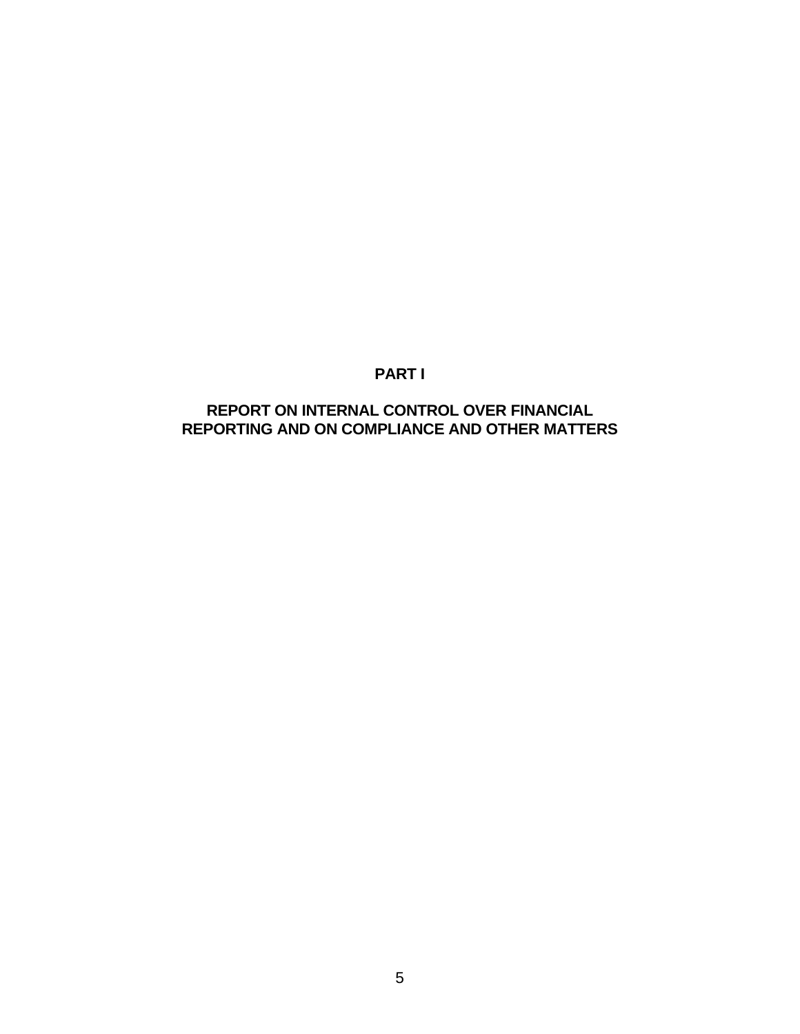# PART I

## REPORT ON INTERNAL CONTROL OVER FINANCIAL REPORTING AND ON COMPLIANCE AND OTHER MATTERS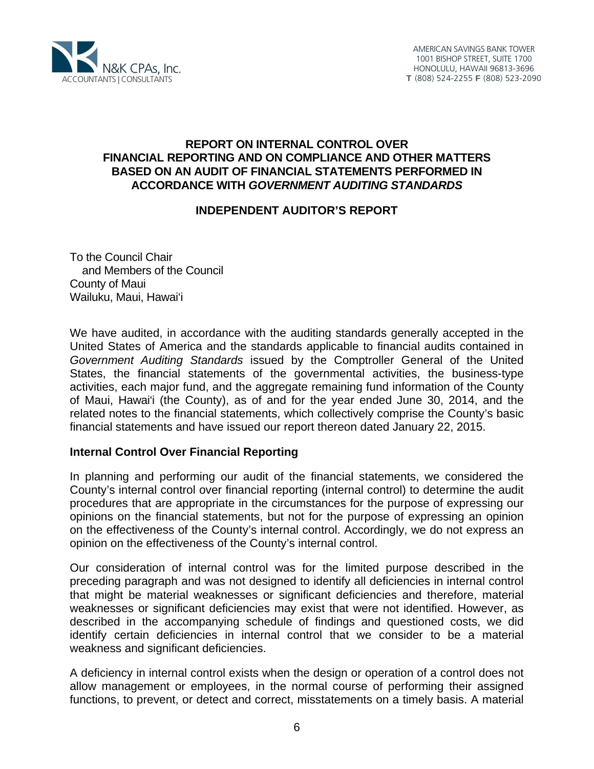N&K CPAs, Inc.
ACCOUNTANTS | CONSULTANTS

AMERICAN SAVINGS BANK TOWER
1001 BISHOP STREET, SUITE 1700
HONOLULU, HAWAII 96813-3696
**T** (808) 524-2255 **F** (808) 523-2090

# REPORT ON INTERNAL CONTROL OVER FINANCIAL REPORTING AND ON COMPLIANCE AND OTHER MATTERS BASED ON AN AUDIT OF FINANCIAL STATEMENTS PERFORMED IN ACCORDANCE WITH *GOVERNMENT AUDITING STANDARDS*

## INDEPENDENT AUDITOR'S REPORT

To the Council Chair
and Members of the Council
County of Maui
Wailuku, Maui, Hawai'i

We have audited, in accordance with the auditing standards generally accepted in the United States of America and the standards applicable to financial audits contained in *Government Auditing Standards* issued by the Comptroller General of the United States, the financial statements of the governmental activities, the business-type activities, each major fund, and the aggregate remaining fund information of the County of Maui, Hawai'i (the County), as of and for the year ended June 30, 2014, and the related notes to the financial statements, which collectively comprise the County's basic financial statements and have issued our report thereon dated January 22, 2015.

### Internal Control Over Financial Reporting

In planning and performing our audit of the financial statements, we considered the County's internal control over financial reporting (internal control) to determine the audit procedures that are appropriate in the circumstances for the purpose of expressing our opinions on the financial statements, but not for the purpose of expressing an opinion on the effectiveness of the County's internal control. Accordingly, we do not express an opinion on the effectiveness of the County's internal control.

Our consideration of internal control was for the limited purpose described in the preceding paragraph and was not designed to identify all deficiencies in internal control that might be material weaknesses or significant deficiencies and therefore, material weaknesses or significant deficiencies may exist that were not identified. However, as described in the accompanying schedule of findings and questioned costs, we did identify certain deficiencies in internal control that we consider to be a material weakness and significant deficiencies.

A deficiency in internal control exists when the design or operation of a control does not allow management or employees, in the normal course of performing their assigned functions, to prevent, or detect and correct, misstatements on a timely basis. A material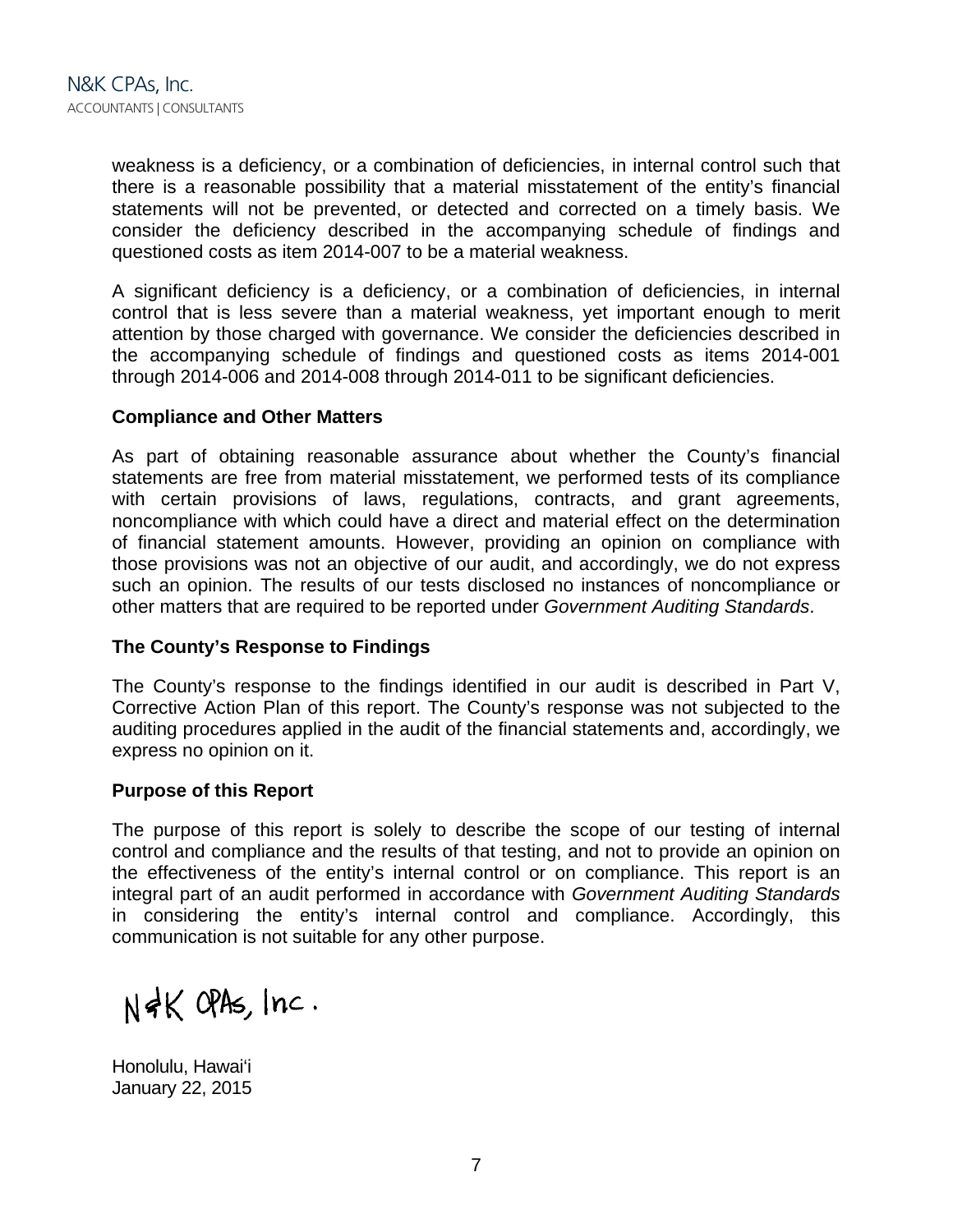weakness is a deficiency, or a combination of deficiencies, in internal control such that there is a reasonable possibility that a material misstatement of the entity's financial statements will not be prevented, or detected and corrected on a timely basis. We consider the deficiency described in the accompanying schedule of findings and questioned costs as item 2014-007 to be a material weakness.

A significant deficiency is a deficiency, or a combination of deficiencies, in internal control that is less severe than a material weakness, yet important enough to merit attention by those charged with governance. We consider the deficiencies described in the accompanying schedule of findings and questioned costs as items 2014-001 through 2014-006 and 2014-008 through 2014-011 to be significant deficiencies.

**Compliance and Other Matters**

As part of obtaining reasonable assurance about whether the County's financial statements are free from material misstatement, we performed tests of its compliance with certain provisions of laws, regulations, contracts, and grant agreements, noncompliance with which could have a direct and material effect on the determination of financial statement amounts. However, providing an opinion on compliance with those provisions was not an objective of our audit, and accordingly, we do not express such an opinion. The results of our tests disclosed no instances of noncompliance or other matters that are required to be reported under *Government Auditing Standards*.

**The County's Response to Findings**

The County's response to the findings identified in our audit is described in Part V, Corrective Action Plan of this report. The County's response was not subjected to the auditing procedures applied in the audit of the financial statements and, accordingly, we express no opinion on it.

**Purpose of this Report**

The purpose of this report is solely to describe the scope of our testing of internal control and compliance and the results of that testing, and not to provide an opinion on the effectiveness of the entity's internal control or on compliance. This report is an integral part of an audit performed in accordance with *Government Auditing Standards* in considering the entity's internal control and compliance. Accordingly, this communication is not suitable for any other purpose.

N&K CPAs, Inc.

Honolulu, Hawai'i
January 22, 2015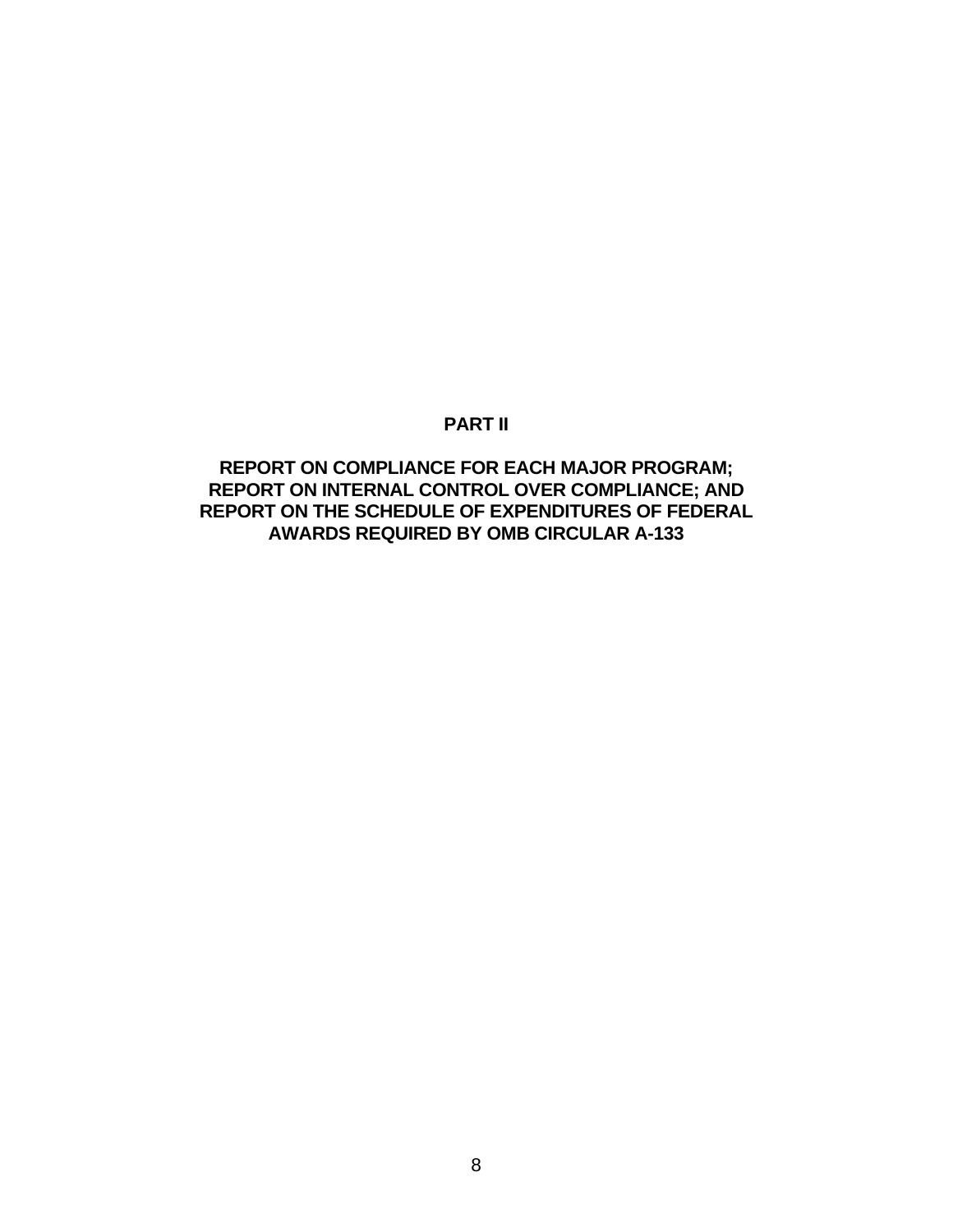# PART II

## REPORT ON COMPLIANCE FOR EACH MAJOR PROGRAM; REPORT ON INTERNAL CONTROL OVER COMPLIANCE; AND REPORT ON THE SCHEDULE OF EXPENDITURES OF FEDERAL AWARDS REQUIRED BY OMB CIRCULAR A-133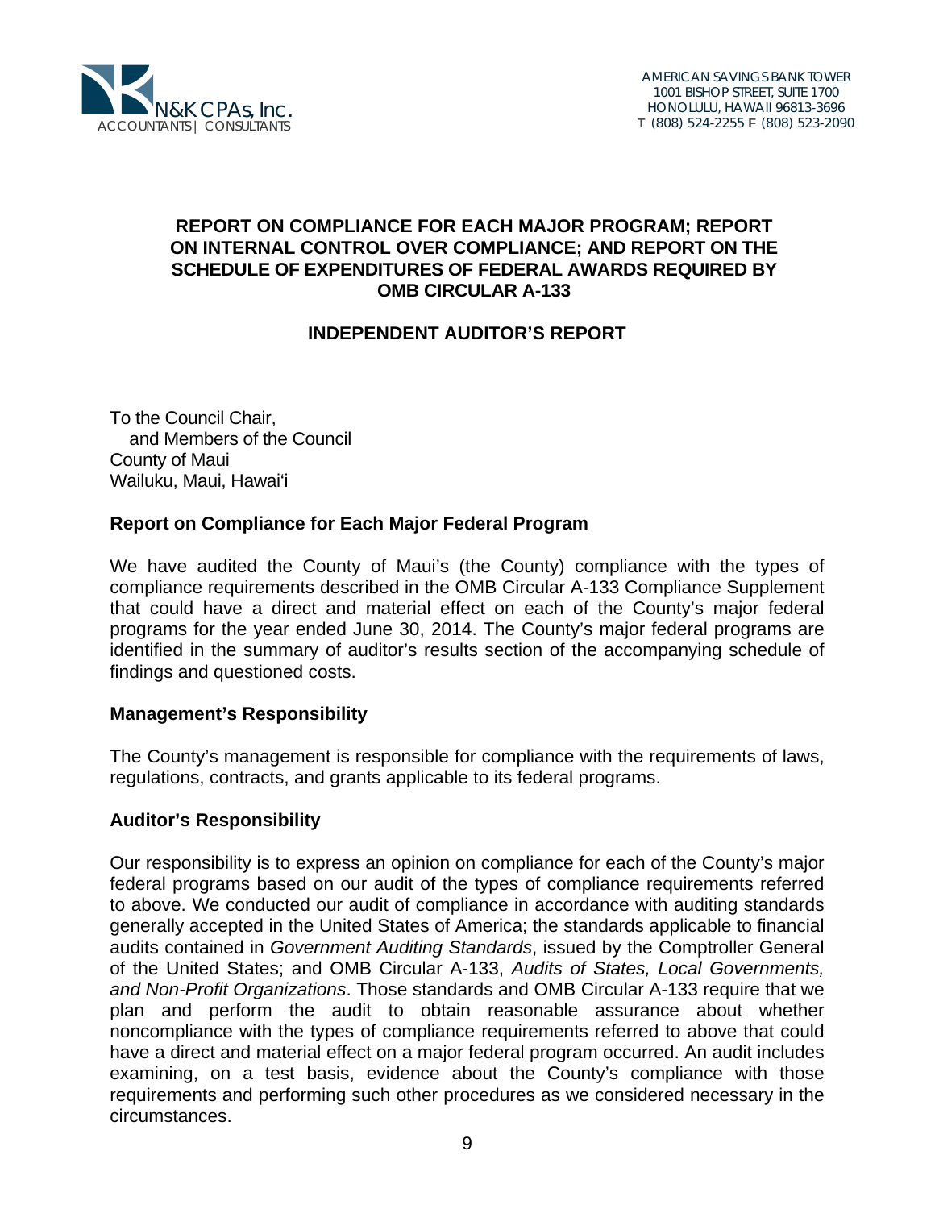N&K CPAs, Inc.
ACCOUNTANTS | CONSULTANTS

AMERICAN SAVINGS BANK TOWER
1001 BISHOP STREET, SUITE 1700
HONOLULU, HAWAII 96813-3696
T (808) 524-2255 F (808) 523-2090

# REPORT ON COMPLIANCE FOR EACH MAJOR PROGRAM; REPORT ON INTERNAL CONTROL OVER COMPLIANCE; AND REPORT ON THE SCHEDULE OF EXPENDITURES OF FEDERAL AWARDS REQUIRED BY OMB CIRCULAR A-133

## INDEPENDENT AUDITOR'S REPORT

To the Council Chair,
and Members of the Council
County of Maui
Wailuku, Maui, Hawai'i

### Report on Compliance for Each Major Federal Program

We have audited the County of Maui's (the County) compliance with the types of compliance requirements described in the OMB Circular A-133 Compliance Supplement that could have a direct and material effect on each of the County's major federal programs for the year ended June 30, 2014. The County's major federal programs are identified in the summary of auditor's results section of the accompanying schedule of findings and questioned costs.

### Management's Responsibility

The County's management is responsible for compliance with the requirements of laws, regulations, contracts, and grants applicable to its federal programs.

### Auditor's Responsibility

Our responsibility is to express an opinion on compliance for each of the County's major federal programs based on our audit of the types of compliance requirements referred to above. We conducted our audit of compliance in accordance with auditing standards generally accepted in the United States of America; the standards applicable to financial audits contained in *Government Auditing Standards*, issued by the Comptroller General of the United States; and OMB Circular A-133, *Audits of States, Local Governments, and Non-Profit Organizations*. Those standards and OMB Circular A-133 require that we plan and perform the audit to obtain reasonable assurance about whether noncompliance with the types of compliance requirements referred to above that could have a direct and material effect on a major federal program occurred. An audit includes examining, on a test basis, evidence about the County's compliance with those requirements and performing such other procedures as we considered necessary in the circumstances.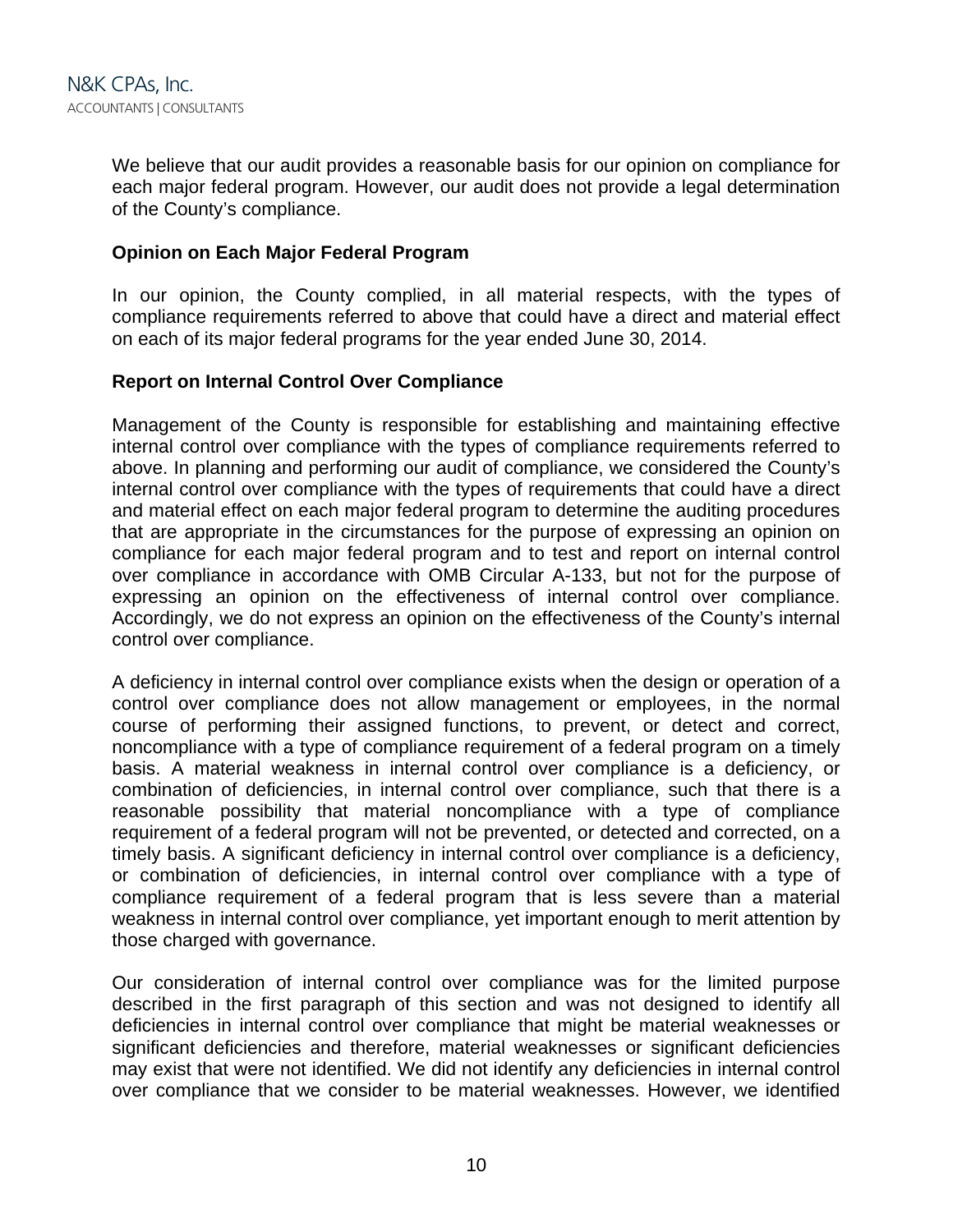We believe that our audit provides a reasonable basis for our opinion on compliance for each major federal program. However, our audit does not provide a legal determination of the County's compliance.

**Opinion on Each Major Federal Program**

In our opinion, the County complied, in all material respects, with the types of compliance requirements referred to above that could have a direct and material effect on each of its major federal programs for the year ended June 30, 2014.

**Report on Internal Control Over Compliance**

Management of the County is responsible for establishing and maintaining effective internal control over compliance with the types of compliance requirements referred to above. In planning and performing our audit of compliance, we considered the County's internal control over compliance with the types of requirements that could have a direct and material effect on each major federal program to determine the auditing procedures that are appropriate in the circumstances for the purpose of expressing an opinion on compliance for each major federal program and to test and report on internal control over compliance in accordance with OMB Circular A-133, but not for the purpose of expressing an opinion on the effectiveness of internal control over compliance. Accordingly, we do not express an opinion on the effectiveness of the County's internal control over compliance.

A deficiency in internal control over compliance exists when the design or operation of a control over compliance does not allow management or employees, in the normal course of performing their assigned functions, to prevent, or detect and correct, noncompliance with a type of compliance requirement of a federal program on a timely basis. A material weakness in internal control over compliance is a deficiency, or combination of deficiencies, in internal control over compliance, such that there is a reasonable possibility that material noncompliance with a type of compliance requirement of a federal program will not be prevented, or detected and corrected, on a timely basis. A significant deficiency in internal control over compliance is a deficiency, or combination of deficiencies, in internal control over compliance with a type of compliance requirement of a federal program that is less severe than a material weakness in internal control over compliance, yet important enough to merit attention by those charged with governance.

Our consideration of internal control over compliance was for the limited purpose described in the first paragraph of this section and was not designed to identify all deficiencies in internal control over compliance that might be material weaknesses or significant deficiencies and therefore, material weaknesses or significant deficiencies may exist that were not identified. We did not identify any deficiencies in internal control over compliance that we consider to be material weaknesses. However, we identified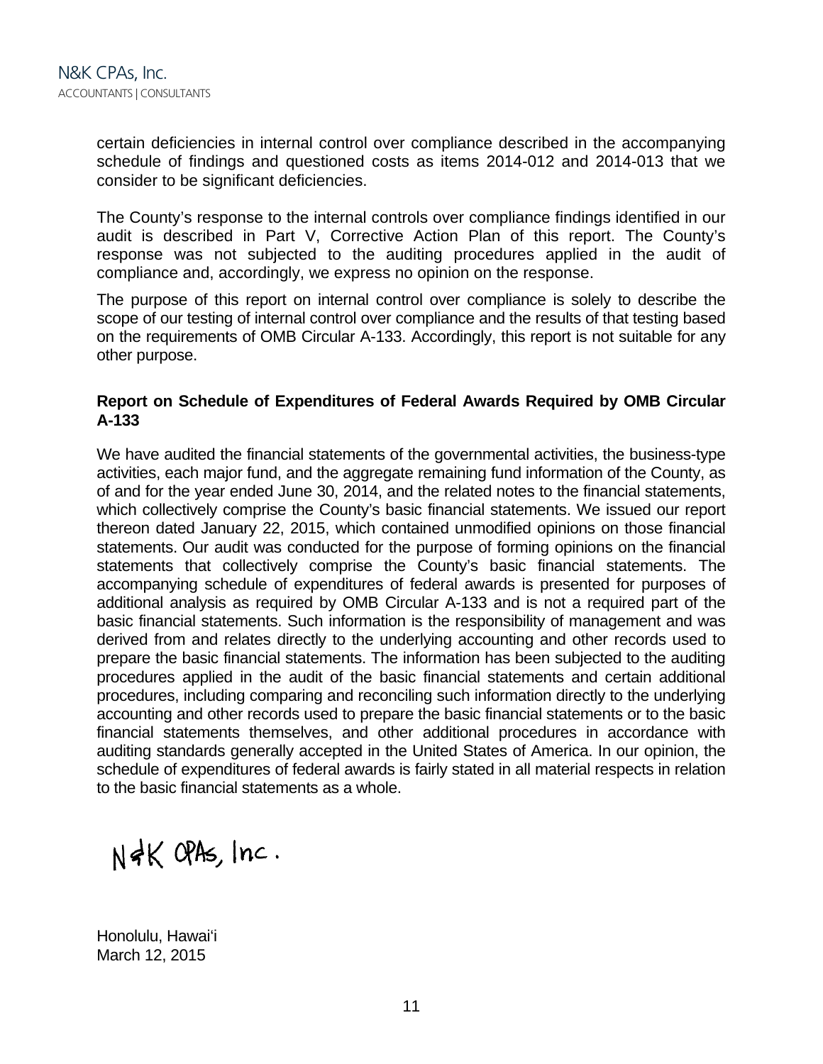N&K CPAs, Inc.
ACCOUNTANTS | CONSULTANTS

certain deficiencies in internal control over compliance described in the accompanying schedule of findings and questioned costs as items 2014-012 and 2014-013 that we consider to be significant deficiencies.

The County's response to the internal controls over compliance findings identified in our audit is described in Part V, Corrective Action Plan of this report. The County's response was not subjected to the auditing procedures applied in the audit of compliance and, accordingly, we express no opinion on the response.

The purpose of this report on internal control over compliance is solely to describe the scope of our testing of internal control over compliance and the results of that testing based on the requirements of OMB Circular A-133. Accordingly, this report is not suitable for any other purpose.

**Report on Schedule of Expenditures of Federal Awards Required by OMB Circular A-133**

We have audited the financial statements of the governmental activities, the business-type activities, each major fund, and the aggregate remaining fund information of the County, as of and for the year ended June 30, 2014, and the related notes to the financial statements, which collectively comprise the County's basic financial statements. We issued our report thereon dated January 22, 2015, which contained unmodified opinions on those financial statements. Our audit was conducted for the purpose of forming opinions on the financial statements that collectively comprise the County's basic financial statements. The accompanying schedule of expenditures of federal awards is presented for purposes of additional analysis as required by OMB Circular A-133 and is not a required part of the basic financial statements. Such information is the responsibility of management and was derived from and relates directly to the underlying accounting and other records used to prepare the basic financial statements. The information has been subjected to the auditing procedures applied in the audit of the basic financial statements and certain additional procedures, including comparing and reconciling such information directly to the underlying accounting and other records used to prepare the basic financial statements or to the basic financial statements themselves, and other additional procedures in accordance with auditing standards generally accepted in the United States of America. In our opinion, the schedule of expenditures of federal awards is fairly stated in all material respects in relation to the basic financial statements as a whole.

N&K CPAs, Inc.

Honolulu, Hawai‘i
March 12, 2015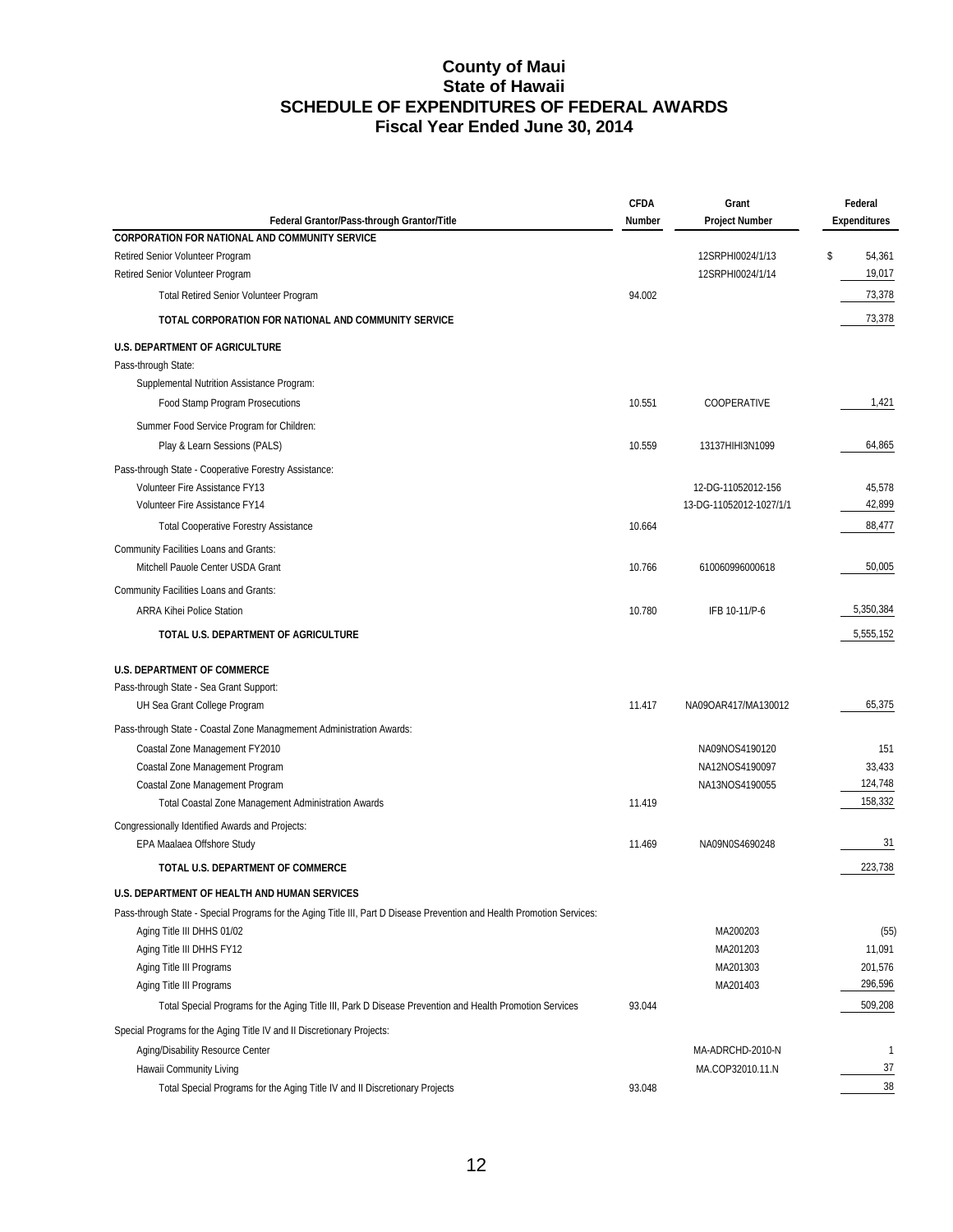# County of Maui
## State of Hawaii
## SCHEDULE OF EXPENDITURES OF FEDERAL AWARDS
## Fiscal Year Ended June 30, 2014

| Federal Grantor/Pass-through Grantor/Title | CFDA Number | Grant Project Number | Federal Expenditures |
|---|---|---|---|
| **CORPORATION FOR NATIONAL AND COMMUNITY SERVICE** | | | |
| Retired Senior Volunteer Program | | 12SRPHI0024/1/13 | $ 54,361 |
| Retired Senior Volunteer Program | | 12SRPHI0024/1/14 | 19,017 |
| Total Retired Senior Volunteer Program | 94.002 | | 73,378 |
| **TOTAL CORPORATION FOR NATIONAL AND COMMUNITY SERVICE** | | | 73,378 |
| **U.S. DEPARTMENT OF AGRICULTURE** | | | |
| Pass-through State: | | | |
| Supplemental Nutrition Assistance Program: | | | |
| Food Stamp Program Prosecutions | 10.551 | COOPERATIVE | 1,421 |
| Summer Food Service Program for Children: | | | |
| Play & Learn Sessions (PALS) | 10.559 | 13137HIHI3N1099 | 64,865 |
| Pass-through State - Cooperative Forestry Assistance: | | | |
| Volunteer Fire Assistance FY13 | | 12-DG-11052012-156 | 45,578 |
| Volunteer Fire Assistance FY14 | | 13-DG-11052012-1027/1/1 | 42,899 |
| Total Cooperative Forestry Assistance | 10.664 | | 88,477 |
| Community Facilities Loans and Grants: | | | |
| Mitchell Pauole Center USDA Grant | 10.766 | 610060996000618 | 50,005 |
| Community Facilities Loans and Grants: | | | |
| ARRA Kihei Police Station | 10.780 | IFB 10-11/P-6 | 5,350,384 |
| **TOTAL U.S. DEPARTMENT OF AGRICULTURE** | | | 5,555,152 |
| **U.S. DEPARTMENT OF COMMERCE** | | | |
| Pass-through State - Sea Grant Support: | | | |
| UH Sea Grant College Program | 11.417 | NA09OAR417/MA130012 | 65,375 |
| Pass-through State - Coastal Zone Managmement Administration Awards: | | | |
| Coastal Zone Management FY2010 | | NA09NOS4190120 | 151 |
| Coastal Zone Management Program | | NA12NOS4190097 | 33,433 |
| Coastal Zone Management Program | | NA13NOS4190055 | 124,748 |
| Total Coastal Zone Management Administration Awards | 11.419 | | 158,332 |
| Congressionally Identified Awards and Projects: | | | |
| EPA Maalaea Offshore Study | 11.469 | NA09N0S4690248 | 31 |
| **TOTAL U.S. DEPARTMENT OF COMMERCE** | | | 223,738 |
| **U.S. DEPARTMENT OF HEALTH AND HUMAN SERVICES** | | | |
| Pass-through State - Special Programs for the Aging Title III, Part D Disease Prevention and Health Promotion Services: | | | |
| Aging Title III DHHS 01/02 | | MA200203 | (55) |
| Aging Title III DHHS FY12 | | MA201203 | 11,091 |
| Aging Title III Programs | | MA201303 | 201,576 |
| Aging Title III Programs | | MA201403 | 296,596 |
| Total Special Programs for the Aging Title III, Park D Disease Prevention and Health Promotion Services | 93.044 | | 509,208 |
| Special Programs for the Aging Title IV and II Discretionary Projects: | | | |
| Aging/Disability Resource Center | | MA-ADRCHD-2010-N | 1 |
| Hawaii Community Living | | MA.COP32010.11.N | 37 |
| Total Special Programs for the Aging Title IV and II Discretionary Projects | 93.048 | | 38 |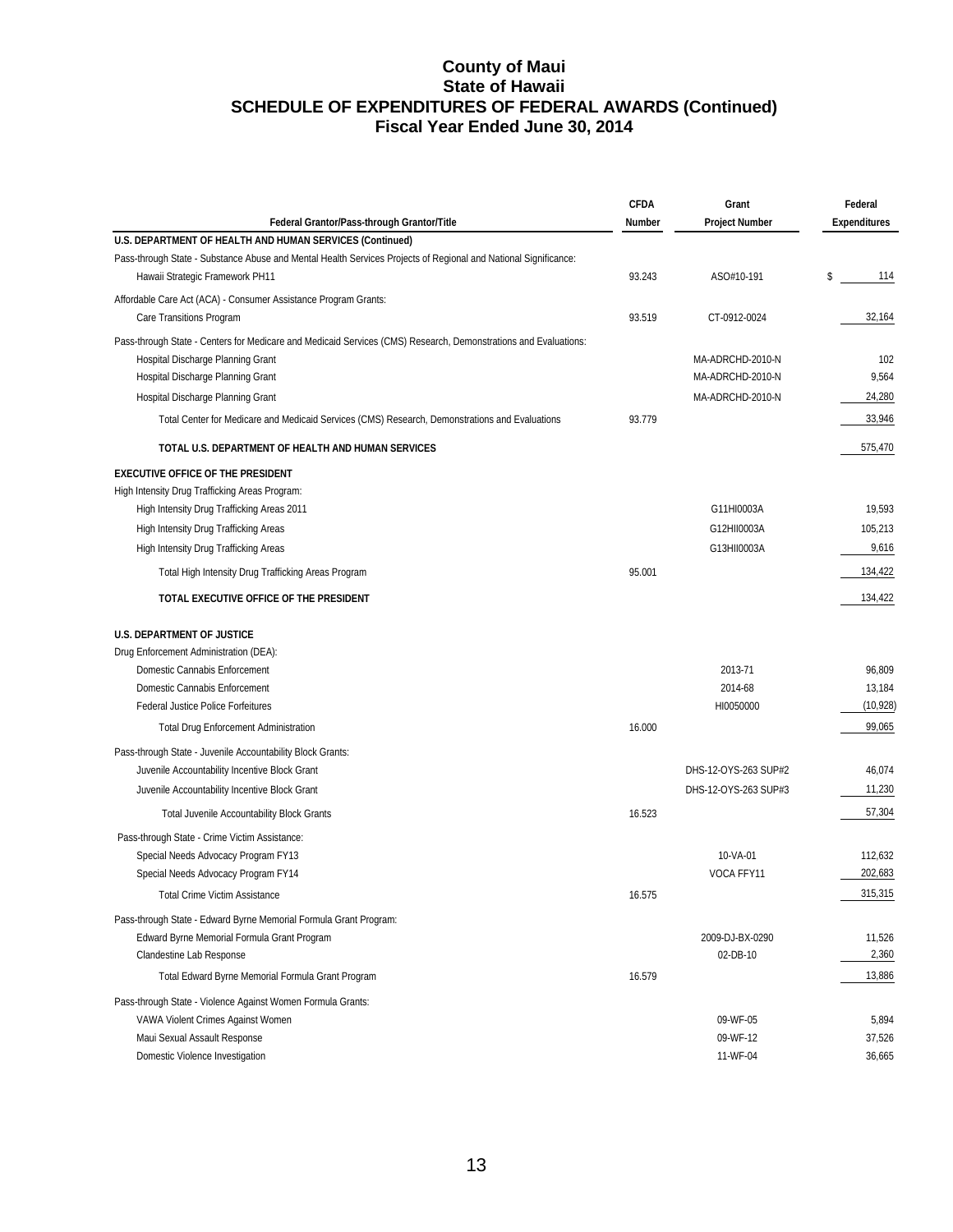# County of Maui
# State of Hawaii
# SCHEDULE OF EXPENDITURES OF FEDERAL AWARDS (Continued)
# Fiscal Year Ended June 30, 2014

| Federal Grantor/Pass-through Grantor/Title | CFDA Number | Grant Project Number | Federal Expenditures |
|---|---|---|---|
| **U.S. DEPARTMENT OF HEALTH AND HUMAN SERVICES (Continued)** | | | |
| Pass-through State - Substance Abuse and Mental Health Services Projects of Regional and National Significance: | | | |
| Hawaii Strategic Framework PH11 | 93.243 | ASO#10-191 | $ 114 |
| Affordable Care Act (ACA) - Consumer Assistance Program Grants: | | | |
| Care Transitions Program | 93.519 | CT-0912-0024 | 32,164 |
| Pass-through State - Centers for Medicare and Medicaid Services (CMS) Research, Demonstrations and Evaluations: | | | |
| Hospital Discharge Planning Grant | | MA-ADRCHD-2010-N | 102 |
| Hospital Discharge Planning Grant | | MA-ADRCHD-2010-N | 9,564 |
| Hospital Discharge Planning Grant | | MA-ADRCHD-2010-N | 24,280 |
| Total Center for Medicare and Medicaid Services (CMS) Research, Demonstrations and Evaluations | 93.779 | | 33,946 |
| **TOTAL U.S. DEPARTMENT OF HEALTH AND HUMAN SERVICES** | | | 575,470 |
| **EXECUTIVE OFFICE OF THE PRESIDENT** | | | |
| High Intensity Drug Trafficking Areas Program: | | | |
| High Intensity Drug Trafficking Areas 2011 | | G11HI0003A | 19,593 |
| High Intensity Drug Trafficking Areas | | G12HII0003A | 105,213 |
| High Intensity Drug Trafficking Areas | | G13HII0003A | 9,616 |
| Total High Intensity Drug Trafficking Areas Program | 95.001 | | 134,422 |
| **TOTAL EXECUTIVE OFFICE OF THE PRESIDENT** | | | 134,422 |
| **U.S. DEPARTMENT OF JUSTICE** | | | |
| Drug Enforcement Administration (DEA): | | | |
| Domestic Cannabis Enforcement | | 2013-71 | 96,809 |
| Domestic Cannabis Enforcement | | 2014-68 | 13,184 |
| Federal Justice Police Forfeitures | | HI0050000 | (10,928) |
| Total Drug Enforcement Administration | 16.000 | | 99,065 |
| Pass-through State - Juvenile Accountability Block Grants: | | | |
| Juvenile Accountability Incentive Block Grant | | DHS-12-OYS-263 SUP#2 | 46,074 |
| Juvenile Accountability Incentive Block Grant | | DHS-12-OYS-263 SUP#3 | 11,230 |
| Total Juvenile Accountability Block Grants | 16.523 | | 57,304 |
| Pass-through State - Crime Victim Assistance: | | | |
| Special Needs Advocacy Program FY13 | | 10-VA-01 | 112,632 |
| Special Needs Advocacy Program FY14 | | VOCA FFY11 | 202,683 |
| Total Crime Victim Assistance | 16.575 | | 315,315 |
| Pass-through State - Edward Byrne Memorial Formula Grant Program: | | | |
| Edward Byrne Memorial Formula Grant Program | | 2009-DJ-BX-0290 | 11,526 |
| Clandestine Lab Response | | 02-DB-10 | 2,360 |
| Total Edward Byrne Memorial Formula Grant Program | 16.579 | | 13,886 |
| Pass-through State - Violence Against Women Formula Grants: | | | |
| VAWA Violent Crimes Against Women | | 09-WF-05 | 5,894 |
| Maui Sexual Assault Response | | 09-WF-12 | 37,526 |
| Domestic Violence Investigation | | 11-WF-04 | 36,665 |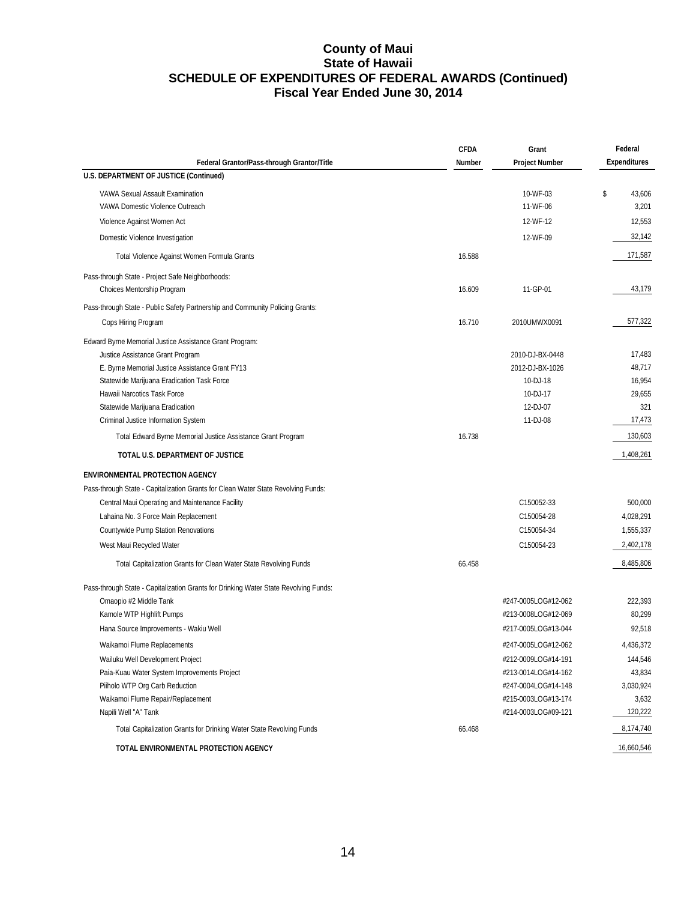# County of Maui
# State of Hawaii
# SCHEDULE OF EXPENDITURES OF FEDERAL AWARDS (Continued)
# Fiscal Year Ended June 30, 2014

| Federal Grantor/Pass-through Grantor/Title | CFDA Number | Grant Project Number | Federal Expenditures |
|---|---|---|---|
| **U.S. DEPARTMENT OF JUSTICE (Continued)** | | | |
| VAWA Sexual Assault Examination | | 10-WF-03 | $ 43,606 |
| VAWA Domestic Violence Outreach | | 11-WF-06 | 3,201 |
| Violence Against Women Act | | 12-WF-12 | 12,553 |
| Domestic Violence Investigation | | 12-WF-09 | 32,142 |
| Total Violence Against Women Formula Grants | 16.588 | | 171,587 |
| Pass-through State - Project Safe Neighborhoods: | | | |
| Choices Mentorship Program | 16.609 | 11-GP-01 | 43,179 |
| Pass-through State - Public Safety Partnership and Community Policing Grants: | | | |
| Cops Hiring Program | 16.710 | 2010UMWX0091 | 577,322 |
| Edward Byrne Memorial Justice Assistance Grant Program: | | | |
| Justice Assistance Grant Program | | 2010-DJ-BX-0448 | 17,483 |
| E. Byrne Memorial Justice Assistance Grant FY13 | | 2012-DJ-BX-1026 | 48,717 |
| Statewide Marijuana Eradication Task Force | | 10-DJ-18 | 16,954 |
| Hawaii Narcotics Task Force | | 10-DJ-17 | 29,655 |
| Statewide Marijuana Eradication | | 12-DJ-07 | 321 |
| Criminal Justice Information System | | 11-DJ-08 | 17,473 |
| Total Edward Byrne Memorial Justice Assistance Grant Program | 16.738 | | 130,603 |
| **TOTAL U.S. DEPARTMENT OF JUSTICE** | | | 1,408,261 |
| **ENVIRONMENTAL PROTECTION AGENCY** | | | |
| Pass-through State - Capitalization Grants for Clean Water State Revolving Funds: | | | |
| Central Maui Operating and Maintenance Facility | | C150052-33 | 500,000 |
| Lahaina No. 3 Force Main Replacement | | C150054-28 | 4,028,291 |
| Countywide Pump Station Renovations | | C150054-34 | 1,555,337 |
| West Maui Recycled Water | | C150054-23 | 2,402,178 |
| Total Capitalization Grants for Clean Water State Revolving Funds | 66.458 | | 8,485,806 |
| Pass-through State - Capitalization Grants for Drinking Water State Revolving Funds: | | | |
| Omaopio #2 Middle Tank | | #247-0005LOG#12-062 | 222,393 |
| Kamole WTP Highlift Pumps | | #213-0008LOG#12-069 | 80,299 |
| Hana Source Improvements - Wakiu Well | | #217-0005LOG#13-044 | 92,518 |
| Waikamoi Flume Replacements | | #247-0005LOG#12-062 | 4,436,372 |
| Wailuku Well Development Project | | #212-0009LOG#14-191 | 144,546 |
| Paia-Kuau Water System Improvements Project | | #213-0014LOG#14-162 | 43,834 |
| Piiholo WTP Org Carb Reduction | | #247-0004LOG#14-148 | 3,030,924 |
| Waikamoi Flume Repair/Replacement | | #215-0003LOG#13-174 | 3,632 |
| Napili Well "A" Tank | | #214-0003LOG#09-121 | 120,222 |
| Total Capitalization Grants for Drinking Water State Revolving Funds | 66.468 | | 8,174,740 |
| **TOTAL ENVIRONMENTAL PROTECTION AGENCY** | | | 16,660,546 |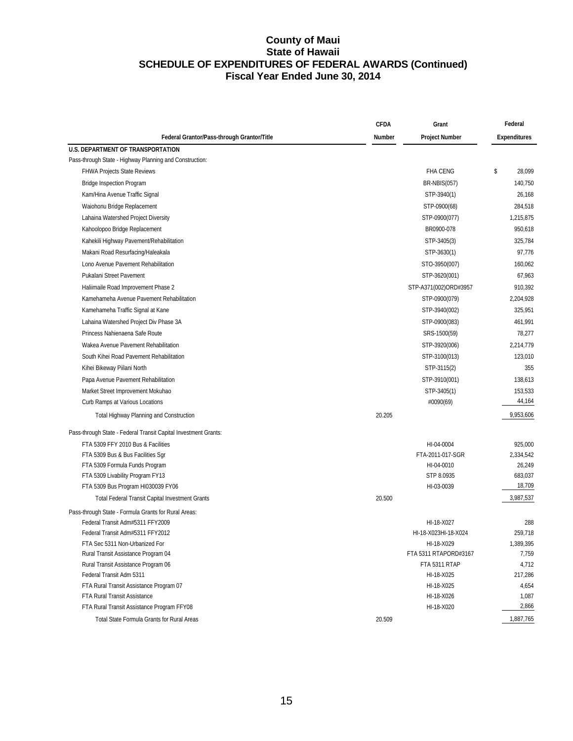# County of Maui
## State of Hawaii
## SCHEDULE OF EXPENDITURES OF FEDERAL AWARDS (Continued)
## Fiscal Year Ended June 30, 2014

| Federal Grantor/Pass-through Grantor/Title | CFDA Number | Grant Project Number | Federal Expenditures |
|---|---|---|---|
| **U.S. DEPARTMENT OF TRANSPORTATION** | | | |
| Pass-through State - Highway Planning and Construction: | | | |
| FHWA Projects State Reviews | | FHA CENG | $ 28,099 |
| Bridge Inspection Program | | BR-NBIS(057) | 140,750 |
| Kam/Hina Avenue Traffic Signal | | STP-3940(1) | 26,168 |
| Waiohonu Bridge Replacement | | STP-0900(68) | 284,518 |
| Lahaina Watershed Project Diversity | | STP-0900(077) | 1,215,875 |
| Kahoolopoo Bridge Replacement | | BR0900-078 | 950,618 |
| Kahekili Highway Pavement/Rehabilitation | | STP-3405(3) | 325,784 |
| Makani Road Resurfacing/Haleakala | | STP-3630(1) | 97,776 |
| Lono Avenue Pavement Rehabilitation | | STO-3950(007) | 160,062 |
| Pukalani Street Pavement | | STP-3620(001) | 67,963 |
| Haliimaile Road Improvement Phase 2 | | STP-A371(002)ORD#3957 | 910,392 |
| Kamehameha Avenue Pavement Rehabilitation | | STP-0900(079) | 2,204,928 |
| Kamehameha Traffic Signal at Kane | | STP-3940(002) | 325,951 |
| Lahaina Watershed Project Div Phase 3A | | STP-0900(083) | 461,991 |
| Princess Nahienaena Safe Route | | SRS-1500(59) | 78,277 |
| Wakea Avenue Pavement Rehabilitation | | STP-3920(006) | 2,214,779 |
| South Kihei Road Pavement Rehabilitation | | STP-3100(013) | 123,010 |
| Kihei Bikeway Piilani North | | STP-3115(2) | 355 |
| Papa Avenue Pavement Rehabilitation | | STP-3910(001) | 138,613 |
| Market Street Improvement Mokuhao | | STP-3405(1) | 153,533 |
| Curb Ramps at Various Locations | | #0090(69) | 44,164 |
| Total Highway Planning and Construction | 20.205 | | 9,953,606 |
| Pass-through State - Federal Transit Capital Investment Grants: | | | |
| FTA 5309 FFY 2010 Bus & Facilities | | HI-04-0004 | 925,000 |
| FTA 5309 Bus & Bus Facilities Sgr | | FTA-2011-017-SGR | 2,334,542 |
| FTA 5309 Formula Funds Program | | HI-04-0010 | 26,249 |
| FTA 5309 Livability Program FY13 | | STP 8.0935 | 683,037 |
| FTA 5309 Bus Program HI030039 FY06 | | HI-03-0039 | 18,709 |
| Total Federal Transit Capital Investment Grants | 20.500 | | 3,987,537 |
| Pass-through State - Formula Grants for Rural Areas: | | | |
| Federal Transit Adm#5311 FFY2009 | | HI-18-X027 | 288 |
| Federal Transit Adm#5311 FFY2012 | | HI-18-X023HI-18-X024 | 259,718 |
| FTA Sec 5311 Non-Urbanized For | | HI-18-X029 | 1,389,395 |
| Rural Transit Assistance Program 04 | | FTA 5311 RTAPORD#3167 | 7,759 |
| Rural Transit Assistance Program 06 | | FTA 5311 RTAP | 4,712 |
| Federal Transit Adm 5311 | | HI-18-X025 | 217,286 |
| FTA Rural Transit Assistance Program 07 | | HI-18-X025 | 4,654 |
| FTA Rural Transit Assistance | | HI-18-X026 | 1,087 |
| FTA Rural Transit Assistance Program FFY08 | | HI-18-X020 | 2,866 |
| Total State Formula Grants for Rural Areas | 20.509 | | 1,887,765 |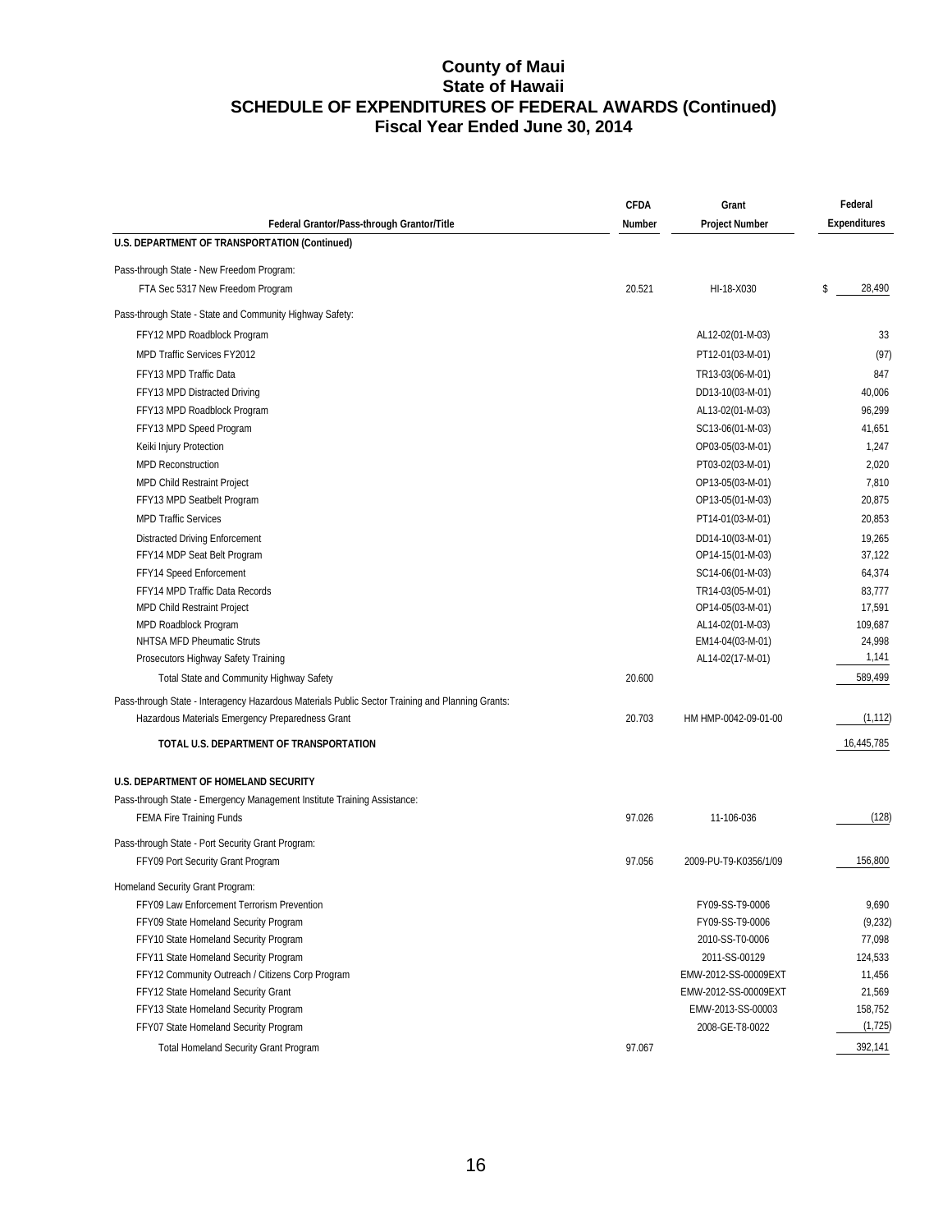# County of Maui
## State of Hawaii
## SCHEDULE OF EXPENDITURES OF FEDERAL AWARDS (Continued)
## Fiscal Year Ended June 30, 2014

| Federal Grantor/Pass-through Grantor/Title | CFDA Number | Grant Project Number | Federal Expenditures |
|---|---|---|---|
| **U.S. DEPARTMENT OF TRANSPORTATION (Continued)** | | | |
| Pass-through State - New Freedom Program: | | | |
| FTA Sec 5317 New Freedom Program | 20.521 | HI-18-X030 | $ 28,490 |
| Pass-through State - State and Community Highway Safety: | | | |
| FFY12 MPD Roadblock Program | | AL12-02(01-M-03) | 33 |
| MPD Traffic Services FY2012 | | PT12-01(03-M-01) | (97) |
| FFY13 MPD Traffic Data | | TR13-03(06-M-01) | 847 |
| FFY13 MPD Distracted Driving | | DD13-10(03-M-01) | 40,006 |
| FFY13 MPD Roadblock Program | | AL13-02(01-M-03) | 96,299 |
| FFY13 MPD Speed Program | | SC13-06(01-M-03) | 41,651 |
| Keiki Injury Protection | | OP03-05(03-M-01) | 1,247 |
| MPD Reconstruction | | PT03-02(03-M-01) | 2,020 |
| MPD Child Restraint Project | | OP13-05(03-M-01) | 7,810 |
| FFY13 MPD Seatbelt Program | | OP13-05(01-M-03) | 20,875 |
| MPD Traffic Services | | PT14-01(03-M-01) | 20,853 |
| Distracted Driving Enforcement | | DD14-10(03-M-01) | 19,265 |
| FFY14 MDP Seat Belt Program | | OP14-15(01-M-03) | 37,122 |
| FFY14 Speed Enforcement | | SC14-06(01-M-03) | 64,374 |
| FFY14 MPD Traffic Data Records | | TR14-03(05-M-01) | 83,777 |
| MPD Child Restraint Project | | OP14-05(03-M-01) | 17,591 |
| MPD Roadblock Program | | AL14-02(01-M-03) | 109,687 |
| NHTSA MFD Pheumatic Struts | | EM14-04(03-M-01) | 24,998 |
| Prosecutors Highway Safety Training | | AL14-02(17-M-01) | 1,141 |
| Total State and Community Highway Safety | 20.600 | | 589,499 |
| Pass-through State - Interagency Hazardous Materials Public Sector Training and Planning Grants: | | | |
| Hazardous Materials Emergency Preparedness Grant | 20.703 | HM HMP-0042-09-01-00 | (1,112) |
| **TOTAL U.S. DEPARTMENT OF TRANSPORTATION** | | | 16,445,785 |
| **U.S. DEPARTMENT OF HOMELAND SECURITY** | | | |
| Pass-through State - Emergency Management Institute Training Assistance: | | | |
| FEMA Fire Training Funds | 97.026 | 11-106-036 | (128) |
| Pass-through State - Port Security Grant Program: | | | |
| FFY09 Port Security Grant Program | 97.056 | 2009-PU-T9-K0356/1/09 | 156,800 |
| Homeland Security Grant Program: | | | |
| FFY09 Law Enforcement Terrorism Prevention | | FY09-SS-T9-0006 | 9,690 |
| FFY09 State Homeland Security Program | | FY09-SS-T9-0006 | (9,232) |
| FFY10 State Homeland Security Program | | 2010-SS-T0-0006 | 77,098 |
| FFY11 State Homeland Security Program | | 2011-SS-00129 | 124,533 |
| FFY12 Community Outreach / Citizens Corp Program | | EMW-2012-SS-00009EXT | 11,456 |
| FFY12 State Homeland Security Grant | | EMW-2012-SS-00009EXT | 21,569 |
| FFY13 State Homeland Security Program | | EMW-2013-SS-00003 | 158,752 |
| FFY07 State Homeland Security Program | | 2008-GE-T8-0022 | (1,725) |
| Total Homeland Security Grant Program | 97.067 | | 392,141 |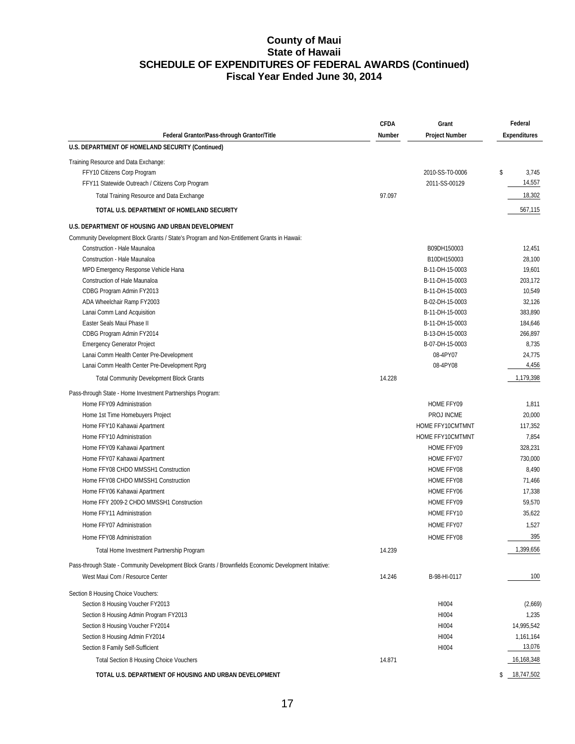# County of Maui
## State of Hawaii
## SCHEDULE OF EXPENDITURES OF FEDERAL AWARDS (Continued)
## Fiscal Year Ended June 30, 2014

| Federal Grantor/Pass-through Grantor/Title | CFDA Number | Grant Project Number | Federal Expenditures |
|---|---|---|---|
| **U.S. DEPARTMENT OF HOMELAND SECURITY (Continued)** | | | |
| Training Resource and Data Exchange: | | | |
| FFY10 Citizens Corp Program | | 2010-SS-T0-0006 | $ 3,745 |
| FFY11 Statewide Outreach / Citizens Corp Program | | 2011-SS-00129 | 14,557 |
| Total Training Resource and Data Exchange | 97.097 | | 18,302 |
| **TOTAL U.S. DEPARTMENT OF HOMELAND SECURITY** | | | 567,115 |
| **U.S. DEPARTMENT OF HOUSING AND URBAN DEVELOPMENT** | | | |
| Community Development Block Grants / State's Program and Non-Entitlement Grants in Hawaii: | | | |
| Construction - Hale Maunaloa | | B09DH150003 | 12,451 |
| Construction - Hale Maunaloa | | B10DH150003 | 28,100 |
| MPD Emergency Response Vehicle Hana | | B-11-DH-15-0003 | 19,601 |
| Construction of Hale Maunaloa | | B-11-DH-15-0003 | 203,172 |
| CDBG Program Admin FY2013 | | B-11-DH-15-0003 | 10,549 |
| ADA Wheelchair Ramp FY2003 | | B-02-DH-15-0003 | 32,126 |
| Lanai Comm Land Acquisition | | B-11-DH-15-0003 | 383,890 |
| Easter Seals Maui Phase II | | B-11-DH-15-0003 | 184,646 |
| CDBG Program Admin FY2014 | | B-13-DH-15-0003 | 266,897 |
| Emergency Generator Project | | B-07-DH-15-0003 | 8,735 |
| Lanai Comm Health Center Pre-Development | | 08-4PY07 | 24,775 |
| Lanai Comm Health Center Pre-Development Rprg | | 08-4PY08 | 4,456 |
| Total Community Development Block Grants | 14.228 | | 1,179,398 |
| Pass-through State - Home Investment Partnerships Program: | | | |
| Home FFY09 Administration | | HOME FFY09 | 1,811 |
| Home 1st Time Homebuyers Project | | PROJ INCME | 20,000 |
| Home FFY10 Kahawai Apartment | | HOME FFY10CMTMNT | 117,352 |
| Home FFY10 Administration | | HOME FFY10CMTMNT | 7,854 |
| Home FFY09 Kahawai Apartment | | HOME FFY09 | 328,231 |
| Home FFY07 Kahawai Apartment | | HOME FFY07 | 730,000 |
| Home FFY08 CHDO MMSSH1 Construction | | HOME FFY08 | 8,490 |
| Home FFY08 CHDO MMSSH1 Construction | | HOME FFY08 | 71,466 |
| Home FFY06 Kahawai Apartment | | HOME FFY06 | 17,338 |
| Home FFY 2009-2 CHDO MMSSH1 Construction | | HOME FFY09 | 59,570 |
| Home FFY11 Administration | | HOME FFY10 | 35,622 |
| Home FFY07 Administration | | HOME FFY07 | 1,527 |
| Home FFY08 Administration | | HOME FFY08 | 395 |
| Total Home Investment Partnership Program | 14.239 | | 1,399,656 |
| Pass-through State - Community Development Block Grants / Brownfields Economic Development Initative: | | | |
| West Maui Com / Resource Center | 14.246 | B-98-HI-0117 | 100 |
| Section 8 Housing Choice Vouchers: | | | |
| Section 8 Housing Voucher FY2013 | | HI004 | (2,669) |
| Section 8 Housing Admin Program FY2013 | | HI004 | 1,235 |
| Section 8 Housing Voucher FY2014 | | HI004 | 14,995,542 |
| Section 8 Housing Admin FY2014 | | HI004 | 1,161,164 |
| Section 8 Family Self-Sufficient | | HI004 | 13,076 |
| Total Section 8 Housing Choice Vouchers | 14.871 | | 16,168,348 |
| **TOTAL U.S. DEPARTMENT OF HOUSING AND URBAN DEVELOPMENT** | | | $ 18,747,502 |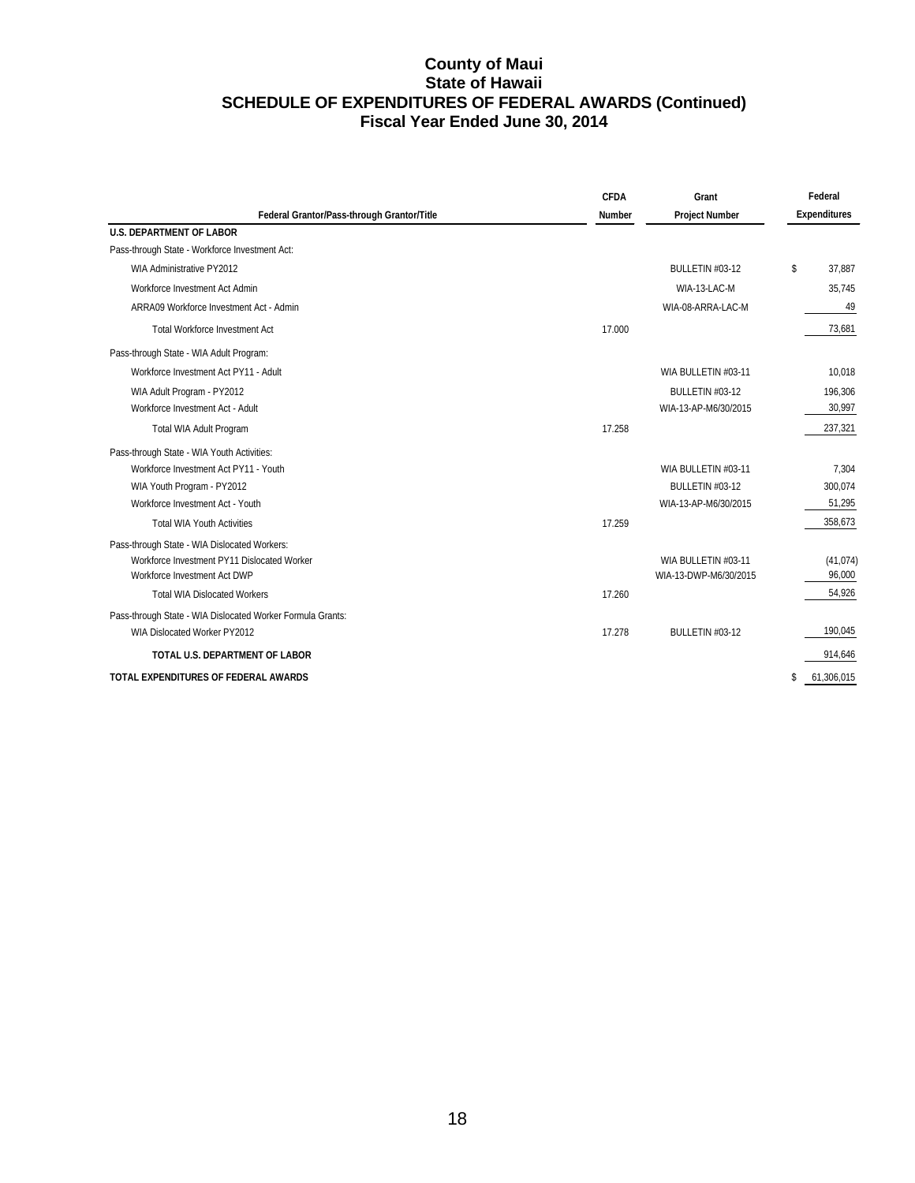# County of Maui
## State of Hawaii
## SCHEDULE OF EXPENDITURES OF FEDERAL AWARDS (Continued)
## Fiscal Year Ended June 30, 2014

| Federal Grantor/Pass-through Grantor/Title | CFDA Number | Grant Project Number | Federal Expenditures |
|---|---|---|---|
| **U.S. DEPARTMENT OF LABOR** | | | |
| Pass-through State - Workforce Investment Act: | | | |
| WIA Administrative PY2012 | | BULLETIN #03-12 | $ 37,887 |
| Workforce Investment Act Admin | | WIA-13-LAC-M | 35,745 |
| ARRA09 Workforce Investment Act - Admin | | WIA-08-ARRA-LAC-M | 49 |
| Total Workforce Investment Act | 17.000 | | 73,681 |
| Pass-through State - WIA Adult Program: | | | |
| Workforce Investment Act PY11 - Adult | | WIA BULLETIN #03-11 | 10,018 |
| WIA Adult Program - PY2012 | | BULLETIN #03-12 | 196,306 |
| Workforce Investment Act - Adult | | WIA-13-AP-M6/30/2015 | 30,997 |
| Total WIA Adult Program | 17.258 | | 237,321 |
| Pass-through State - WIA Youth Activities: | | | |
| Workforce Investment Act PY11 - Youth | | WIA BULLETIN #03-11 | 7,304 |
| WIA Youth Program - PY2012 | | BULLETIN #03-12 | 300,074 |
| Workforce Investment Act - Youth | | WIA-13-AP-M6/30/2015 | 51,295 |
| Total WIA Youth Activities | 17.259 | | 358,673 |
| Pass-through State - WIA Dislocated Workers: | | | |
| Workforce Investment PY11 Dislocated Worker | | WIA BULLETIN #03-11 | (41,074) |
| Workforce Investment Act DWP | | WIA-13-DWP-M6/30/2015 | 96,000 |
| Total WIA Dislocated Workers | 17.260 | | 54,926 |
| Pass-through State - WIA Dislocated Worker Formula Grants: | | | |
| WIA Dislocated Worker PY2012 | 17.278 | BULLETIN #03-12 | 190,045 |
| **TOTAL U.S. DEPARTMENT OF LABOR** | | | 914,646 |
| **TOTAL EXPENDITURES OF FEDERAL AWARDS** | | | $ 61,306,015 |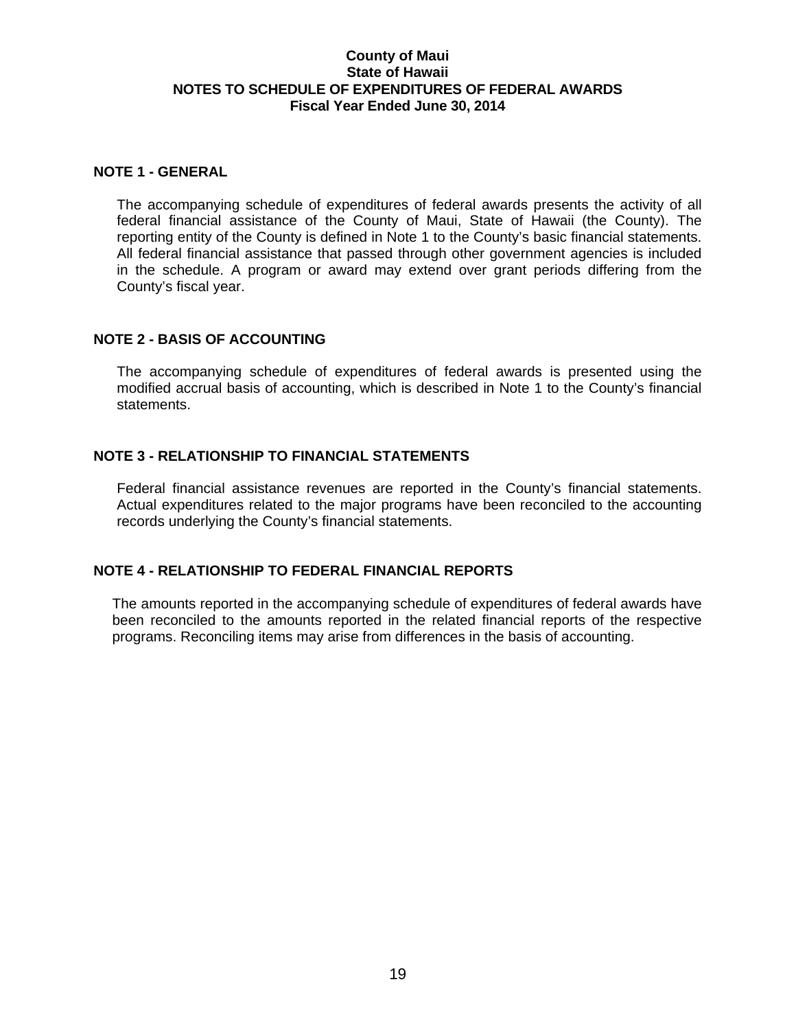**County of Maui**
**State of Hawaii**
**NOTES TO SCHEDULE OF EXPENDITURES OF FEDERAL AWARDS**
**Fiscal Year Ended June 30, 2014**

## NOTE 1 - GENERAL

The accompanying schedule of expenditures of federal awards presents the activity of all federal financial assistance of the County of Maui, State of Hawaii (the County). The reporting entity of the County is defined in Note 1 to the County's basic financial statements. All federal financial assistance that passed through other government agencies is included in the schedule. A program or award may extend over grant periods differing from the County's fiscal year.

## NOTE 2 - BASIS OF ACCOUNTING

The accompanying schedule of expenditures of federal awards is presented using the modified accrual basis of accounting, which is described in Note 1 to the County's financial statements.

## NOTE 3 - RELATIONSHIP TO FINANCIAL STATEMENTS

Federal financial assistance revenues are reported in the County's financial statements. Actual expenditures related to the major programs have been reconciled to the accounting records underlying the County's financial statements.

## NOTE 4 - RELATIONSHIP TO FEDERAL FINANCIAL REPORTS

The amounts reported in the accompanying schedule of expenditures of federal awards have been reconciled to the amounts reported in the related financial reports of the respective programs. Reconciling items may arise from differences in the basis of accounting.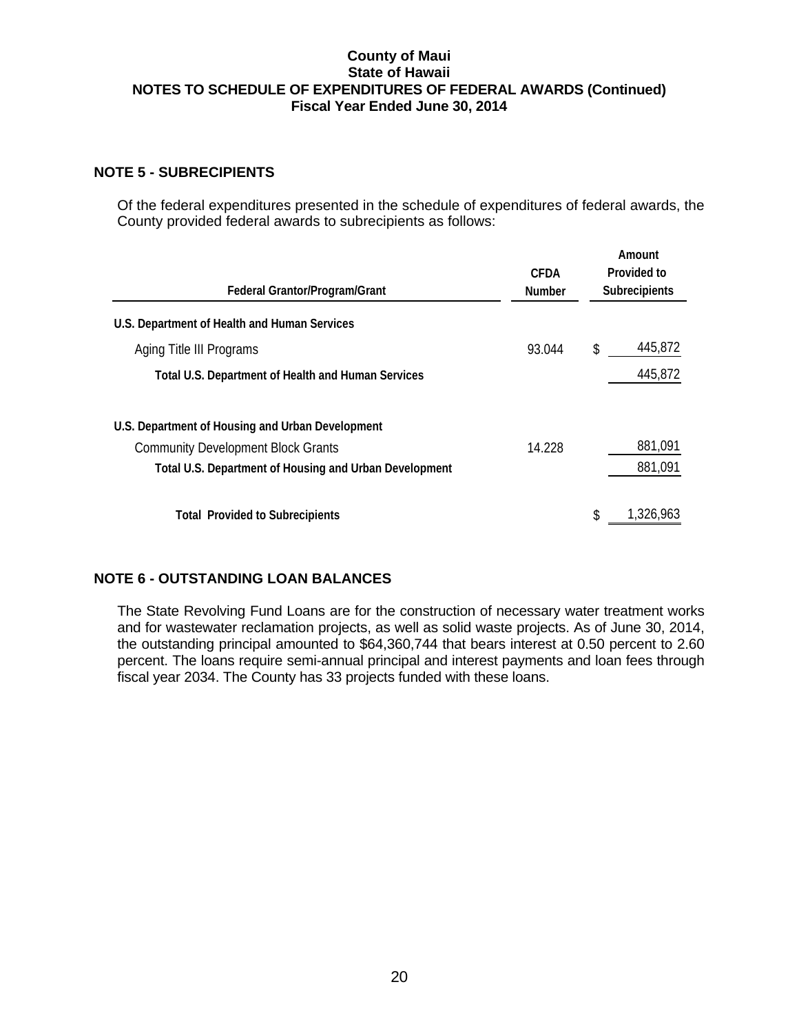# County of Maui
## State of Hawaii
## NOTES TO SCHEDULE OF EXPENDITURES OF FEDERAL AWARDS (Continued)
## Fiscal Year Ended June 30, 2014

### NOTE 5 - SUBRECIPIENTS

Of the federal expenditures presented in the schedule of expenditures of federal awards, the County provided federal awards to subrecipients as follows:

| Federal Grantor/Program/Grant | CFDA Number | Amount Provided to Subrecipients |
|---|---|---|
| **U.S. Department of Health and Human Services** | | |
| Aging Title III Programs | 93.044 | $ 445,872 |
| **Total U.S. Department of Health and Human Services** | | 445,872 |
| **U.S. Department of Housing and Urban Development** | | |
| Community Development Block Grants | 14.228 | 881,091 |
| **Total U.S. Department of Housing and Urban Development** | | 881,091 |
| **Total Provided to Subrecipients** | | $ 1,326,963 |

### NOTE 6 - OUTSTANDING LOAN BALANCES

The State Revolving Fund Loans are for the construction of necessary water treatment works and for wastewater reclamation projects, as well as solid waste projects. As of June 30, 2014, the outstanding principal amounted to $64,360,744 that bears interest at 0.50 percent to 2.60 percent. The loans require semi-annual principal and interest payments and loan fees through fiscal year 2034. The County has 33 projects funded with these loans.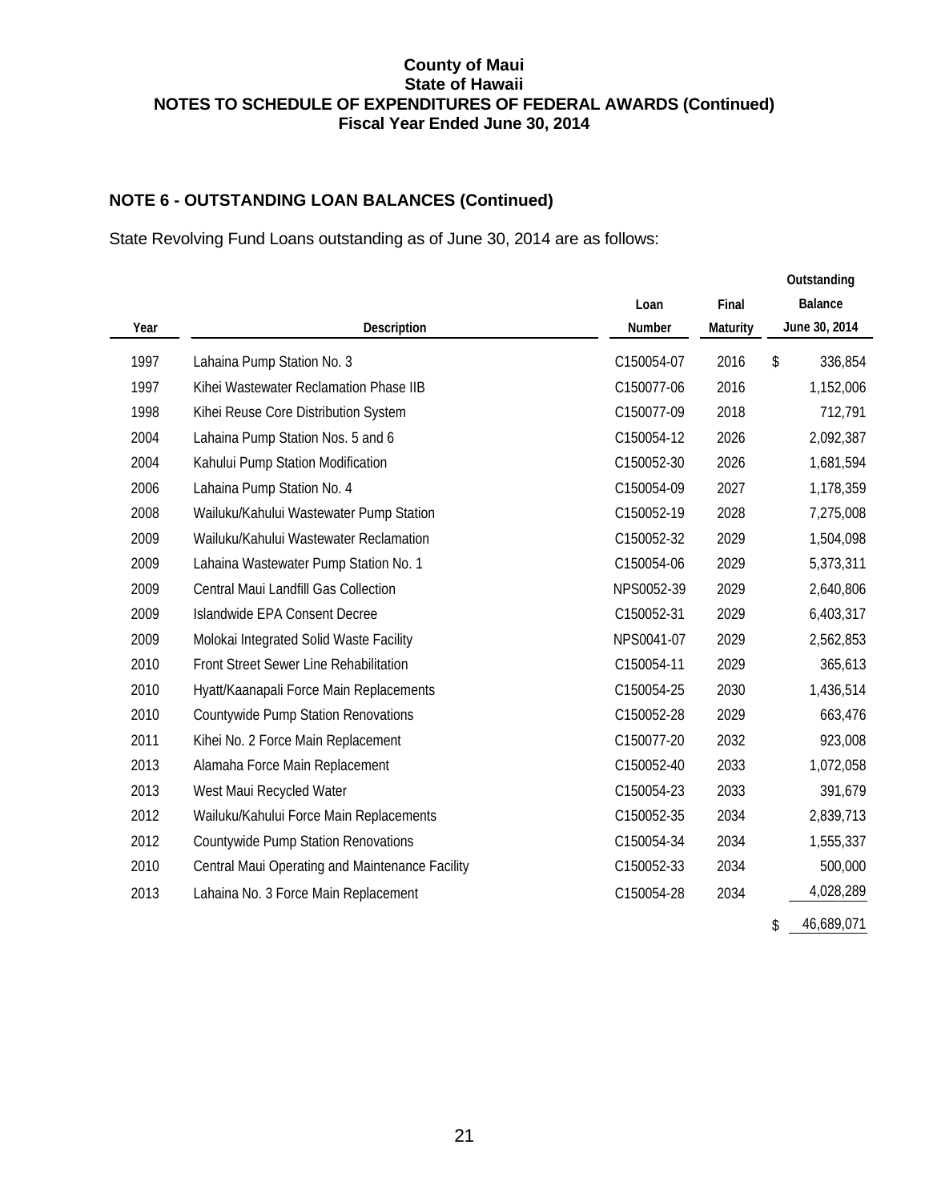**County of Maui**
**State of Hawaii**
**NOTES TO SCHEDULE OF EXPENDITURES OF FEDERAL AWARDS (Continued)**
**Fiscal Year Ended June 30, 2014**

## NOTE 6 - OUTSTANDING LOAN BALANCES (Continued)

State Revolving Fund Loans outstanding as of June 30, 2014 are as follows:

| Year | Description | Loan Number | Final Maturity | Outstanding Balance June 30, 2014 |
|---|---|---|---|---|
| 1997 | Lahaina Pump Station No. 3 | C150054-07 | 2016 | $ 336,854 |
| 1997 | Kihei Wastewater Reclamation Phase IIB | C150077-06 | 2016 | 1,152,006 |
| 1998 | Kihei Reuse Core Distribution System | C150077-09 | 2018 | 712,791 |
| 2004 | Lahaina Pump Station Nos. 5 and 6 | C150054-12 | 2026 | 2,092,387 |
| 2004 | Kahului Pump Station Modification | C150052-30 | 2026 | 1,681,594 |
| 2006 | Lahaina Pump Station No. 4 | C150054-09 | 2027 | 1,178,359 |
| 2008 | Wailuku/Kahului Wastewater Pump Station | C150052-19 | 2028 | 7,275,008 |
| 2009 | Wailuku/Kahului Wastewater Reclamation | C150052-32 | 2029 | 1,504,098 |
| 2009 | Lahaina Wastewater Pump Station No. 1 | C150054-06 | 2029 | 5,373,311 |
| 2009 | Central Maui Landfill Gas Collection | NPS0052-39 | 2029 | 2,640,806 |
| 2009 | Islandwide EPA Consent Decree | C150052-31 | 2029 | 6,403,317 |
| 2009 | Molokai Integrated Solid Waste Facility | NPS0041-07 | 2029 | 2,562,853 |
| 2010 | Front Street Sewer Line Rehabilitation | C150054-11 | 2029 | 365,613 |
| 2010 | Hyatt/Kaanapali Force Main Replacements | C150054-25 | 2030 | 1,436,514 |
| 2010 | Countywide Pump Station Renovations | C150052-28 | 2029 | 663,476 |
| 2011 | Kihei No. 2 Force Main Replacement | C150077-20 | 2032 | 923,008 |
| 2013 | Alamaha Force Main Replacement | C150052-40 | 2033 | 1,072,058 |
| 2013 | West Maui Recycled Water | C150054-23 | 2033 | 391,679 |
| 2012 | Wailuku/Kahului Force Main Replacements | C150052-35 | 2034 | 2,839,713 |
| 2012 | Countywide Pump Station Renovations | C150054-34 | 2034 | 1,555,337 |
| 2010 | Central Maui Operating and Maintenance Facility | C150052-33 | 2034 | 500,000 |
| 2013 | Lahaina No. 3 Force Main Replacement | C150054-28 | 2034 | 4,028,289 |
| | | | | $ 46,689,071 |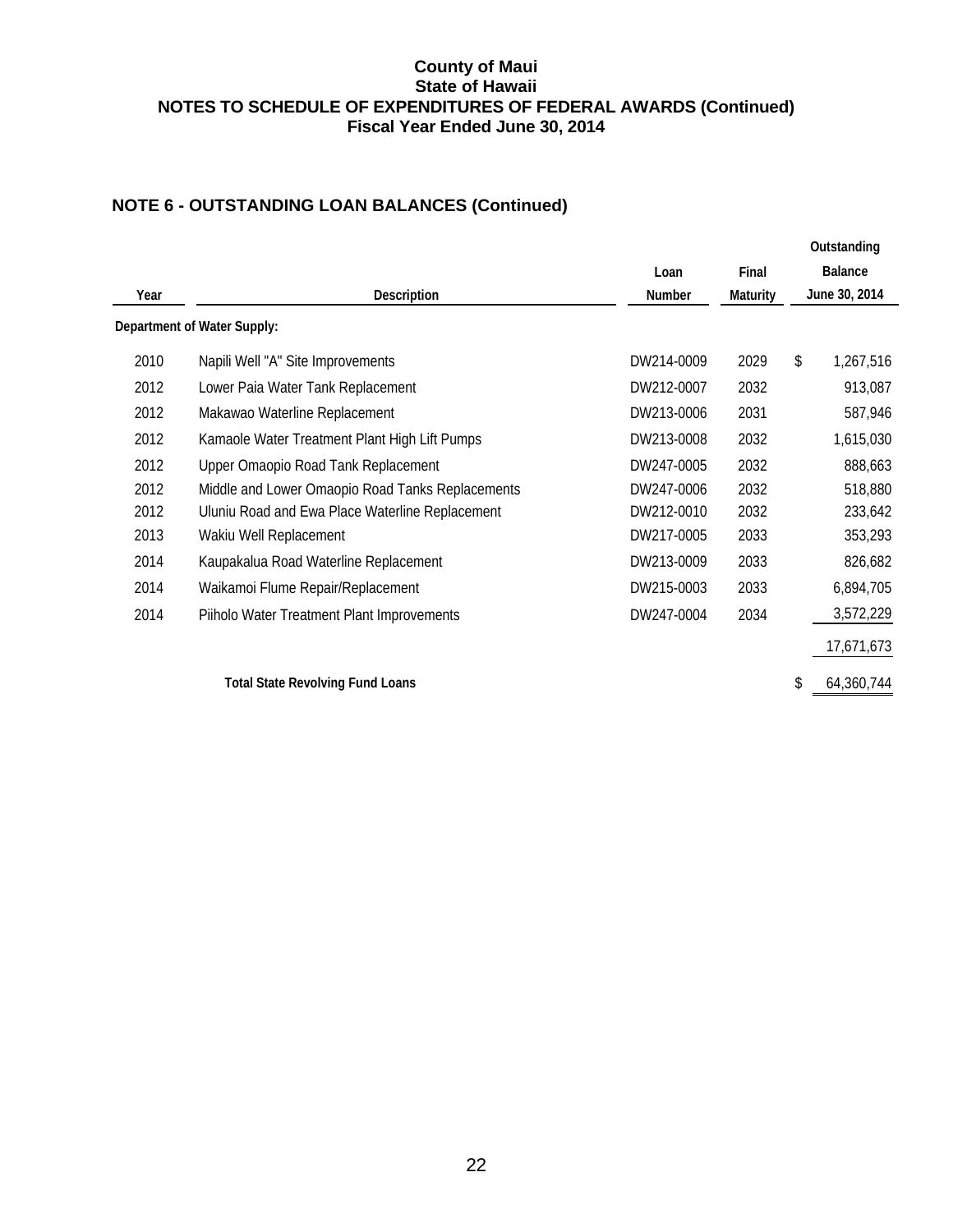**County of Maui**
**State of Hawaii**
**NOTES TO SCHEDULE OF EXPENDITURES OF FEDERAL AWARDS (Continued)**
**Fiscal Year Ended June 30, 2014**

## NOTE 6 - OUTSTANDING LOAN BALANCES (Continued)

| Year | Description | Loan Number | Final Maturity | Outstanding Balance June 30, 2014 |
|---|---|---|---|---|
| **Department of Water Supply:** | | | | |
| 2010 | Napili Well "A" Site Improvements | DW214-0009 | 2029 | $ 1,267,516 |
| 2012 | Lower Paia Water Tank Replacement | DW212-0007 | 2032 | 913,087 |
| 2012 | Makawao Waterline Replacement | DW213-0006 | 2031 | 587,946 |
| 2012 | Kamaole Water Treatment Plant High Lift Pumps | DW213-0008 | 2032 | 1,615,030 |
| 2012 | Upper Omaopio Road Tank Replacement | DW247-0005 | 2032 | 888,663 |
| 2012 | Middle and Lower Omaopio Road Tanks Replacements | DW247-0006 | 2032 | 518,880 |
| 2012 | Uluniu Road and Ewa Place Waterline Replacement | DW212-0010 | 2032 | 233,642 |
| 2013 | Wakiu Well Replacement | DW217-0005 | 2033 | 353,293 |
| 2014 | Kaupakalua Road Waterline Replacement | DW213-0009 | 2033 | 826,682 |
| 2014 | Waikamoi Flume Repair/Replacement | DW215-0003 | 2033 | 6,894,705 |
| 2014 | Piiholo Water Treatment Plant Improvements | DW247-0004 | 2034 | 3,572,229 |
| | | | | 17,671,673 |
| | **Total State Revolving Fund Loans** | | | $ 64,360,744 |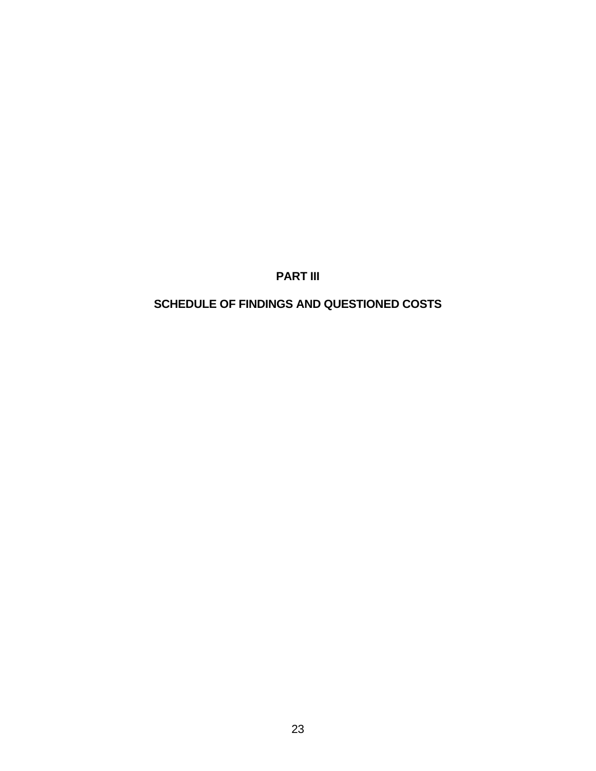# PART III

# SCHEDULE OF FINDINGS AND QUESTIONED COSTS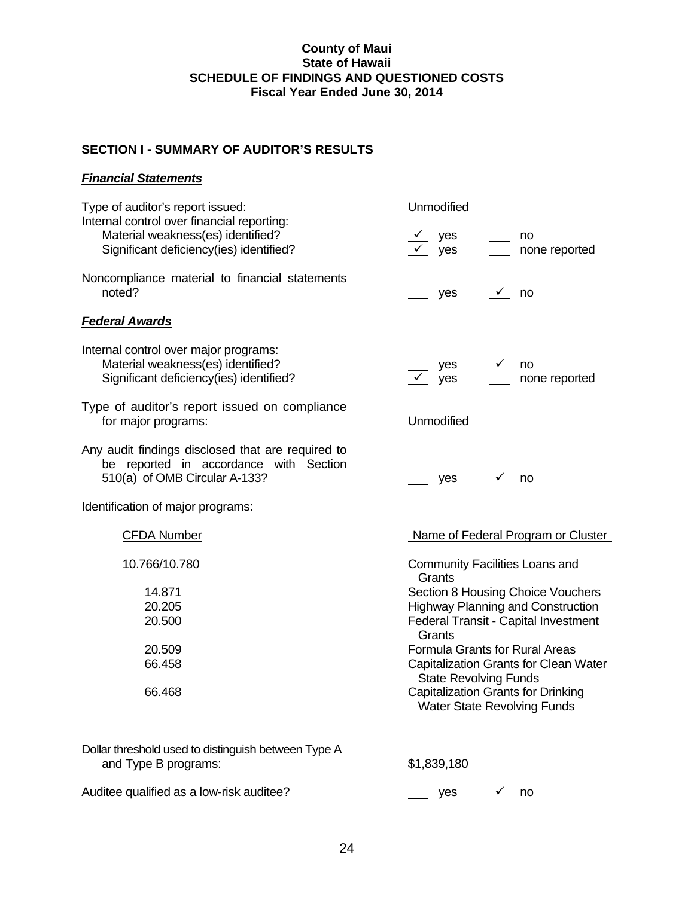**County of Maui**
**State of Hawaii**
**SCHEDULE OF FINDINGS AND QUESTIONED COSTS**
**Fiscal Year Ended June 30, 2014**

## SECTION I - SUMMARY OF AUDITOR'S RESULTS

### *Financial Statements*

| | | |
|---|---|---|
| Type of auditor's report issued: | Unmodified | |
| Internal control over financial reporting: | | |
| Material weakness(es) identified? | ✓ yes | ___ no |
| Significant deficiency(ies) identified? | ✓ yes | ___ none reported |
| Noncompliance material to financial statements noted? | ___ yes | ✓ no |

### *Federal Awards*

| | | |
|---|---|---|
| Internal control over major programs: | | |
| Material weakness(es) identified? | ___ yes | ✓ no |
| Significant deficiency(ies) identified? | ✓ yes | ___ none reported |
| Type of auditor's report issued on compliance for major programs: | Unmodified | |
| Any audit findings disclosed that are required to be reported in accordance with Section 510(a) of OMB Circular A-133? | ___ yes | ✓ no |

Identification of major programs:

| CFDA Number | Name of Federal Program or Cluster |
|---|---|
| 10.766/10.780 | Community Facilities Loans and Grants |
| 14.871 | Section 8 Housing Choice Vouchers |
| 20.205 | Highway Planning and Construction |
| 20.500 | Federal Transit - Capital Investment Grants |
| 20.509 | Formula Grants for Rural Areas |
| 66.458 | Capitalization Grants for Clean Water State Revolving Funds |
| 66.468 | Capitalization Grants for Drinking Water State Revolving Funds |

| | | |
|---|---|---|
| Dollar threshold used to distinguish between Type A and Type B programs: | $1,839,180 | |
| Auditee qualified as a low-risk auditee? | ___ yes | ✓ no |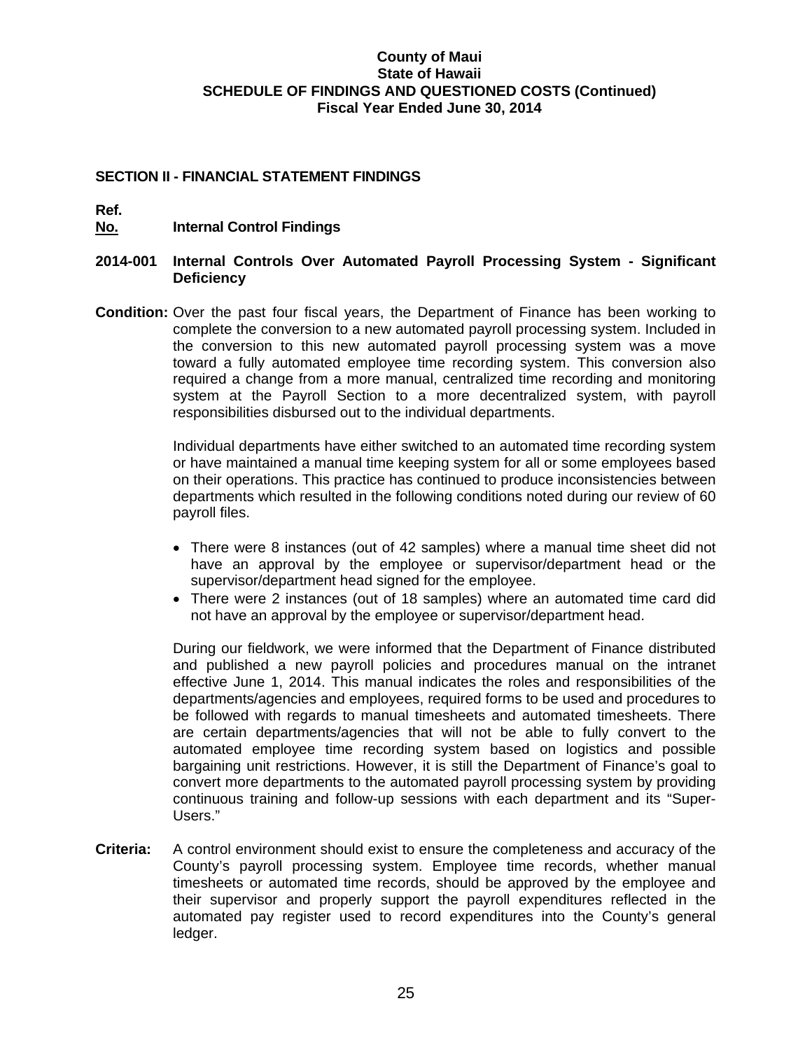**County of Maui**
**State of Hawaii**
**SCHEDULE OF FINDINGS AND QUESTIONED COSTS (Continued)**
**Fiscal Year Ended June 30, 2014**

## SECTION II - FINANCIAL STATEMENT FINDINGS

**Ref.**
**No.** **Internal Control Findings**

### 2014-001 Internal Controls Over Automated Payroll Processing System - Significant Deficiency

**Condition:** Over the past four fiscal years, the Department of Finance has been working to complete the conversion to a new automated payroll processing system. Included in the conversion to this new automated payroll processing system was a move toward a fully automated employee time recording system. This conversion also required a change from a more manual, centralized time recording and monitoring system at the Payroll Section to a more decentralized system, with payroll responsibilities disbursed out to the individual departments.

Individual departments have either switched to an automated time recording system or have maintained a manual time keeping system for all or some employees based on their operations. This practice has continued to produce inconsistencies between departments which resulted in the following conditions noted during our review of 60 payroll files.

- There were 8 instances (out of 42 samples) where a manual time sheet did not have an approval by the employee or supervisor/department head or the supervisor/department head signed for the employee.
- There were 2 instances (out of 18 samples) where an automated time card did not have an approval by the employee or supervisor/department head.

During our fieldwork, we were informed that the Department of Finance distributed and published a new payroll policies and procedures manual on the intranet effective June 1, 2014. This manual indicates the roles and responsibilities of the departments/agencies and employees, required forms to be used and procedures to be followed with regards to manual timesheets and automated timesheets. There are certain departments/agencies that will not be able to fully convert to the automated employee time recording system based on logistics and possible bargaining unit restrictions. However, it is still the Department of Finance's goal to convert more departments to the automated payroll processing system by providing continuous training and follow-up sessions with each department and its "Super-Users."

**Criteria:** A control environment should exist to ensure the completeness and accuracy of the County's payroll processing system. Employee time records, whether manual timesheets or automated time records, should be approved by the employee and their supervisor and properly support the payroll expenditures reflected in the automated pay register used to record expenditures into the County's general ledger.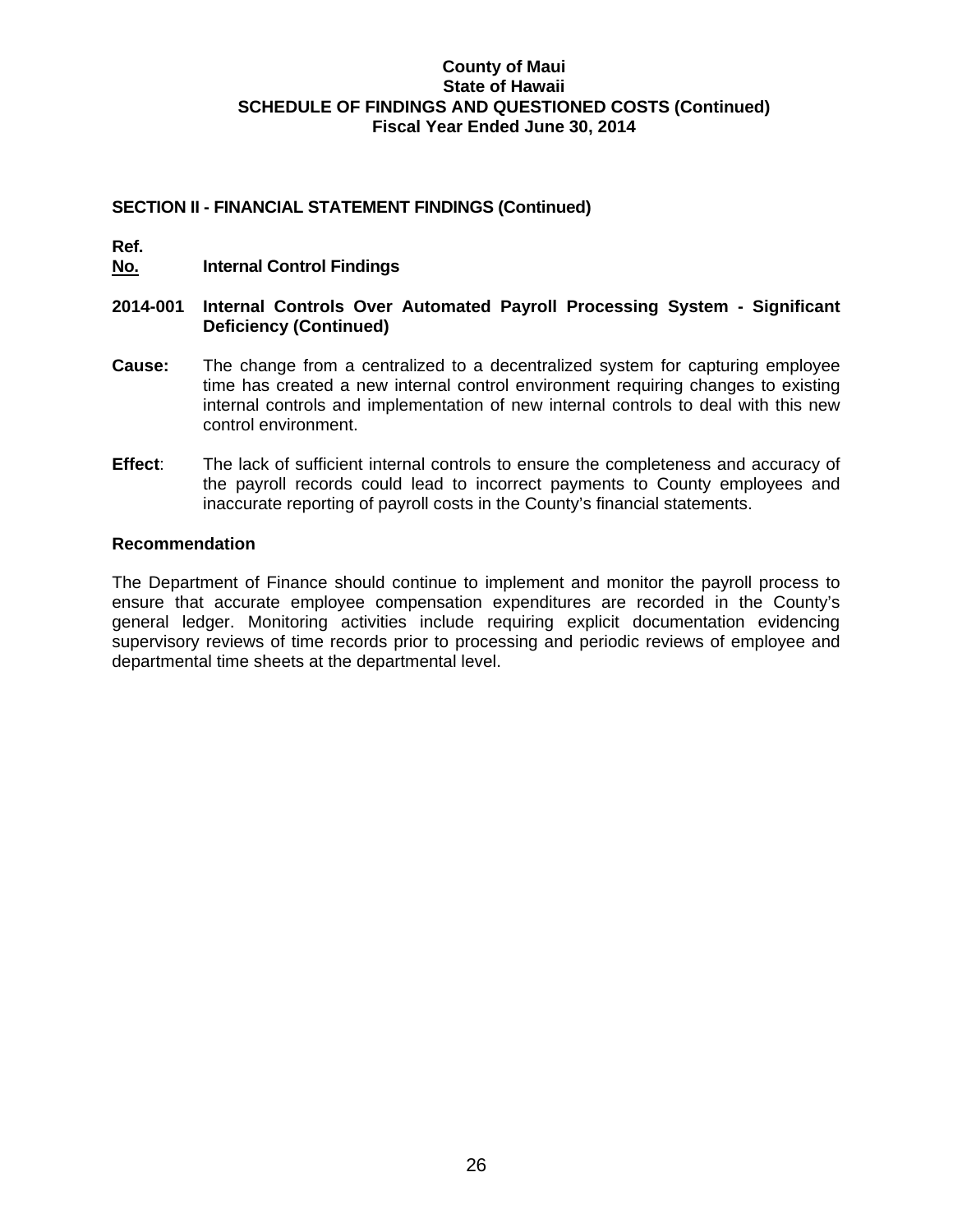**County of Maui**
**State of Hawaii**
**SCHEDULE OF FINDINGS AND QUESTIONED COSTS (Continued)**
**Fiscal Year Ended June 30, 2014**

## SECTION II - FINANCIAL STATEMENT FINDINGS (Continued)

**Ref.**
**No.** **Internal Control Findings**

**2014-001 Internal Controls Over Automated Payroll Processing System - Significant Deficiency (Continued)**

**Cause:** The change from a centralized to a decentralized system for capturing employee time has created a new internal control environment requiring changes to existing internal controls and implementation of new internal controls to deal with this new control environment.

**Effect**: The lack of sufficient internal controls to ensure the completeness and accuracy of the payroll records could lead to incorrect payments to County employees and inaccurate reporting of payroll costs in the County's financial statements.

### Recommendation

The Department of Finance should continue to implement and monitor the payroll process to ensure that accurate employee compensation expenditures are recorded in the County's general ledger. Monitoring activities include requiring explicit documentation evidencing supervisory reviews of time records prior to processing and periodic reviews of employee and departmental time sheets at the departmental level.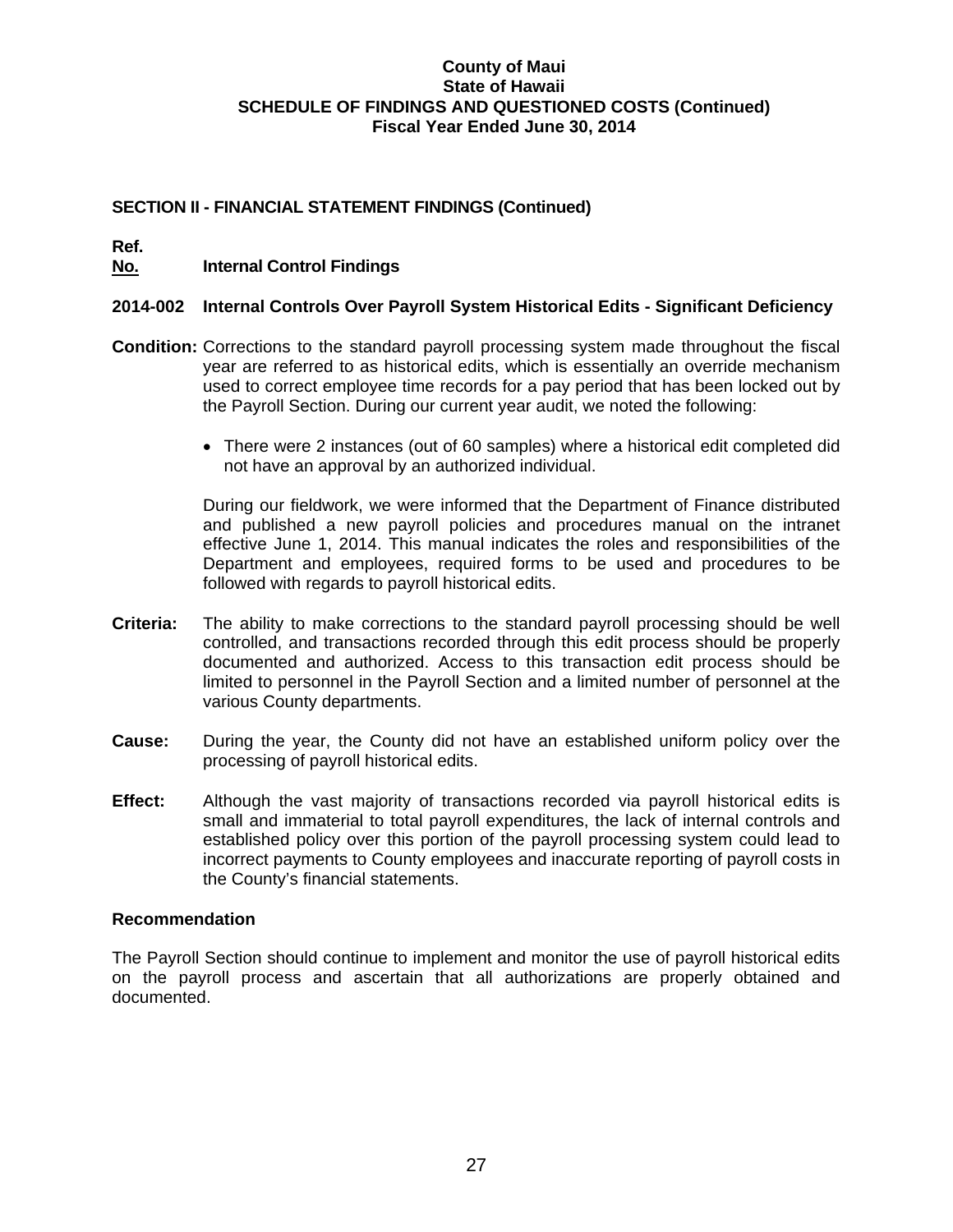**County of Maui**
**State of Hawaii**
**SCHEDULE OF FINDINGS AND QUESTIONED COSTS (Continued)**
**Fiscal Year Ended June 30, 2014**

## SECTION II - FINANCIAL STATEMENT FINDINGS (Continued)

**Ref.**
**No.** **Internal Control Findings**

### 2014-002 Internal Controls Over Payroll System Historical Edits - Significant Deficiency

**Condition:** Corrections to the standard payroll processing system made throughout the fiscal year are referred to as historical edits, which is essentially an override mechanism used to correct employee time records for a pay period that has been locked out by the Payroll Section. During our current year audit, we noted the following:

- There were 2 instances (out of 60 samples) where a historical edit completed did not have an approval by an authorized individual.

During our fieldwork, we were informed that the Department of Finance distributed and published a new payroll policies and procedures manual on the intranet effective June 1, 2014. This manual indicates the roles and responsibilities of the Department and employees, required forms to be used and procedures to be followed with regards to payroll historical edits.

**Criteria:** The ability to make corrections to the standard payroll processing should be well controlled, and transactions recorded through this edit process should be properly documented and authorized. Access to this transaction edit process should be limited to personnel in the Payroll Section and a limited number of personnel at the various County departments.

**Cause:** During the year, the County did not have an established uniform policy over the processing of payroll historical edits.

**Effect:** Although the vast majority of transactions recorded via payroll historical edits is small and immaterial to total payroll expenditures, the lack of internal controls and established policy over this portion of the payroll processing system could lead to incorrect payments to County employees and inaccurate reporting of payroll costs in the County's financial statements.

### Recommendation

The Payroll Section should continue to implement and monitor the use of payroll historical edits on the payroll process and ascertain that all authorizations are properly obtained and documented.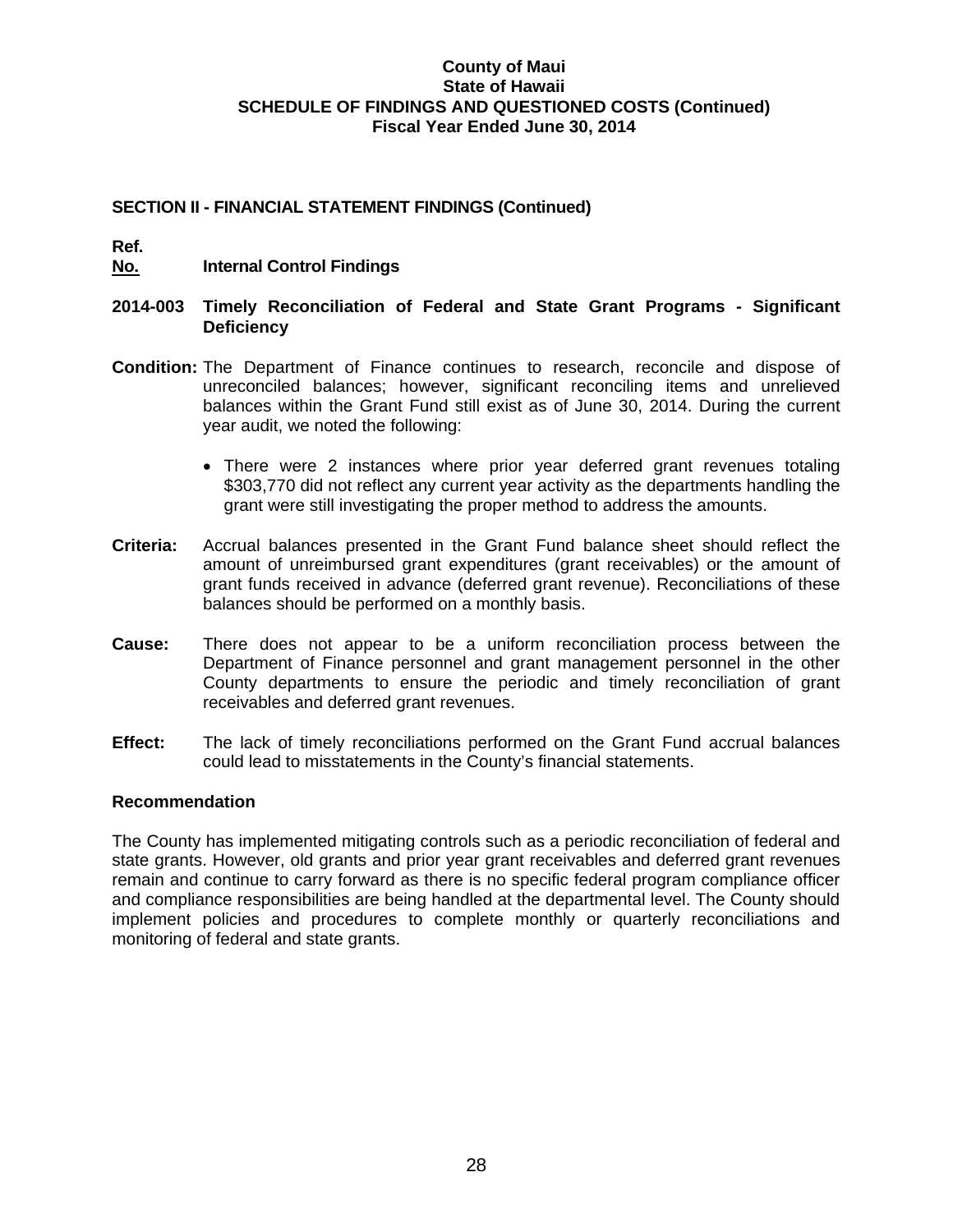**County of Maui**
**State of Hawaii**
**SCHEDULE OF FINDINGS AND QUESTIONED COSTS (Continued)**
**Fiscal Year Ended June 30, 2014**

## SECTION II - FINANCIAL STATEMENT FINDINGS (Continued)

**Ref.**
**No.** **Internal Control Findings**

### 2014-003 Timely Reconciliation of Federal and State Grant Programs - Significant Deficiency

**Condition:** The Department of Finance continues to research, reconcile and dispose of unreconciled balances; however, significant reconciling items and unrelieved balances within the Grant Fund still exist as of June 30, 2014. During the current year audit, we noted the following:

- There were 2 instances where prior year deferred grant revenues totaling $303,770 did not reflect any current year activity as the departments handling the grant were still investigating the proper method to address the amounts.

**Criteria:** Accrual balances presented in the Grant Fund balance sheet should reflect the amount of unreimbursed grant expenditures (grant receivables) or the amount of grant funds received in advance (deferred grant revenue). Reconciliations of these balances should be performed on a monthly basis.

**Cause:** There does not appear to be a uniform reconciliation process between the Department of Finance personnel and grant management personnel in the other County departments to ensure the periodic and timely reconciliation of grant receivables and deferred grant revenues.

**Effect:** The lack of timely reconciliations performed on the Grant Fund accrual balances could lead to misstatements in the County's financial statements.

**Recommendation**

The County has implemented mitigating controls such as a periodic reconciliation of federal and state grants. However, old grants and prior year grant receivables and deferred grant revenues remain and continue to carry forward as there is no specific federal program compliance officer and compliance responsibilities are being handled at the departmental level. The County should implement policies and procedures to complete monthly or quarterly reconciliations and monitoring of federal and state grants.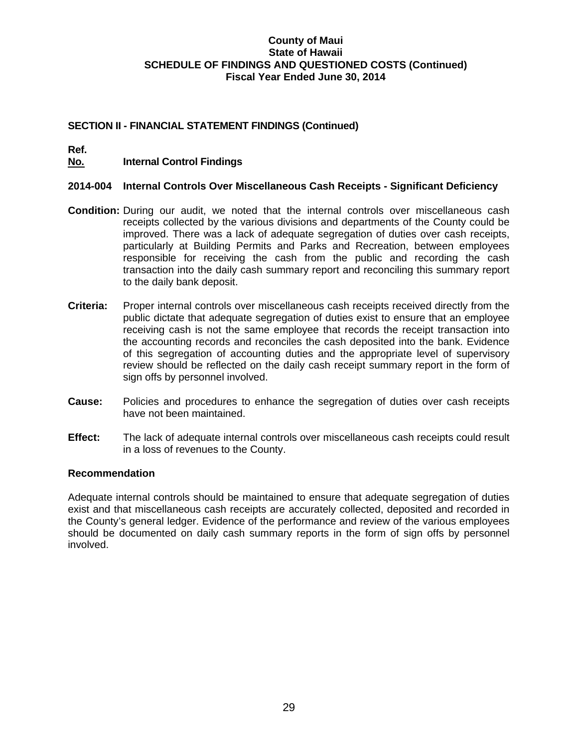**County of Maui**
**State of Hawaii**
**SCHEDULE OF FINDINGS AND QUESTIONED COSTS (Continued)**
**Fiscal Year Ended June 30, 2014**

## SECTION II - FINANCIAL STATEMENT FINDINGS (Continued)

**Ref.**
**No.** **Internal Control Findings**

### 2014-004 Internal Controls Over Miscellaneous Cash Receipts - Significant Deficiency

**Condition:** During our audit, we noted that the internal controls over miscellaneous cash receipts collected by the various divisions and departments of the County could be improved. There was a lack of adequate segregation of duties over cash receipts, particularly at Building Permits and Parks and Recreation, between employees responsible for receiving the cash from the public and recording the cash transaction into the daily cash summary report and reconciling this summary report to the daily bank deposit.

**Criteria:** Proper internal controls over miscellaneous cash receipts received directly from the public dictate that adequate segregation of duties exist to ensure that an employee receiving cash is not the same employee that records the receipt transaction into the accounting records and reconciles the cash deposited into the bank. Evidence of this segregation of accounting duties and the appropriate level of supervisory review should be reflected on the daily cash receipt summary report in the form of sign offs by personnel involved.

**Cause:** Policies and procedures to enhance the segregation of duties over cash receipts have not been maintained.

**Effect:** The lack of adequate internal controls over miscellaneous cash receipts could result in a loss of revenues to the County.

**Recommendation**

Adequate internal controls should be maintained to ensure that adequate segregation of duties exist and that miscellaneous cash receipts are accurately collected, deposited and recorded in the County's general ledger. Evidence of the performance and review of the various employees should be documented on daily cash summary reports in the form of sign offs by personnel involved.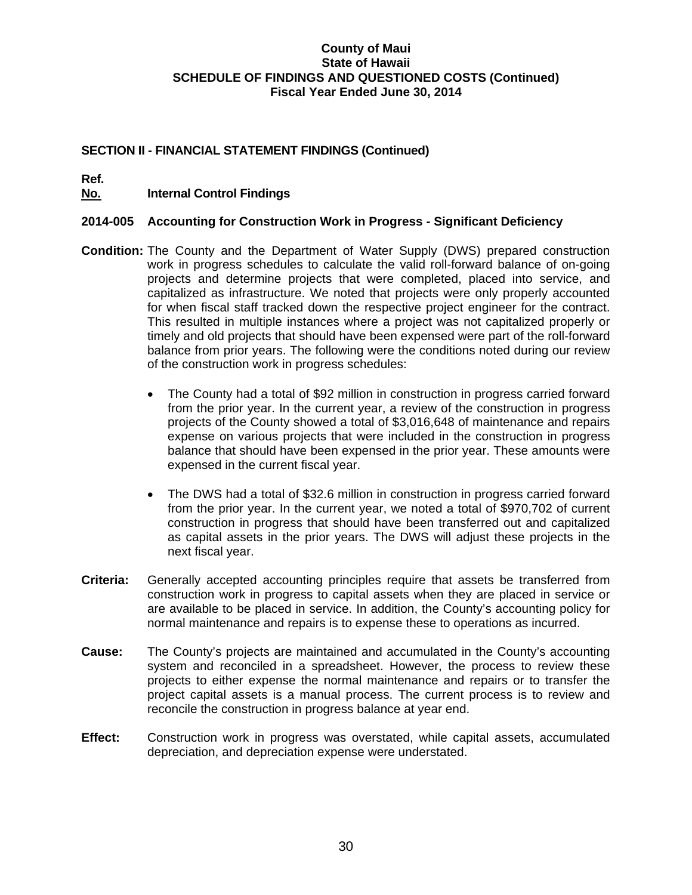**County of Maui**
**State of Hawaii**
**SCHEDULE OF FINDINGS AND QUESTIONED COSTS (Continued)**
**Fiscal Year Ended June 30, 2014**

## SECTION II - FINANCIAL STATEMENT FINDINGS (Continued)

**Ref.**
**No.** **Internal Control Findings**

### 2014-005 Accounting for Construction Work in Progress - Significant Deficiency

**Condition:** The County and the Department of Water Supply (DWS) prepared construction work in progress schedules to calculate the valid roll-forward balance of on-going projects and determine projects that were completed, placed into service, and capitalized as infrastructure. We noted that projects were only properly accounted for when fiscal staff tracked down the respective project engineer for the contract. This resulted in multiple instances where a project was not capitalized properly or timely and old projects that should have been expensed were part of the roll-forward balance from prior years. The following were the conditions noted during our review of the construction work in progress schedules:

- The County had a total of $92 million in construction in progress carried forward from the prior year. In the current year, a review of the construction in progress projects of the County showed a total of $3,016,648 of maintenance and repairs expense on various projects that were included in the construction in progress balance that should have been expensed in the prior year. These amounts were expensed in the current fiscal year.

- The DWS had a total of $32.6 million in construction in progress carried forward from the prior year. In the current year, we noted a total of $970,702 of current construction in progress that should have been transferred out and capitalized as capital assets in the prior years. The DWS will adjust these projects in the next fiscal year.

**Criteria:** Generally accepted accounting principles require that assets be transferred from construction work in progress to capital assets when they are placed in service or are available to be placed in service. In addition, the County's accounting policy for normal maintenance and repairs is to expense these to operations as incurred.

**Cause:** The County's projects are maintained and accumulated in the County's accounting system and reconciled in a spreadsheet. However, the process to review these projects to either expense the normal maintenance and repairs or to transfer the project capital assets is a manual process. The current process is to review and reconcile the construction in progress balance at year end.

**Effect:** Construction work in progress was overstated, while capital assets, accumulated depreciation, and depreciation expense were understated.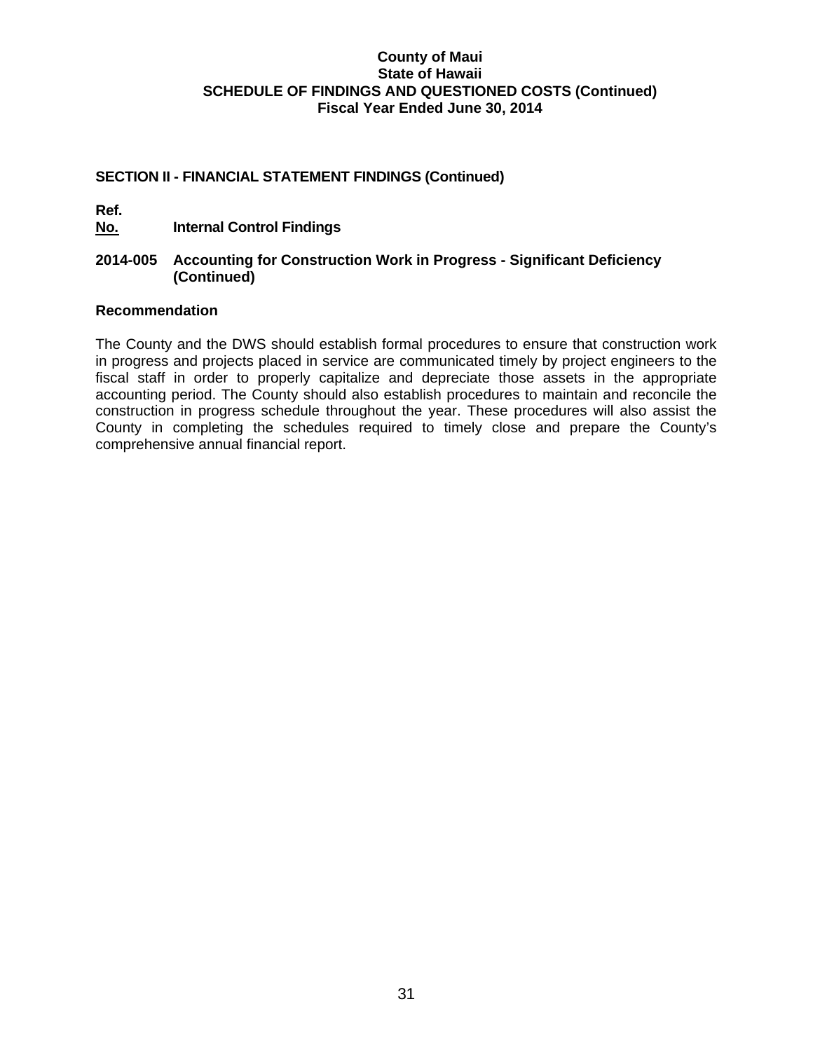## SECTION II - FINANCIAL STATEMENT FINDINGS (Continued)

**Ref.**
**No.** **Internal Control Findings**

### 2014-005 Accounting for Construction Work in Progress - Significant Deficiency (Continued)

**Recommendation**

The County and the DWS should establish formal procedures to ensure that construction work in progress and projects placed in service are communicated timely by project engineers to the fiscal staff in order to properly capitalize and depreciate those assets in the appropriate accounting period. The County should also establish procedures to maintain and reconcile the construction in progress schedule throughout the year. These procedures will also assist the County in completing the schedules required to timely close and prepare the County's comprehensive annual financial report.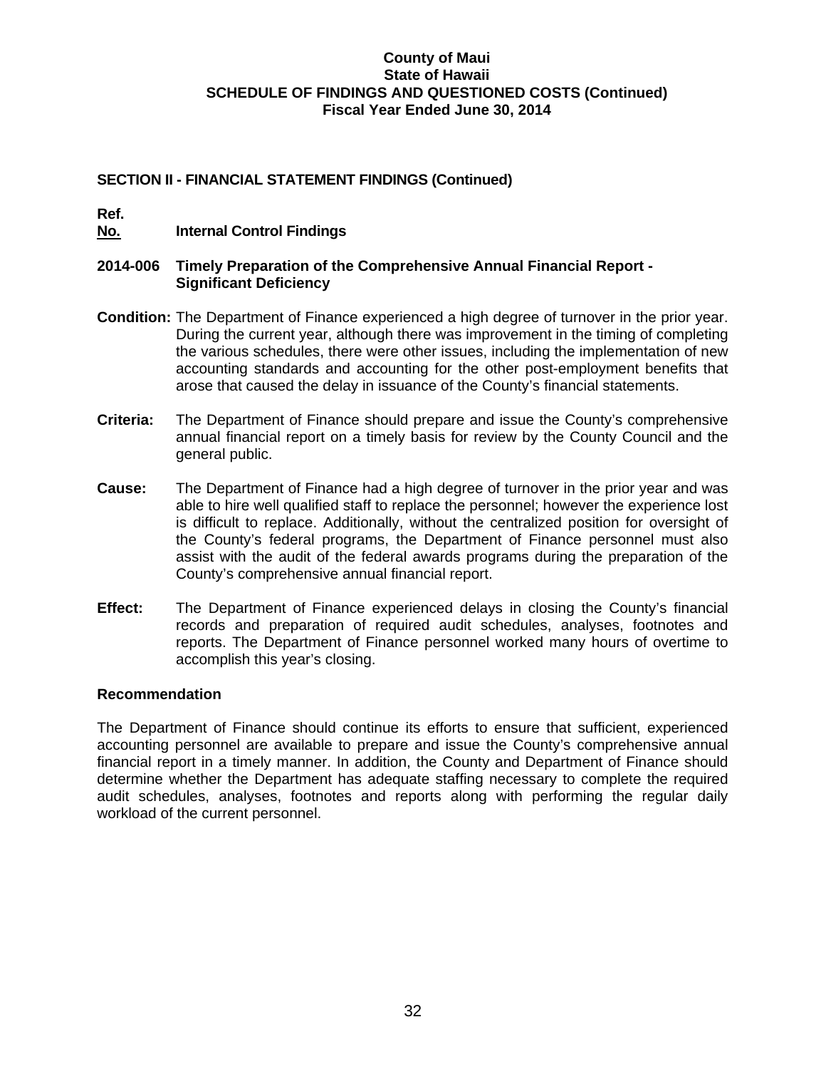**County of Maui**
**State of Hawaii**
**SCHEDULE OF FINDINGS AND QUESTIONED COSTS (Continued)**
**Fiscal Year Ended June 30, 2014**

## SECTION II - FINANCIAL STATEMENT FINDINGS (Continued)

**Ref.**
**No.** **Internal Control Findings**

### 2014-006 Timely Preparation of the Comprehensive Annual Financial Report - Significant Deficiency

**Condition:** The Department of Finance experienced a high degree of turnover in the prior year. During the current year, although there was improvement in the timing of completing the various schedules, there were other issues, including the implementation of new accounting standards and accounting for the other post-employment benefits that arose that caused the delay in issuance of the County's financial statements.

**Criteria:** The Department of Finance should prepare and issue the County's comprehensive annual financial report on a timely basis for review by the County Council and the general public.

**Cause:** The Department of Finance had a high degree of turnover in the prior year and was able to hire well qualified staff to replace the personnel; however the experience lost is difficult to replace. Additionally, without the centralized position for oversight of the County's federal programs, the Department of Finance personnel must also assist with the audit of the federal awards programs during the preparation of the County's comprehensive annual financial report.

**Effect:** The Department of Finance experienced delays in closing the County's financial records and preparation of required audit schedules, analyses, footnotes and reports. The Department of Finance personnel worked many hours of overtime to accomplish this year's closing.

**Recommendation**

The Department of Finance should continue its efforts to ensure that sufficient, experienced accounting personnel are available to prepare and issue the County's comprehensive annual financial report in a timely manner. In addition, the County and Department of Finance should determine whether the Department has adequate staffing necessary to complete the required audit schedules, analyses, footnotes and reports along with performing the regular daily workload of the current personnel.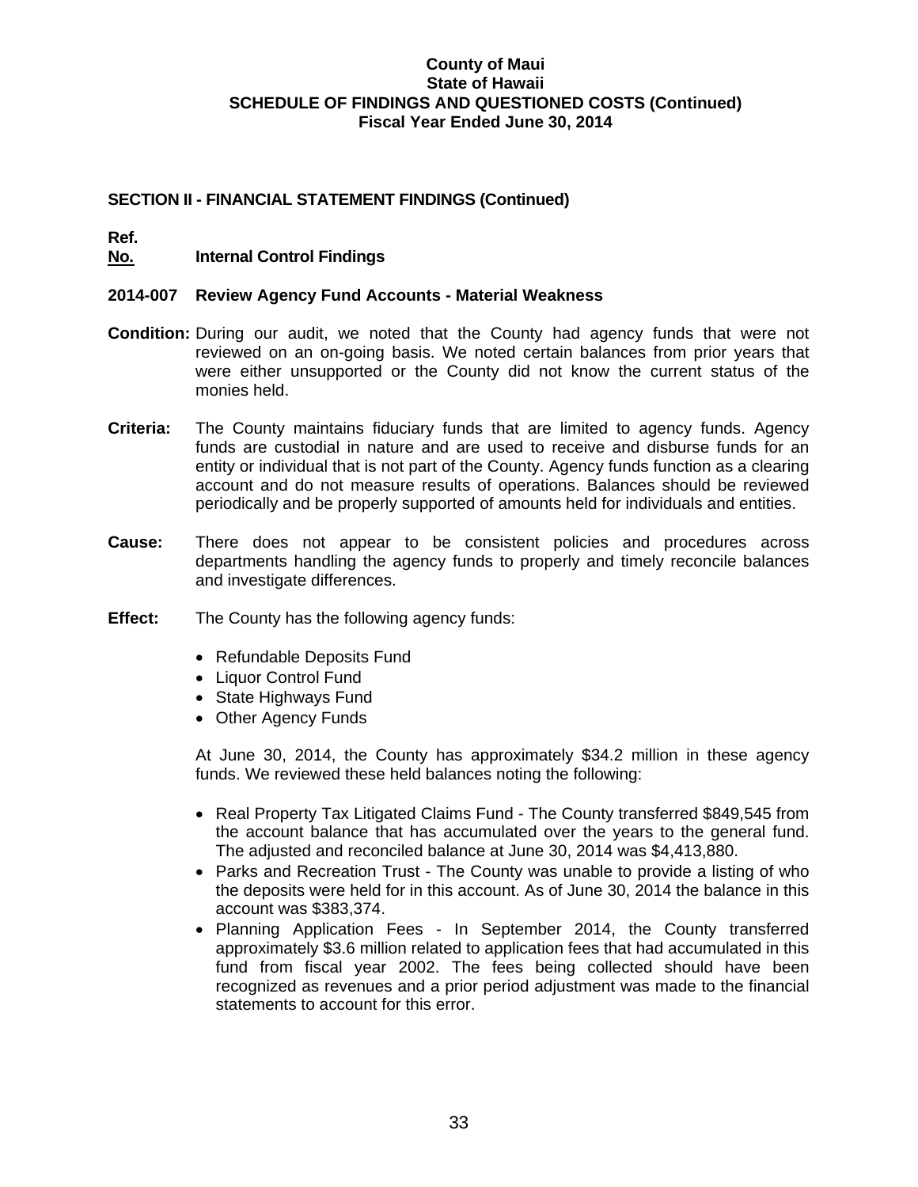# County of Maui
## State of Hawaii
## SCHEDULE OF FINDINGS AND QUESTIONED COSTS (Continued)
## Fiscal Year Ended June 30, 2014

### SECTION II - FINANCIAL STATEMENT FINDINGS (Continued)

**Ref.**
**No.** **Internal Control Findings**

**2014-007 Review Agency Fund Accounts - Material Weakness**

**Condition:** During our audit, we noted that the County had agency funds that were not reviewed on an on-going basis. We noted certain balances from prior years that were either unsupported or the County did not know the current status of the monies held.

**Criteria:** The County maintains fiduciary funds that are limited to agency funds. Agency funds are custodial in nature and are used to receive and disburse funds for an entity or individual that is not part of the County. Agency funds function as a clearing account and do not measure results of operations. Balances should be reviewed periodically and be properly supported of amounts held for individuals and entities.

**Cause:** There does not appear to be consistent policies and procedures across departments handling the agency funds to properly and timely reconcile balances and investigate differences.

**Effect:** The County has the following agency funds:

- Refundable Deposits Fund
- Liquor Control Fund
- State Highways Fund
- Other Agency Funds

At June 30, 2014, the County has approximately $34.2 million in these agency funds. We reviewed these held balances noting the following:

- Real Property Tax Litigated Claims Fund - The County transferred $849,545 from the account balance that has accumulated over the years to the general fund. The adjusted and reconciled balance at June 30, 2014 was $4,413,880.
- Parks and Recreation Trust - The County was unable to provide a listing of who the deposits were held for in this account. As of June 30, 2014 the balance in this account was $383,374.
- Planning Application Fees - In September 2014, the County transferred approximately $3.6 million related to application fees that had accumulated in this fund from fiscal year 2002. The fees being collected should have been recognized as revenues and a prior period adjustment was made to the financial statements to account for this error.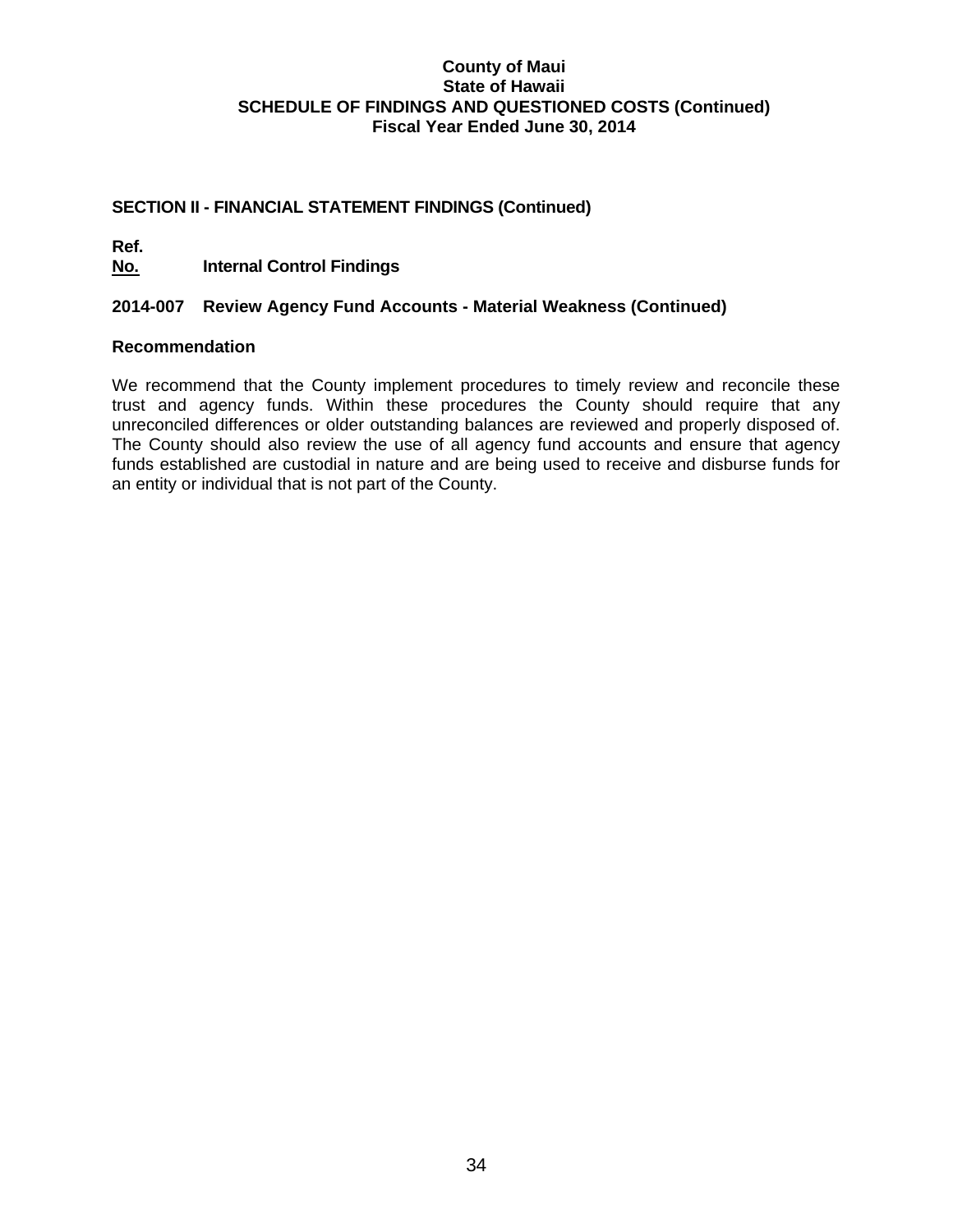**County of Maui**
**State of Hawaii**
**SCHEDULE OF FINDINGS AND QUESTIONED COSTS (Continued)**
**Fiscal Year Ended June 30, 2014**

## SECTION II - FINANCIAL STATEMENT FINDINGS (Continued)

**Ref. No.** **Internal Control Findings**

### 2014-007 Review Agency Fund Accounts - Material Weakness (Continued)

**Recommendation**

We recommend that the County implement procedures to timely review and reconcile these trust and agency funds. Within these procedures the County should require that any unreconciled differences or older outstanding balances are reviewed and properly disposed of. The County should also review the use of all agency fund accounts and ensure that agency funds established are custodial in nature and are being used to receive and disburse funds for an entity or individual that is not part of the County.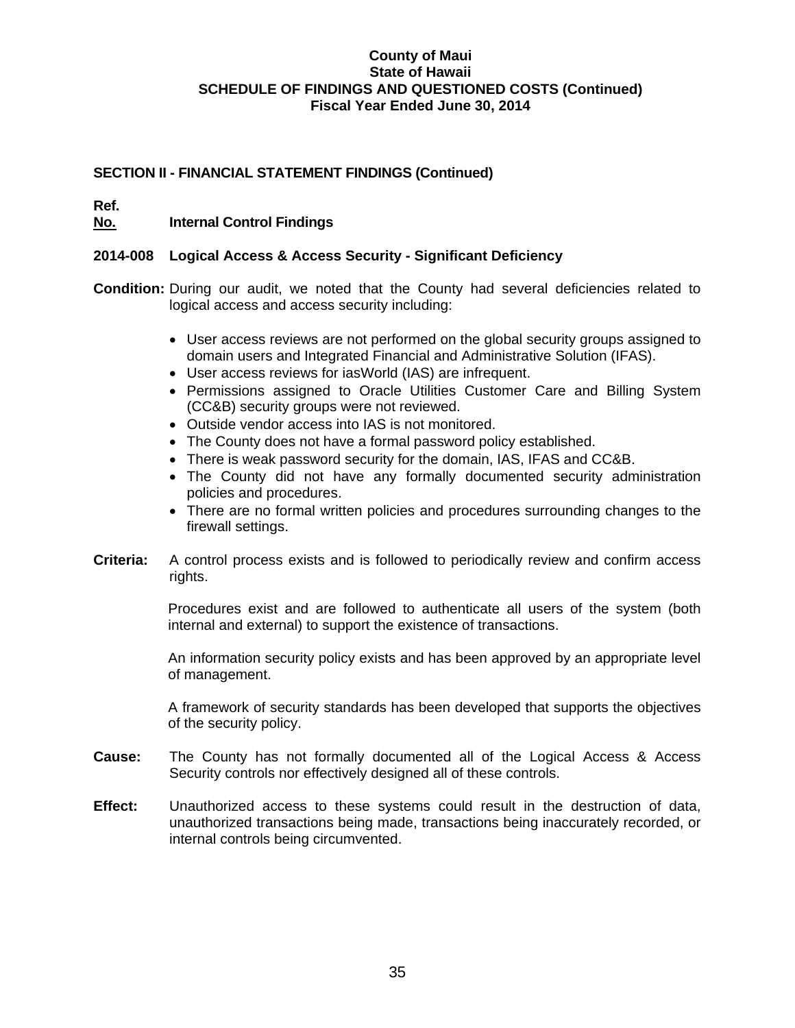**County of Maui**
**State of Hawaii**
**SCHEDULE OF FINDINGS AND QUESTIONED COSTS (Continued)**
**Fiscal Year Ended June 30, 2014**

## SECTION II - FINANCIAL STATEMENT FINDINGS (Continued)

**Ref.**
**No.** **Internal Control Findings**

### 2014-008 Logical Access & Access Security - Significant Deficiency

**Condition:** During our audit, we noted that the County had several deficiencies related to logical access and access security including:

- User access reviews are not performed on the global security groups assigned to domain users and Integrated Financial and Administrative Solution (IFAS).
- User access reviews for iasWorld (IAS) are infrequent.
- Permissions assigned to Oracle Utilities Customer Care and Billing System (CC&B) security groups were not reviewed.
- Outside vendor access into IAS is not monitored.
- The County does not have a formal password policy established.
- There is weak password security for the domain, IAS, IFAS and CC&B.
- The County did not have any formally documented security administration policies and procedures.
- There are no formal written policies and procedures surrounding changes to the firewall settings.

**Criteria:** A control process exists and is followed to periodically review and confirm access rights.

Procedures exist and are followed to authenticate all users of the system (both internal and external) to support the existence of transactions.

An information security policy exists and has been approved by an appropriate level of management.

A framework of security standards has been developed that supports the objectives of the security policy.

**Cause:** The County has not formally documented all of the Logical Access & Access Security controls nor effectively designed all of these controls.

**Effect:** Unauthorized access to these systems could result in the destruction of data, unauthorized transactions being made, transactions being inaccurately recorded, or internal controls being circumvented.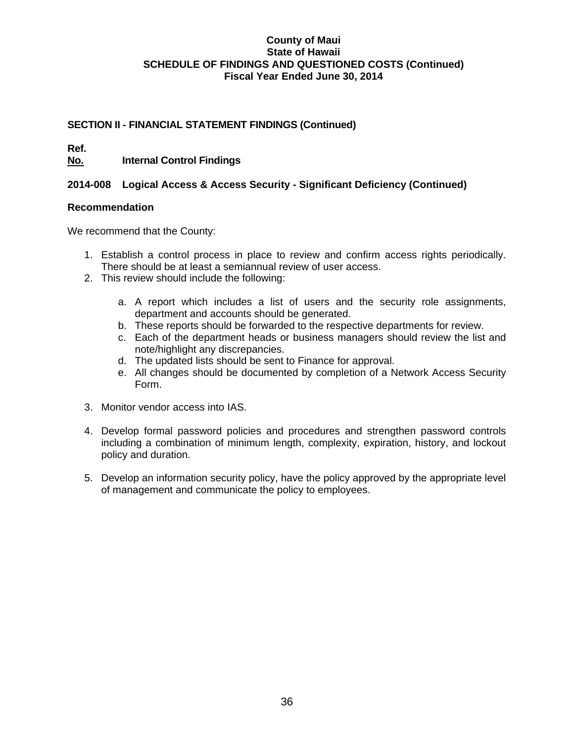## SECTION II - FINANCIAL STATEMENT FINDINGS (Continued)

**Ref.**
**No.** **Internal Control Findings**

### 2014-008 Logical Access & Access Security - Significant Deficiency (Continued)

**Recommendation**

We recommend that the County:

1. Establish a control process in place to review and confirm access rights periodically. There should be at least a semiannual review of user access.
2. This review should include the following:

    a. A report which includes a list of users and the security role assignments, department and accounts should be generated.
    b. These reports should be forwarded to the respective departments for review.
    c. Each of the department heads or business managers should review the list and note/highlight any discrepancies.
    d. The updated lists should be sent to Finance for approval.
    e. All changes should be documented by completion of a Network Access Security Form.

3. Monitor vendor access into IAS.

4. Develop formal password policies and procedures and strengthen password controls including a combination of minimum length, complexity, expiration, history, and lockout policy and duration.

5. Develop an information security policy, have the policy approved by the appropriate level of management and communicate the policy to employees.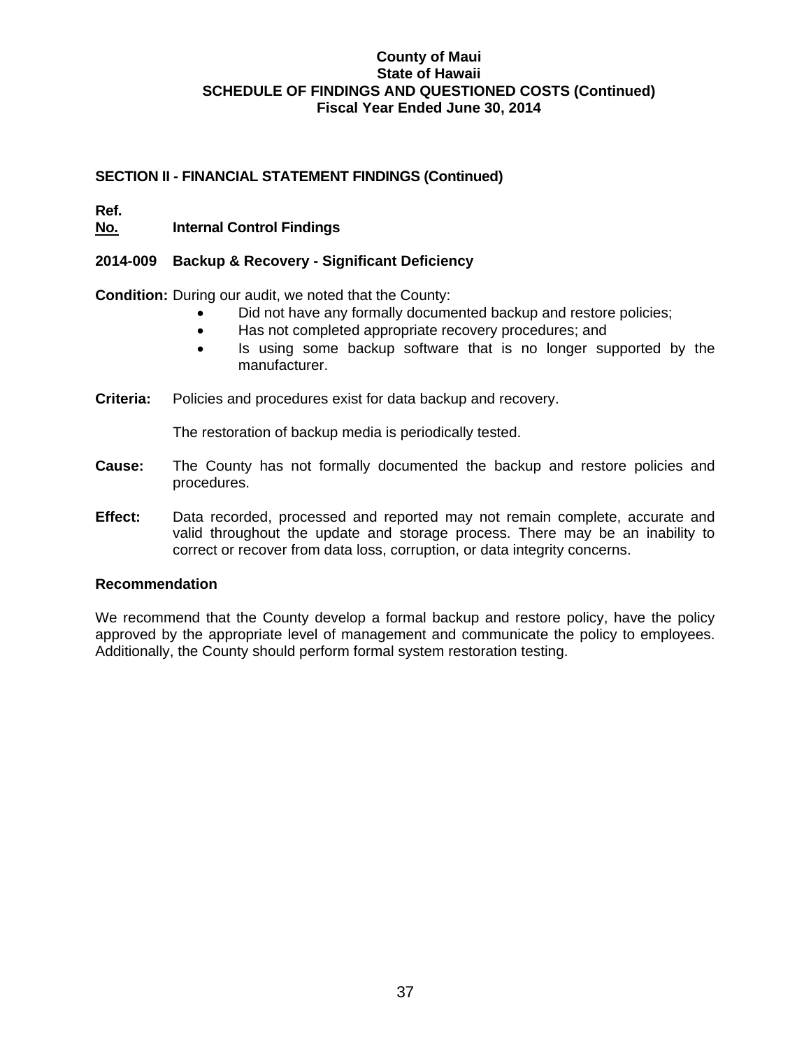**County of Maui**
**State of Hawaii**
**SCHEDULE OF FINDINGS AND QUESTIONED COSTS (Continued)**
**Fiscal Year Ended June 30, 2014**

## SECTION II - FINANCIAL STATEMENT FINDINGS (Continued)

**Ref.**
**No.** **Internal Control Findings**

### 2014-009 Backup & Recovery - Significant Deficiency

**Condition:** During our audit, we noted that the County:

- Did not have any formally documented backup and restore policies;
- Has not completed appropriate recovery procedures; and
- Is using some backup software that is no longer supported by the manufacturer.

**Criteria:** Policies and procedures exist for data backup and recovery.

The restoration of backup media is periodically tested.

**Cause:** The County has not formally documented the backup and restore policies and procedures.

**Effect:** Data recorded, processed and reported may not remain complete, accurate and valid throughout the update and storage process. There may be an inability to correct or recover from data loss, corruption, or data integrity concerns.

**Recommendation**

We recommend that the County develop a formal backup and restore policy, have the policy approved by the appropriate level of management and communicate the policy to employees. Additionally, the County should perform formal system restoration testing.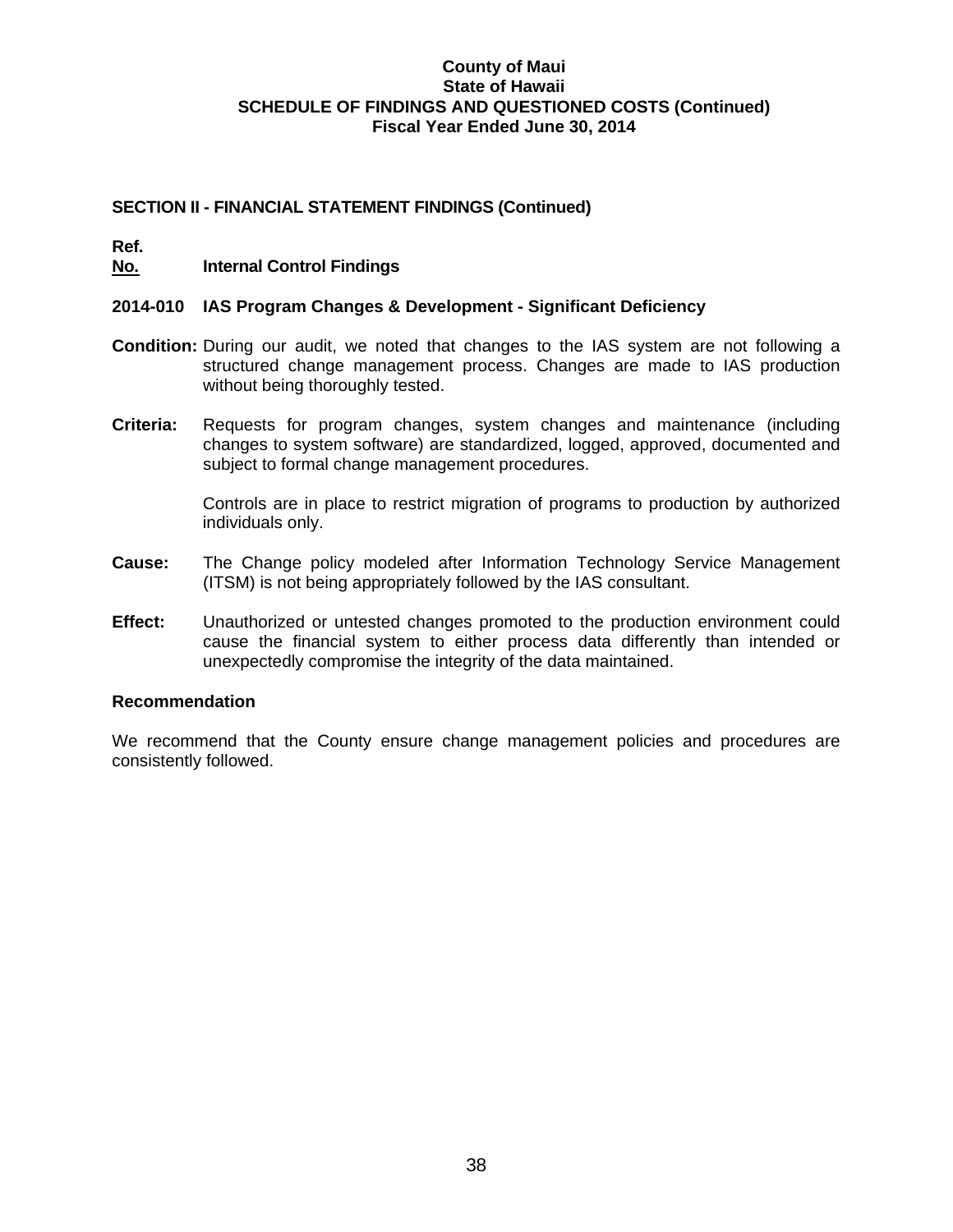**County of Maui**
**State of Hawaii**
**SCHEDULE OF FINDINGS AND QUESTIONED COSTS (Continued)**
**Fiscal Year Ended June 30, 2014**

## SECTION II - FINANCIAL STATEMENT FINDINGS (Continued)

**Ref.**
**No.** **Internal Control Findings**

### 2014-010 IAS Program Changes & Development - Significant Deficiency

**Condition:** During our audit, we noted that changes to the IAS system are not following a structured change management process. Changes are made to IAS production without being thoroughly tested.

**Criteria:** Requests for program changes, system changes and maintenance (including changes to system software) are standardized, logged, approved, documented and subject to formal change management procedures.

Controls are in place to restrict migration of programs to production by authorized individuals only.

**Cause:** The Change policy modeled after Information Technology Service Management (ITSM) is not being appropriately followed by the IAS consultant.

**Effect:** Unauthorized or untested changes promoted to the production environment could cause the financial system to either process data differently than intended or unexpectedly compromise the integrity of the data maintained.

### Recommendation

We recommend that the County ensure change management policies and procedures are consistently followed.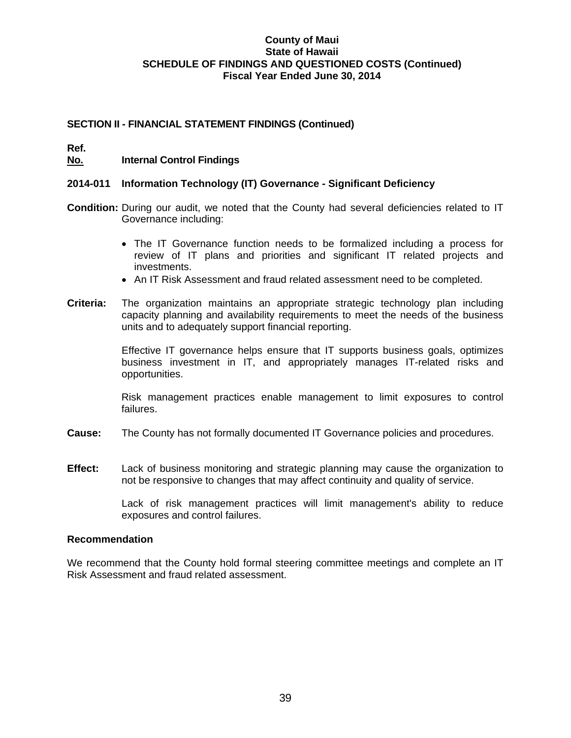# County of Maui
## State of Hawaii
## SCHEDULE OF FINDINGS AND QUESTIONED COSTS (Continued)
## Fiscal Year Ended June 30, 2014

### SECTION II - FINANCIAL STATEMENT FINDINGS (Continued)

**Ref.**
**No.** **Internal Control Findings**

**2014-011 Information Technology (IT) Governance - Significant Deficiency**

**Condition:** During our audit, we noted that the County had several deficiencies related to IT Governance including:

- The IT Governance function needs to be formalized including a process for review of IT plans and priorities and significant IT related projects and investments.
- An IT Risk Assessment and fraud related assessment need to be completed.

**Criteria:** The organization maintains an appropriate strategic technology plan including capacity planning and availability requirements to meet the needs of the business units and to adequately support financial reporting.

Effective IT governance helps ensure that IT supports business goals, optimizes business investment in IT, and appropriately manages IT-related risks and opportunities.

Risk management practices enable management to limit exposures to control failures.

**Cause:** The County has not formally documented IT Governance policies and procedures.

**Effect:** Lack of business monitoring and strategic planning may cause the organization to not be responsive to changes that may affect continuity and quality of service.

Lack of risk management practices will limit management's ability to reduce exposures and control failures.

**Recommendation**

We recommend that the County hold formal steering committee meetings and complete an IT Risk Assessment and fraud related assessment.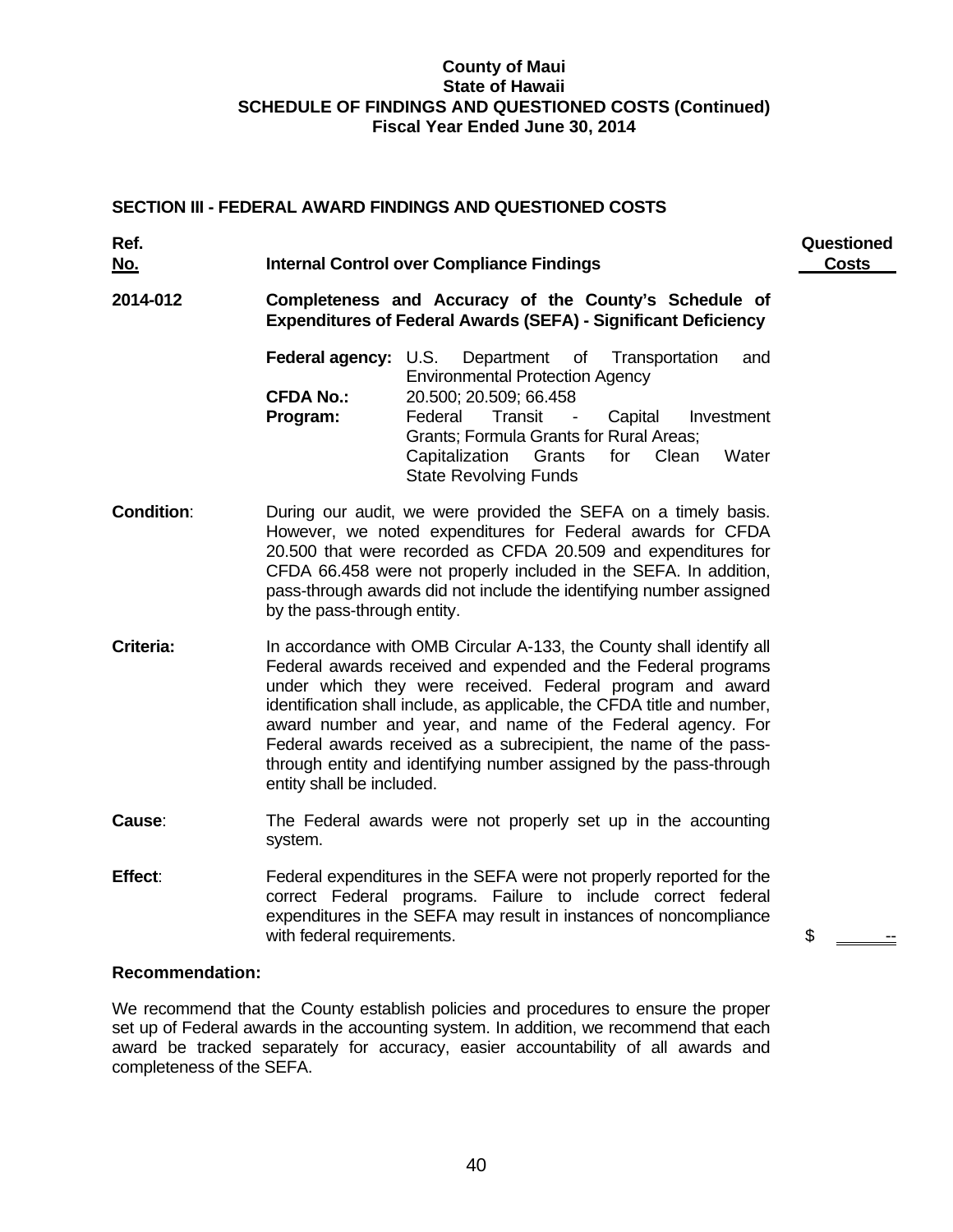**County of Maui**
**State of Hawaii**
**SCHEDULE OF FINDINGS AND QUESTIONED COSTS (Continued)**
**Fiscal Year Ended June 30, 2014**

## SECTION III - FEDERAL AWARD FINDINGS AND QUESTIONED COSTS

| Ref. No. | Internal Control over Compliance Findings | Questioned Costs |
|---|---|---|
| **2014-012** | **Completeness and Accuracy of the County's Schedule of Expenditures of Federal Awards (SEFA) - Significant Deficiency** | |
| | **Federal agency:** U.S. Department of Transportation and Environmental Protection Agency | |
| | **CFDA No.:** 20.500; 20.509; 66.458 | |
| | **Program:** Federal Transit - Capital Investment Grants; Formula Grants for Rural Areas; Capitalization Grants for Clean Water State Revolving Funds | |
| **Condition**: | During our audit, we were provided the SEFA on a timely basis. However, we noted expenditures for Federal awards for CFDA 20.500 that were recorded as CFDA 20.509 and expenditures for CFDA 66.458 were not properly included in the SEFA. In addition, pass-through awards did not include the identifying number assigned by the pass-through entity. | |
| **Criteria:** | In accordance with OMB Circular A-133, the County shall identify all Federal awards received and expended and the Federal programs under which they were received. Federal program and award identification shall include, as applicable, the CFDA title and number, award number and year, and name of the Federal agency. For Federal awards received as a subrecipient, the name of the pass-through entity and identifying number assigned by the pass-through entity shall be included. | |
| **Cause**: | The Federal awards were not properly set up in the accounting system. | |
| **Effect**: | Federal expenditures in the SEFA were not properly reported for the correct Federal programs. Failure to include correct federal expenditures in the SEFA may result in instances of noncompliance with federal requirements. | $ -- |

**Recommendation:**

We recommend that the County establish policies and procedures to ensure the proper set up of Federal awards in the accounting system. In addition, we recommend that each award be tracked separately for accuracy, easier accountability of all awards and completeness of the SEFA.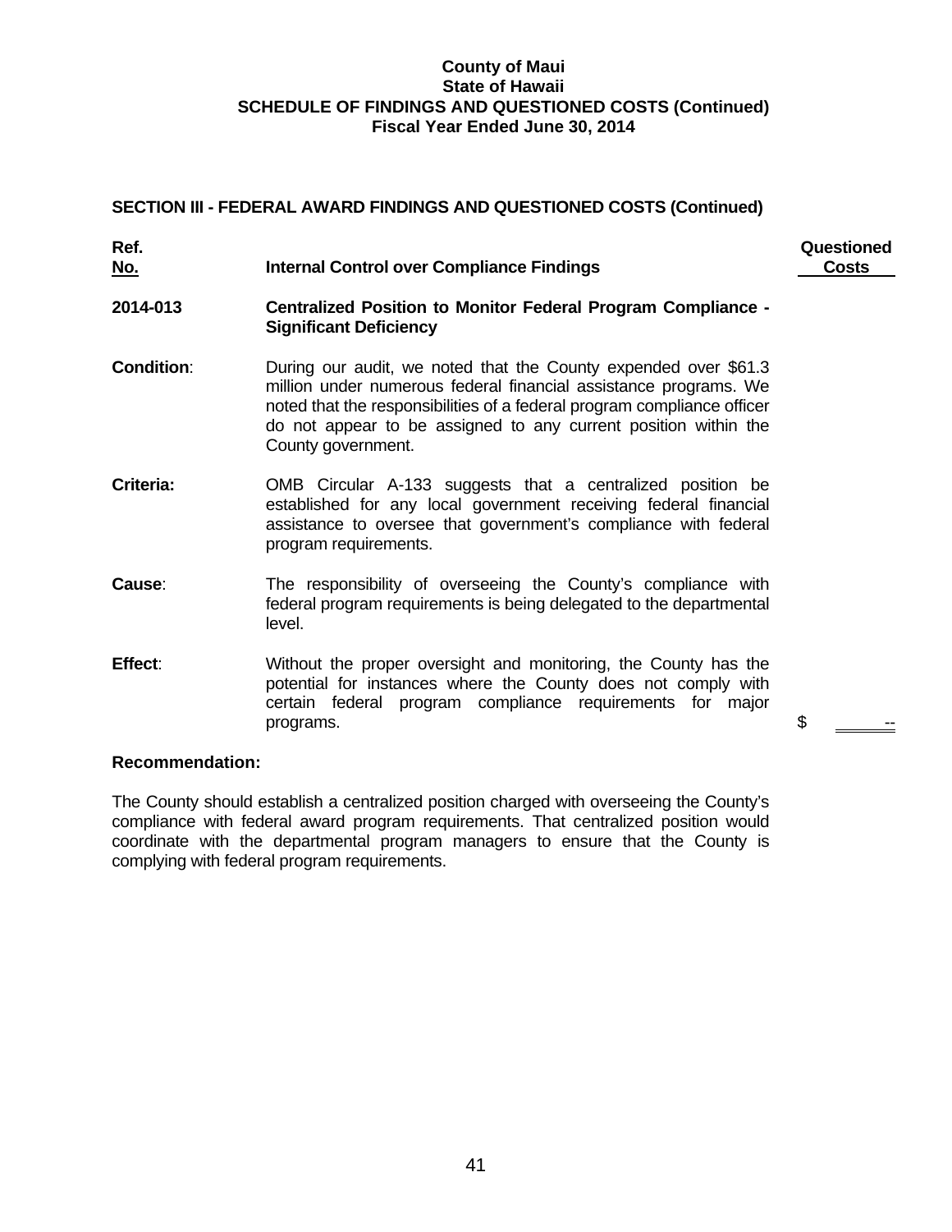**County of Maui**
**State of Hawaii**
**SCHEDULE OF FINDINGS AND QUESTIONED COSTS (Continued)**
**Fiscal Year Ended June 30, 2014**

## SECTION III - FEDERAL AWARD FINDINGS AND QUESTIONED COSTS (Continued)

| Ref. No. | Internal Control over Compliance Findings | Questioned Costs |
|---|---|---|
| **2014-013** | **Centralized Position to Monitor Federal Program Compliance - Significant Deficiency** | |
| **Condition**: | During our audit, we noted that the County expended over $61.3 million under numerous federal financial assistance programs. We noted that the responsibilities of a federal program compliance officer do not appear to be assigned to any current position within the County government. | |
| **Criteria:** | OMB Circular A-133 suggests that a centralized position be established for any local government receiving federal financial assistance to oversee that government's compliance with federal program requirements. | |
| **Cause**: | The responsibility of overseeing the County's compliance with federal program requirements is being delegated to the departmental level. | |
| **Effect**: | Without the proper oversight and monitoring, the County has the potential for instances where the County does not comply with certain federal program compliance requirements for major programs. | $ -- |

**Recommendation:**

The County should establish a centralized position charged with overseeing the County's compliance with federal award program requirements. That centralized position would coordinate with the departmental program managers to ensure that the County is complying with federal program requirements.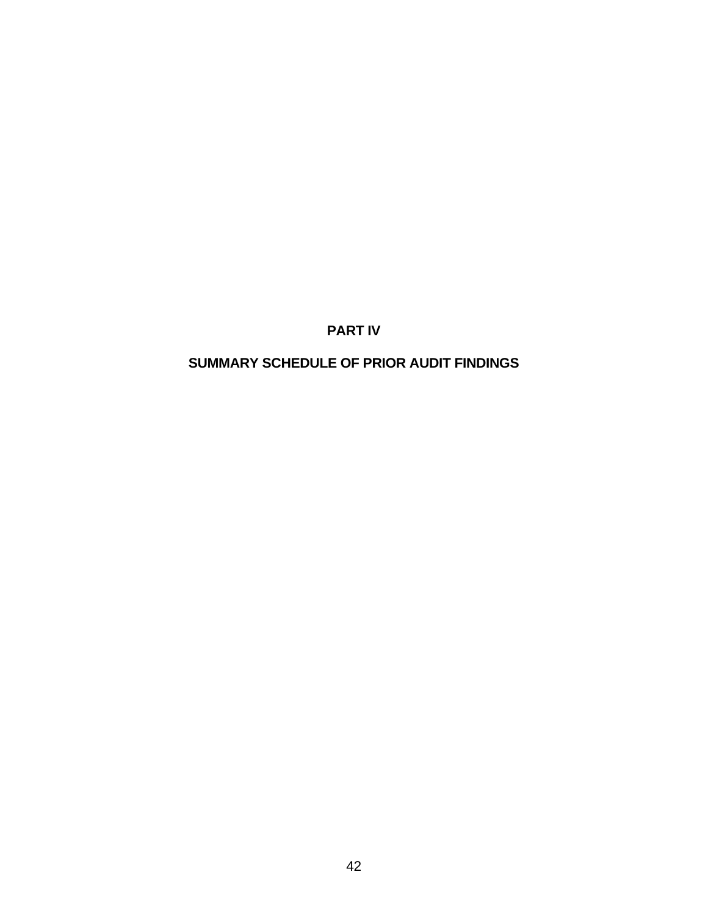# PART IV

# SUMMARY SCHEDULE OF PRIOR AUDIT FINDINGS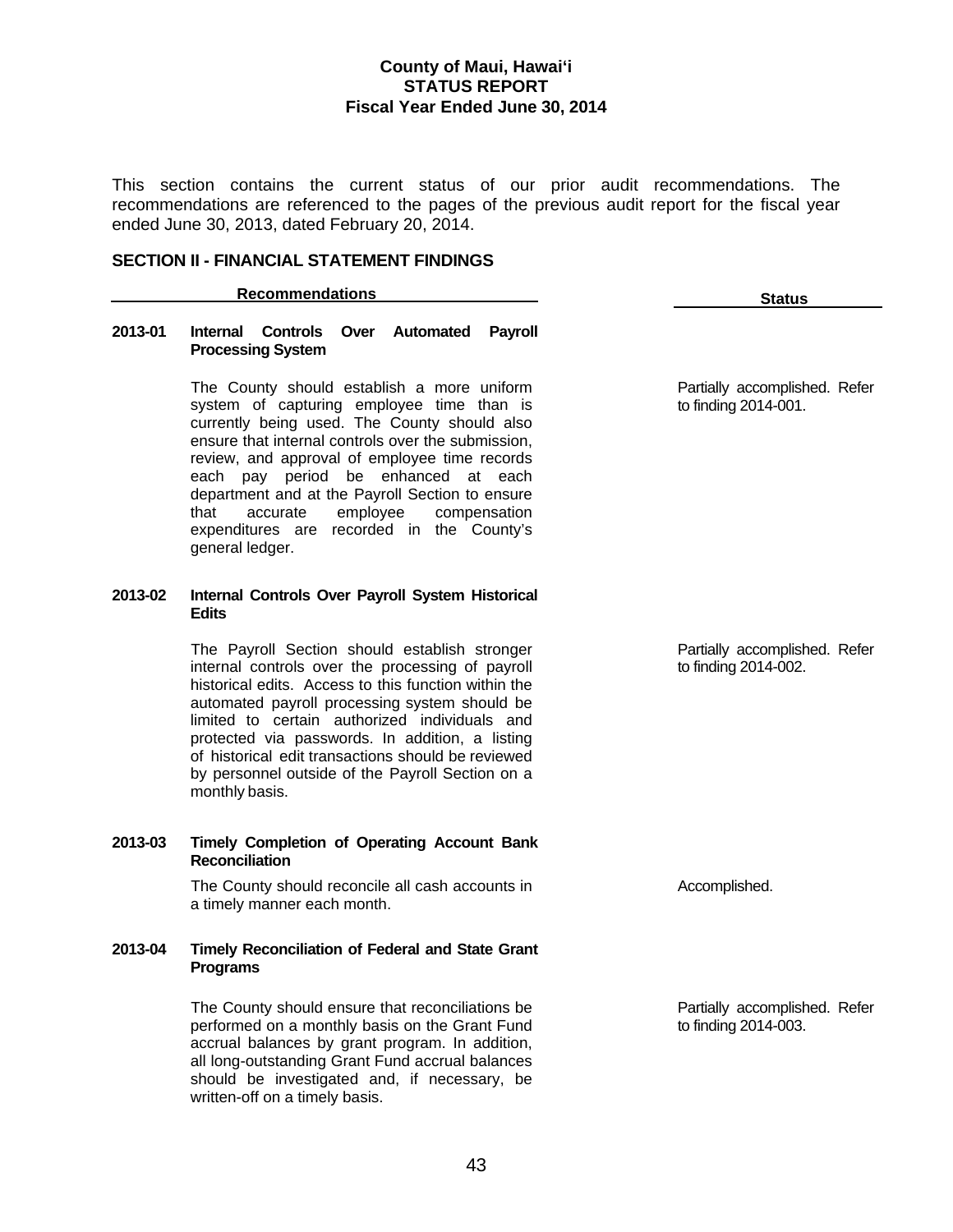# County of Maui, Hawai'i
## STATUS REPORT
### Fiscal Year Ended June 30, 2014

This section contains the current status of our prior audit recommendations. The recommendations are referenced to the pages of the previous audit report for the fiscal year ended June 30, 2013, dated February 20, 2014.

## SECTION II - FINANCIAL STATEMENT FINDINGS

| | Recommendations | Status |
|---|---|---|
| **2013-01** | **Internal Controls Over Automated Payroll Processing System** | |
| | The County should establish a more uniform system of capturing employee time than is currently being used. The County should also ensure that internal controls over the submission, review, and approval of employee time records each pay period be enhanced at each department and at the Payroll Section to ensure that accurate employee compensation expenditures are recorded in the County's general ledger. | Partially accomplished. Refer to finding 2014-001. |
| **2013-02** | **Internal Controls Over Payroll System Historical Edits** | |
| | The Payroll Section should establish stronger internal controls over the processing of payroll historical edits. Access to this function within the automated payroll processing system should be limited to certain authorized individuals and protected via passwords. In addition, a listing of historical edit transactions should be reviewed by personnel outside of the Payroll Section on a monthly basis. | Partially accomplished. Refer to finding 2014-002. |
| **2013-03** | **Timely Completion of Operating Account Bank Reconciliation** | |
| | The County should reconcile all cash accounts in a timely manner each month. | Accomplished. |
| **2013-04** | **Timely Reconciliation of Federal and State Grant Programs** | |
| | The County should ensure that reconciliations be performed on a monthly basis on the Grant Fund accrual balances by grant program. In addition, all long-outstanding Grant Fund accrual balances should be investigated and, if necessary, be written-off on a timely basis. | Partially accomplished. Refer to finding 2014-003. |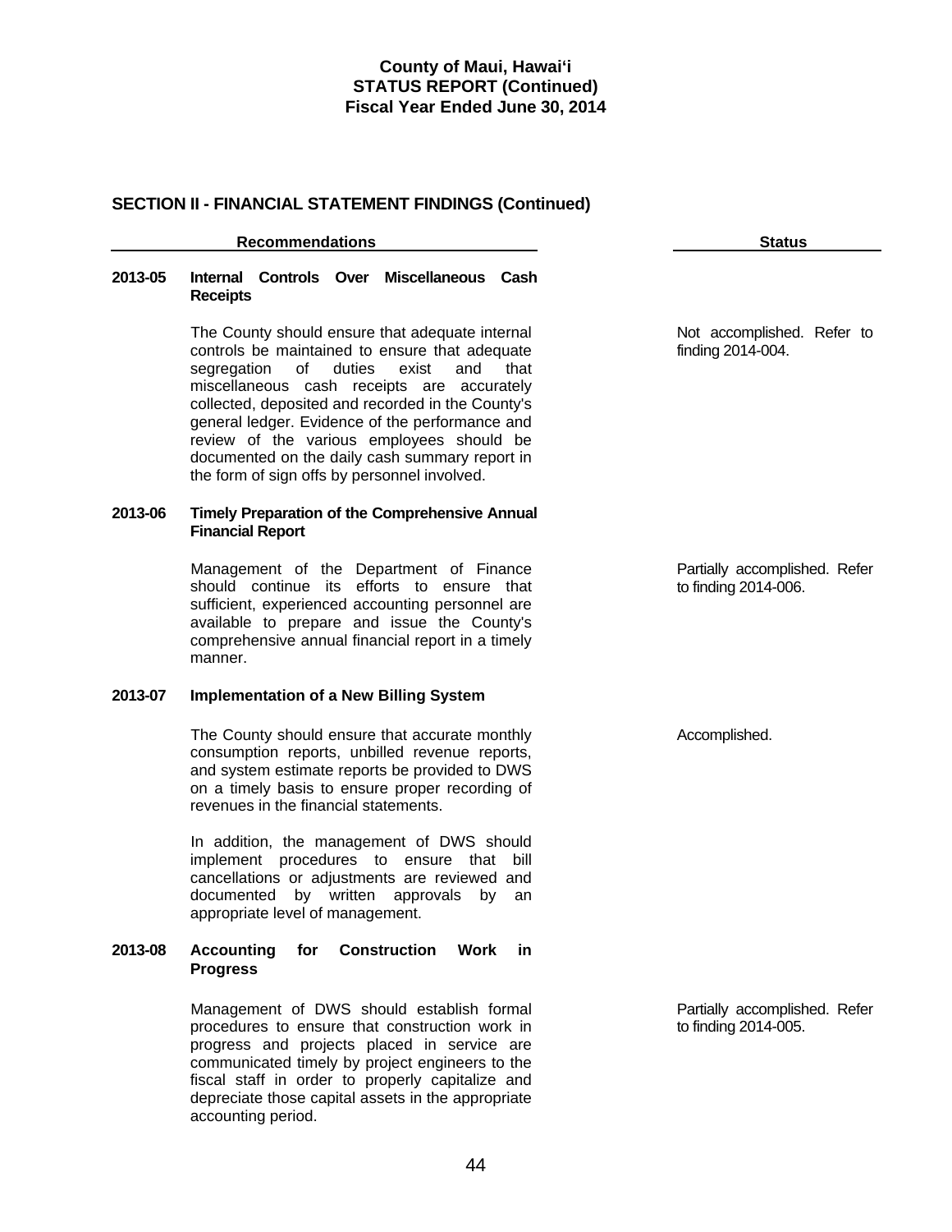# County of Maui, Hawai'i
## STATUS REPORT (Continued)
## Fiscal Year Ended June 30, 2014

### SECTION II - FINANCIAL STATEMENT FINDINGS (Continued)

| | Recommendations | Status |
|---|---|---|
| **2013-05** | **Internal Controls Over Miscellaneous Cash Receipts** | |
| | The County should ensure that adequate internal controls be maintained to ensure that adequate segregation of duties exist and that miscellaneous cash receipts are accurately collected, deposited and recorded in the County's general ledger. Evidence of the performance and review of the various employees should be documented on the daily cash summary report in the form of sign offs by personnel involved. | Not accomplished. Refer to finding 2014-004. |
| **2013-06** | **Timely Preparation of the Comprehensive Annual Financial Report** | |
| | Management of the Department of Finance should continue its efforts to ensure that sufficient, experienced accounting personnel are available to prepare and issue the County's comprehensive annual financial report in a timely manner. | Partially accomplished. Refer to finding 2014-006. |
| **2013-07** | **Implementation of a New Billing System** | |
| | The County should ensure that accurate monthly consumption reports, unbilled revenue reports, and system estimate reports be provided to DWS on a timely basis to ensure proper recording of revenues in the financial statements. | Accomplished. |
| | In addition, the management of DWS should implement procedures to ensure that bill cancellations or adjustments are reviewed and documented by written approvals by an appropriate level of management. | |
| **2013-08** | **Accounting for Construction Work in Progress** | |
| | Management of DWS should establish formal procedures to ensure that construction work in progress and projects placed in service are communicated timely by project engineers to the fiscal staff in order to properly capitalize and depreciate those capital assets in the appropriate accounting period. | Partially accomplished. Refer to finding 2014-005. |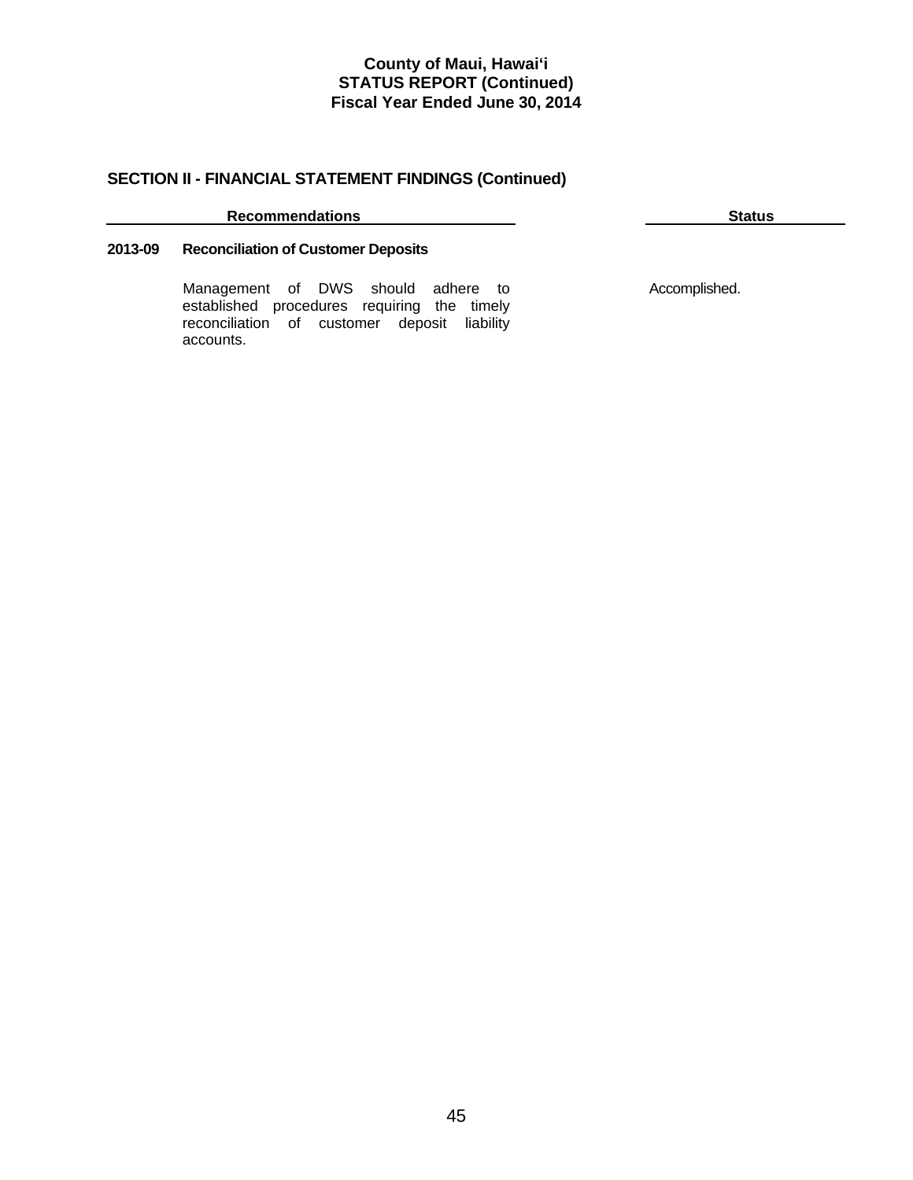## SECTION II - FINANCIAL STATEMENT FINDINGS (Continued)

| Recommendations | | Status |
|---|---|---|
| **2013-09** | **Reconciliation of Customer Deposits** | |
| | Management of DWS should adhere to established procedures requiring the timely reconciliation of customer deposit liability accounts. | Accomplished. |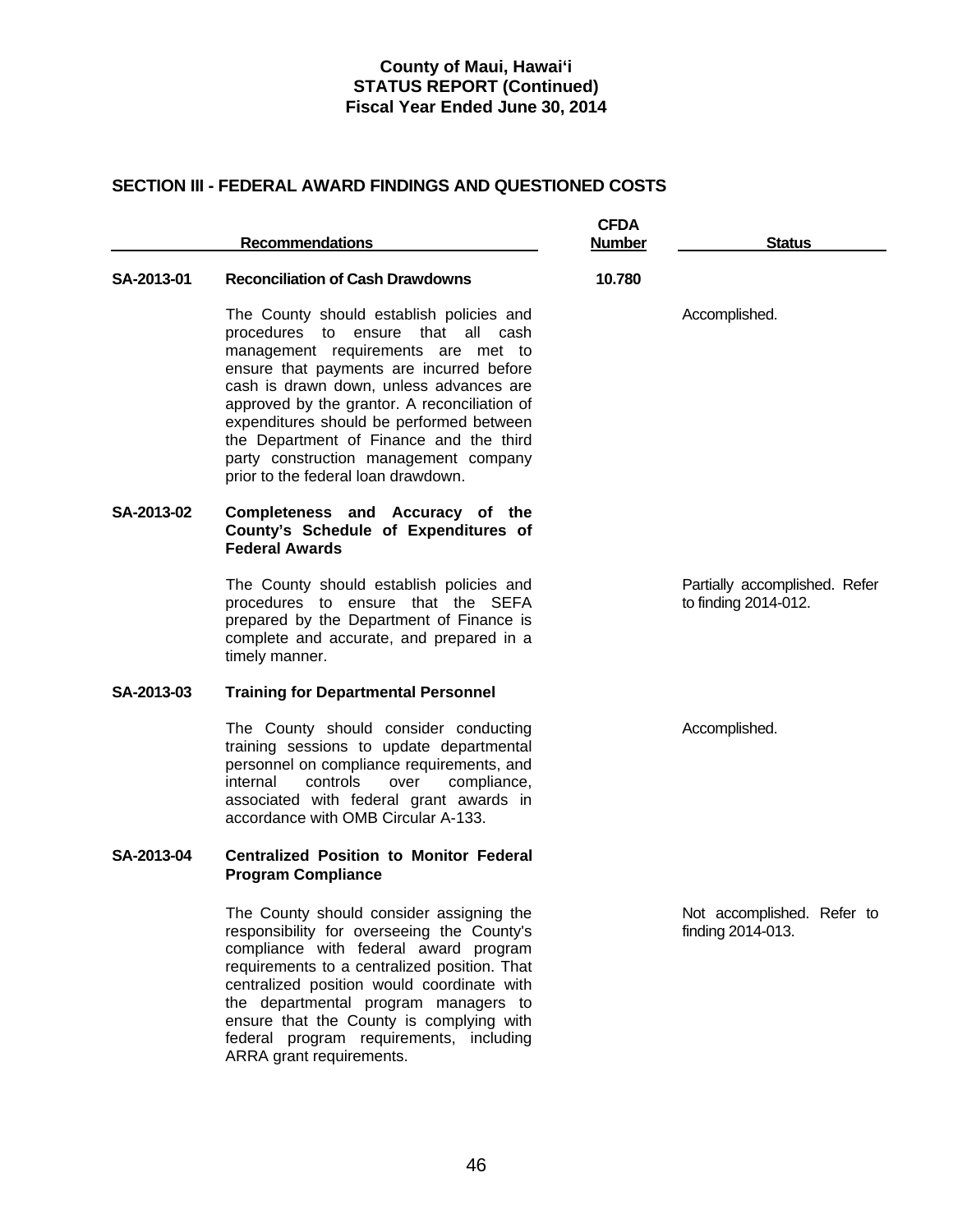**County of Maui, Hawai'i**
**STATUS REPORT (Continued)**
**Fiscal Year Ended June 30, 2014**

## SECTION III - FEDERAL AWARD FINDINGS AND QUESTIONED COSTS

| | Recommendations | CFDA Number | Status |
|---|---|---|---|
| **SA-2013-01** | **Reconciliation of Cash Drawdowns** | **10.780** | |
| | The County should establish policies and procedures to ensure that all cash management requirements are met to ensure that payments are incurred before cash is drawn down, unless advances are approved by the grantor. A reconciliation of expenditures should be performed between the Department of Finance and the third party construction management company prior to the federal loan drawdown. | | Accomplished. |
| **SA-2013-02** | **Completeness and Accuracy of the County's Schedule of Expenditures of Federal Awards** | | |
| | The County should establish policies and procedures to ensure that the SEFA prepared by the Department of Finance is complete and accurate, and prepared in a timely manner. | | Partially accomplished. Refer to finding 2014-012. |
| **SA-2013-03** | **Training for Departmental Personnel** | | |
| | The County should consider conducting training sessions to update departmental personnel on compliance requirements, and internal controls over compliance, associated with federal grant awards in accordance with OMB Circular A-133. | | Accomplished. |
| **SA-2013-04** | **Centralized Position to Monitor Federal Program Compliance** | | |
| | The County should consider assigning the responsibility for overseeing the County's compliance with federal award program requirements to a centralized position. That centralized position would coordinate with the departmental program managers to ensure that the County is complying with federal program requirements, including ARRA grant requirements. | | Not accomplished. Refer to finding 2014-013. |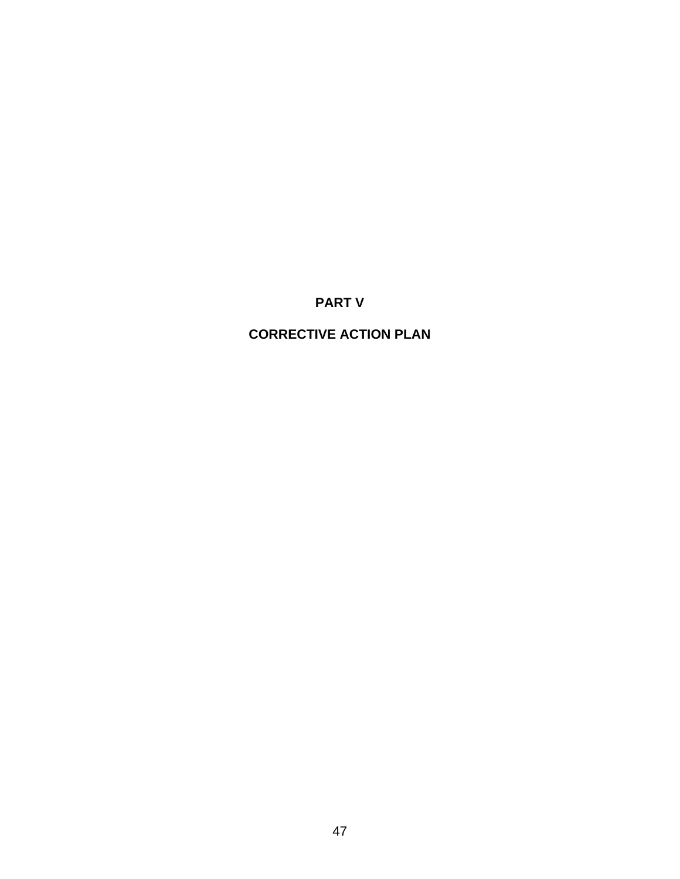# PART V

# CORRECTIVE ACTION PLAN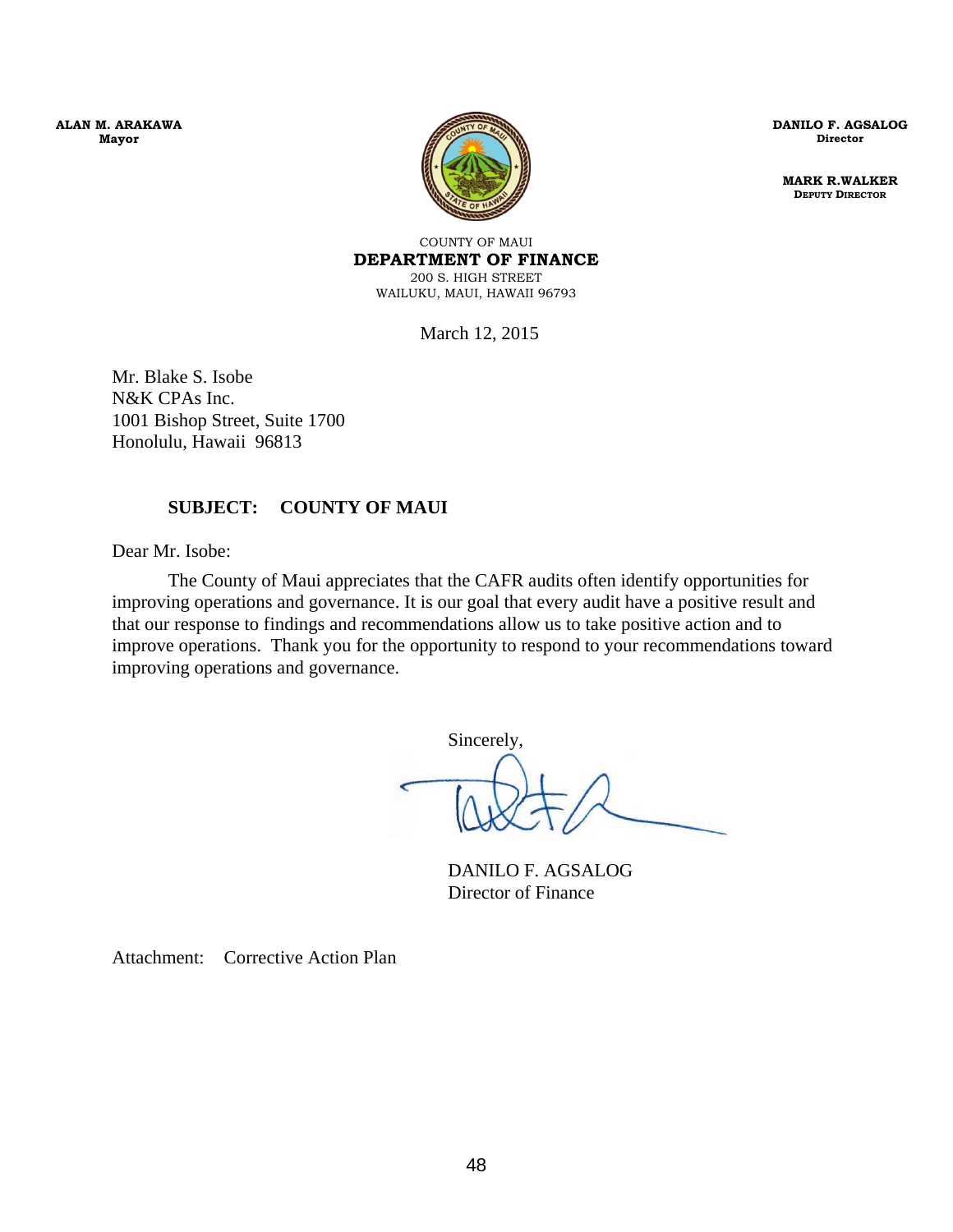**ALAN M. ARAKAWA**
**Mayor**

**DANILO F. AGSALOG**
**Director**

**MARK R.WALKER**
**DEPUTY DIRECTOR**

COUNTY OF MAUI
**DEPARTMENT OF FINANCE**
200 S. HIGH STREET
WAILUKU, MAUI, HAWAII 96793

March 12, 2015

Mr. Blake S. Isobe
N&K CPAs Inc.
1001 Bishop Street, Suite 1700
Honolulu, Hawaii 96813

**SUBJECT: COUNTY OF MAUI**

Dear Mr. Isobe:

The County of Maui appreciates that the CAFR audits often identify opportunities for improving operations and governance. It is our goal that every audit have a positive result and that our response to findings and recommendations allow us to take positive action and to improve operations. Thank you for the opportunity to respond to your recommendations toward improving operations and governance.

Sincerely,

DANILO F. AGSALOG
Director of Finance

Attachment: Corrective Action Plan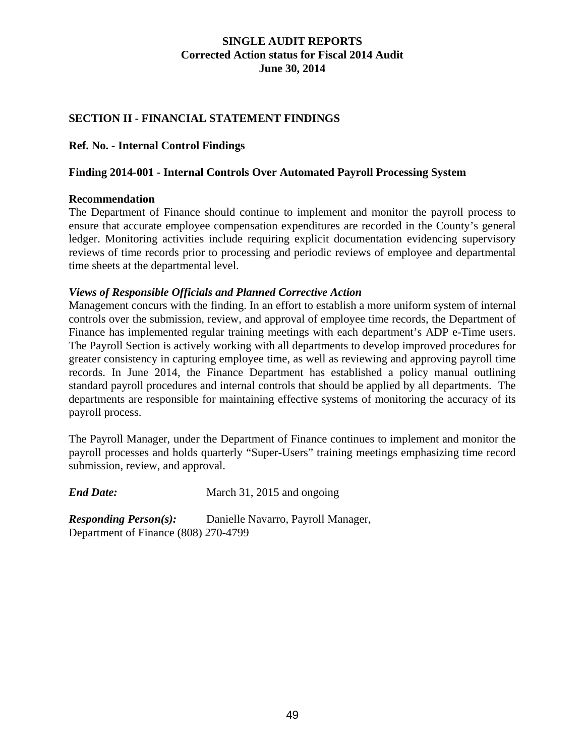**SINGLE AUDIT REPORTS**
**Corrected Action status for Fiscal 2014 Audit**
**June 30, 2014**

## SECTION II - FINANCIAL STATEMENT FINDINGS

### Ref. No. - Internal Control Findings

### Finding 2014-001 - Internal Controls Over Automated Payroll Processing System

**Recommendation**

The Department of Finance should continue to implement and monitor the payroll process to ensure that accurate employee compensation expenditures are recorded in the County's general ledger. Monitoring activities include requiring explicit documentation evidencing supervisory reviews of time records prior to processing and periodic reviews of employee and departmental time sheets at the departmental level.

***Views of Responsible Officials and Planned Corrective Action***

Management concurs with the finding. In an effort to establish a more uniform system of internal controls over the submission, review, and approval of employee time records, the Department of Finance has implemented regular training meetings with each department's ADP e-Time users. The Payroll Section is actively working with all departments to develop improved procedures for greater consistency in capturing employee time, as well as reviewing and approving payroll time records. In June 2014, the Finance Department has established a policy manual outlining standard payroll procedures and internal controls that should be applied by all departments. The departments are responsible for maintaining effective systems of monitoring the accuracy of its payroll process.

The Payroll Manager, under the Department of Finance continues to implement and monitor the payroll processes and holds quarterly "Super-Users" training meetings emphasizing time record submission, review, and approval.

***End Date:*** March 31, 2015 and ongoing

***Responding Person(s):*** Danielle Navarro, Payroll Manager, Department of Finance (808) 270-4799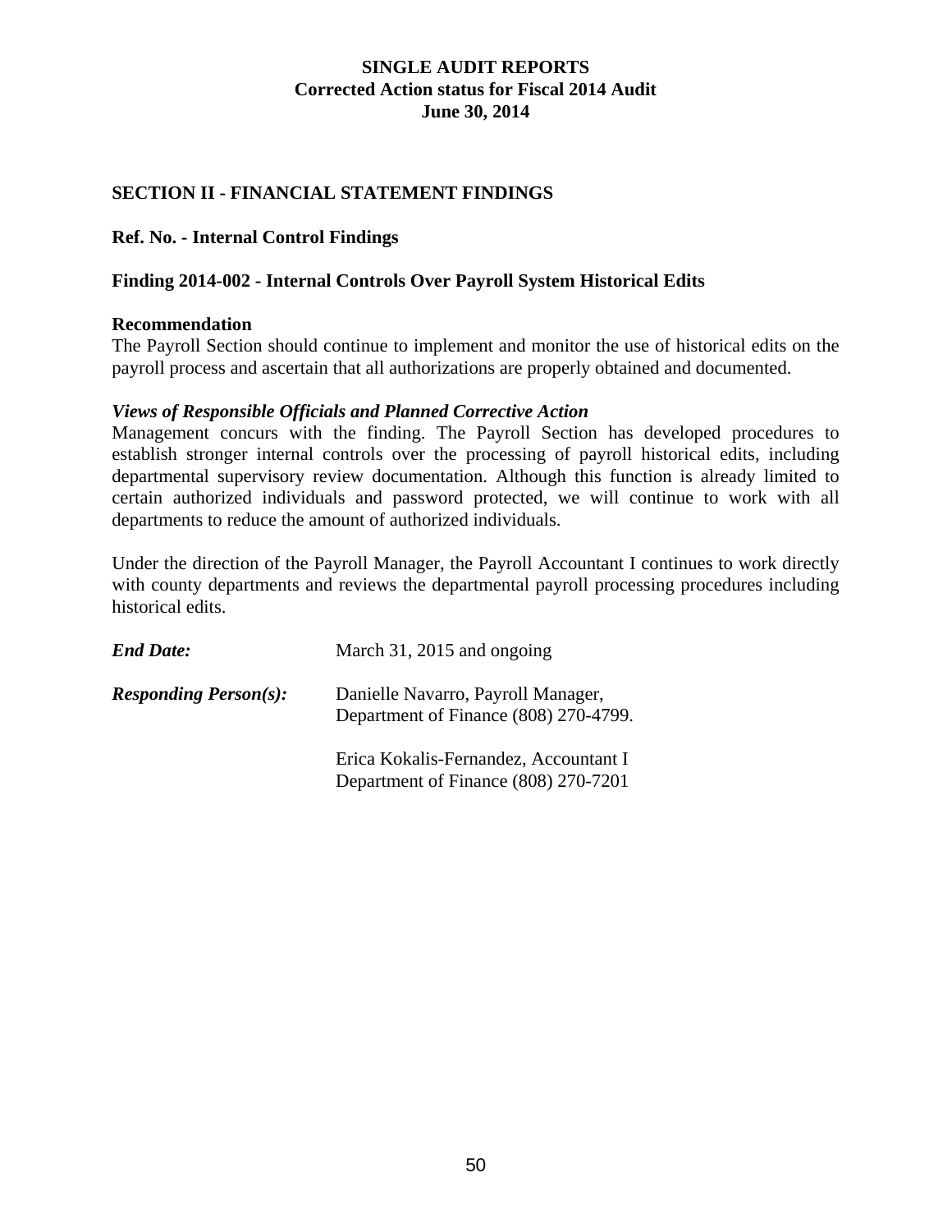**SINGLE AUDIT REPORTS**
**Corrected Action status for Fiscal 2014 Audit**
**June 30, 2014**

## SECTION II - FINANCIAL STATEMENT FINDINGS

### Ref. No. - Internal Control Findings

### Finding 2014-002 - Internal Controls Over Payroll System Historical Edits

**Recommendation**
The Payroll Section should continue to implement and monitor the use of historical edits on the payroll process and ascertain that all authorizations are properly obtained and documented.

***Views of Responsible Officials and Planned Corrective Action***
Management concurs with the finding. The Payroll Section has developed procedures to establish stronger internal controls over the processing of payroll historical edits, including departmental supervisory review documentation. Although this function is already limited to certain authorized individuals and password protected, we will continue to work with all departments to reduce the amount of authorized individuals.

Under the direction of the Payroll Manager, the Payroll Accountant I continues to work directly with county departments and reviews the departmental payroll processing procedures including historical edits.

***End Date:*** March 31, 2015 and ongoing

***Responding Person(s):*** Danielle Navarro, Payroll Manager,
Department of Finance (808) 270-4799.

Erica Kokalis-Fernandez, Accountant I
Department of Finance (808) 270-7201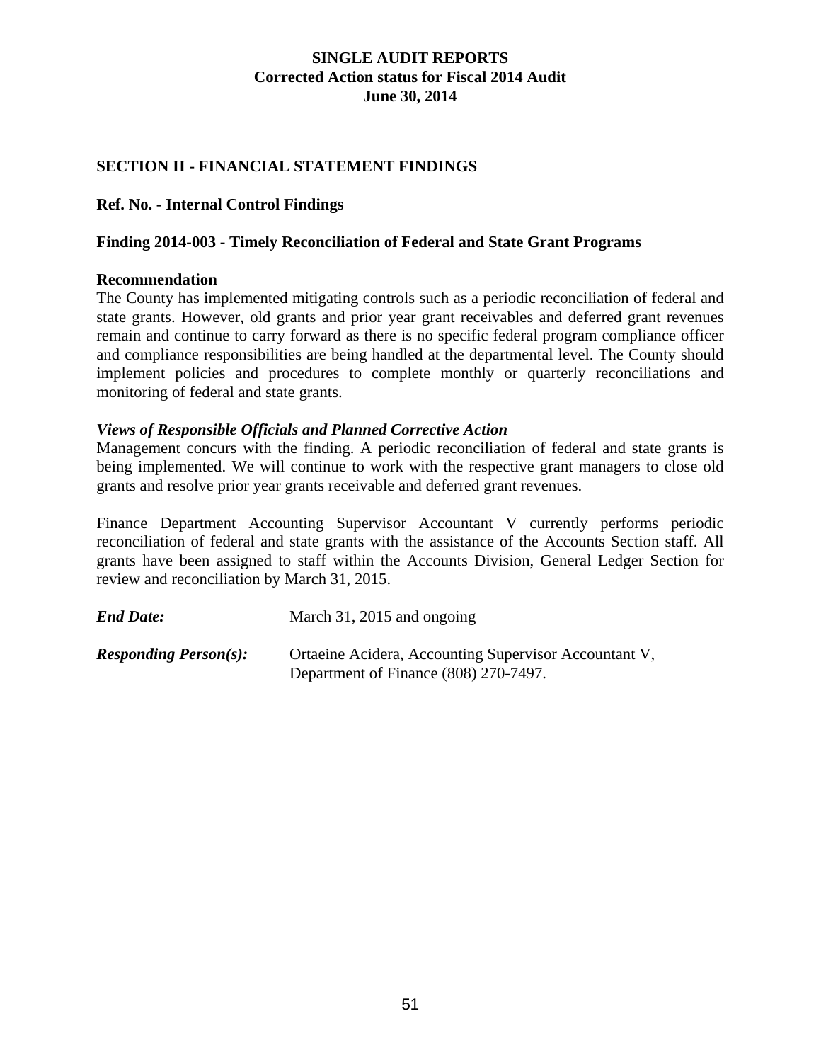# SINGLE AUDIT REPORTS
## Corrected Action status for Fiscal 2014 Audit
## June 30, 2014

### SECTION II - FINANCIAL STATEMENT FINDINGS

**Ref. No. - Internal Control Findings**

**Finding 2014-003 - Timely Reconciliation of Federal and State Grant Programs**

**Recommendation**

The County has implemented mitigating controls such as a periodic reconciliation of federal and state grants. However, old grants and prior year grant receivables and deferred grant revenues remain and continue to carry forward as there is no specific federal program compliance officer and compliance responsibilities are being handled at the departmental level. The County should implement policies and procedures to complete monthly or quarterly reconciliations and monitoring of federal and state grants.

***Views of Responsible Officials and Planned Corrective Action***

Management concurs with the finding. A periodic reconciliation of federal and state grants is being implemented. We will continue to work with the respective grant managers to close old grants and resolve prior year grants receivable and deferred grant revenues.

Finance Department Accounting Supervisor Accountant V currently performs periodic reconciliation of federal and state grants with the assistance of the Accounts Section staff. All grants have been assigned to staff within the Accounts Division, General Ledger Section for review and reconciliation by March 31, 2015.

***End Date:*** March 31, 2015 and ongoing

***Responding Person(s):*** Ortaeine Acidera, Accounting Supervisor Accountant V, Department of Finance (808) 270-7497.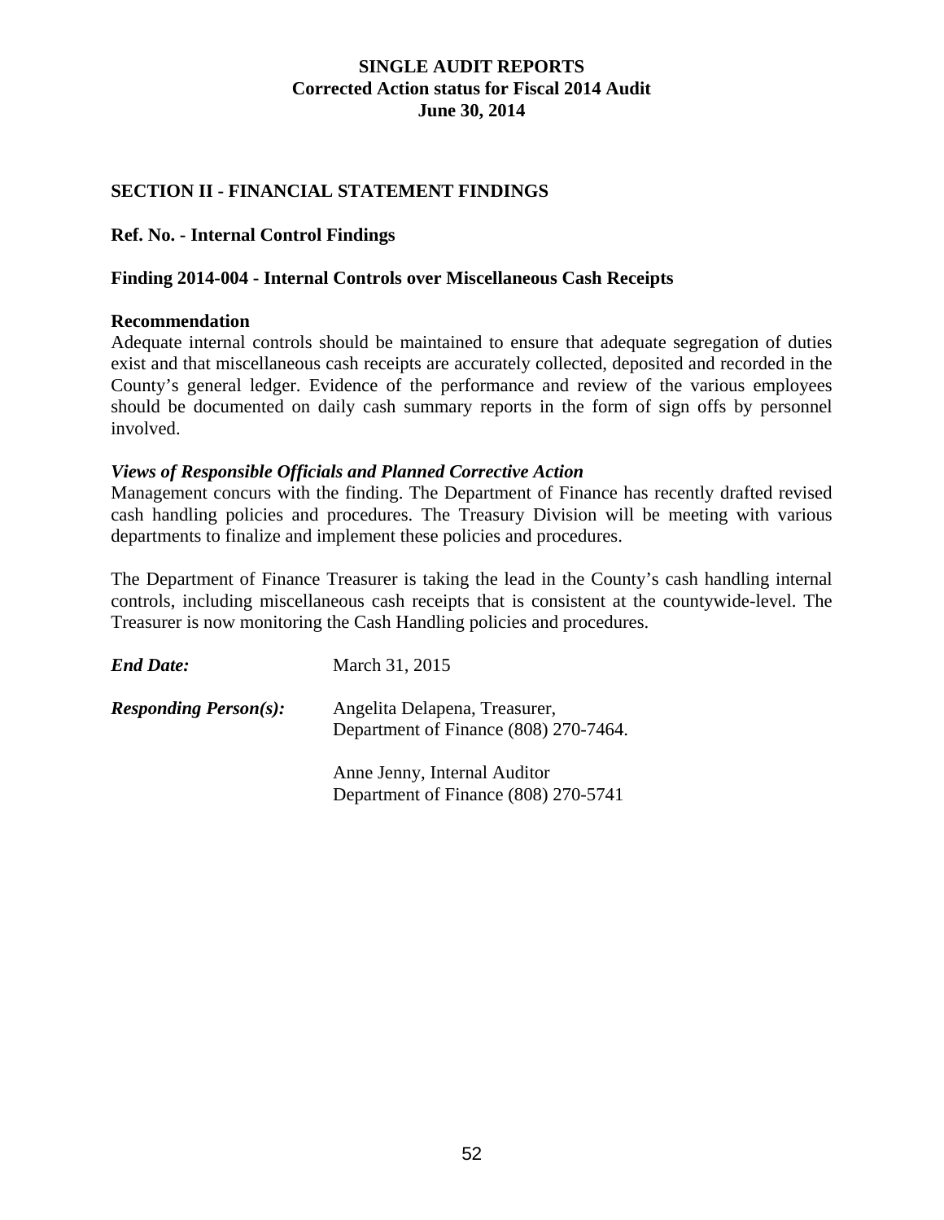# SINGLE AUDIT REPORTS
## Corrected Action status for Fiscal 2014 Audit
## June 30, 2014

### SECTION II - FINANCIAL STATEMENT FINDINGS

**Ref. No. - Internal Control Findings**

**Finding 2014-004 - Internal Controls over Miscellaneous Cash Receipts**

**Recommendation**

Adequate internal controls should be maintained to ensure that adequate segregation of duties exist and that miscellaneous cash receipts are accurately collected, deposited and recorded in the County's general ledger. Evidence of the performance and review of the various employees should be documented on daily cash summary reports in the form of sign offs by personnel involved.

***Views of Responsible Officials and Planned Corrective Action***

Management concurs with the finding. The Department of Finance has recently drafted revised cash handling policies and procedures. The Treasury Division will be meeting with various departments to finalize and implement these policies and procedures.

The Department of Finance Treasurer is taking the lead in the County's cash handling internal controls, including miscellaneous cash receipts that is consistent at the countywide-level. The Treasurer is now monitoring the Cash Handling policies and procedures.

***End Date:*** March 31, 2015

***Responding Person(s):*** Angelita Delapena, Treasurer,
Department of Finance (808) 270-7464.

Anne Jenny, Internal Auditor
Department of Finance (808) 270-5741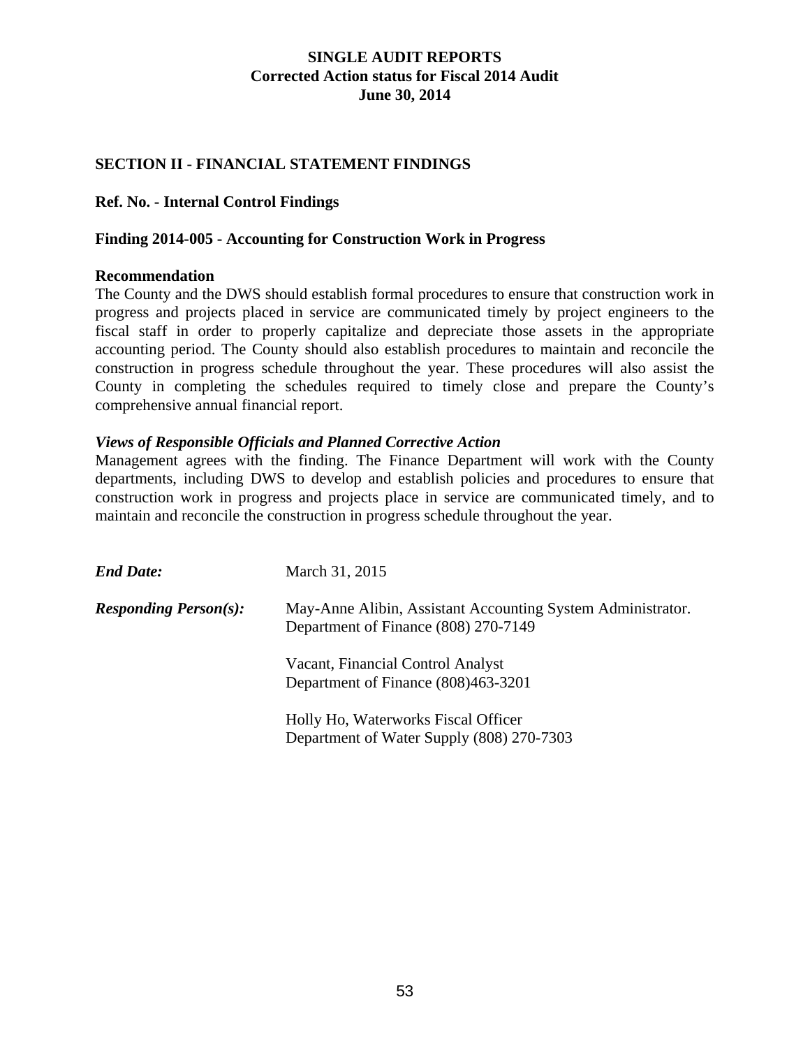# SINGLE AUDIT REPORTS
## Corrected Action status for Fiscal 2014 Audit
## June 30, 2014

### SECTION II - FINANCIAL STATEMENT FINDINGS

**Ref. No. - Internal Control Findings**

**Finding 2014-005 - Accounting for Construction Work in Progress**

**Recommendation**

The County and the DWS should establish formal procedures to ensure that construction work in progress and projects placed in service are communicated timely by project engineers to the fiscal staff in order to properly capitalize and depreciate those assets in the appropriate accounting period. The County should also establish procedures to maintain and reconcile the construction in progress schedule throughout the year. These procedures will also assist the County in completing the schedules required to timely close and prepare the County's comprehensive annual financial report.

***Views of Responsible Officials and Planned Corrective Action***

Management agrees with the finding. The Finance Department will work with the County departments, including DWS to develop and establish policies and procedures to ensure that construction work in progress and projects place in service are communicated timely, and to maintain and reconcile the construction in progress schedule throughout the year.

***End Date:*** March 31, 2015

***Responding Person(s):***

May-Anne Alibin, Assistant Accounting System Administrator.
Department of Finance (808) 270-7149

Vacant, Financial Control Analyst
Department of Finance (808)463-3201

Holly Ho, Waterworks Fiscal Officer
Department of Water Supply (808) 270-7303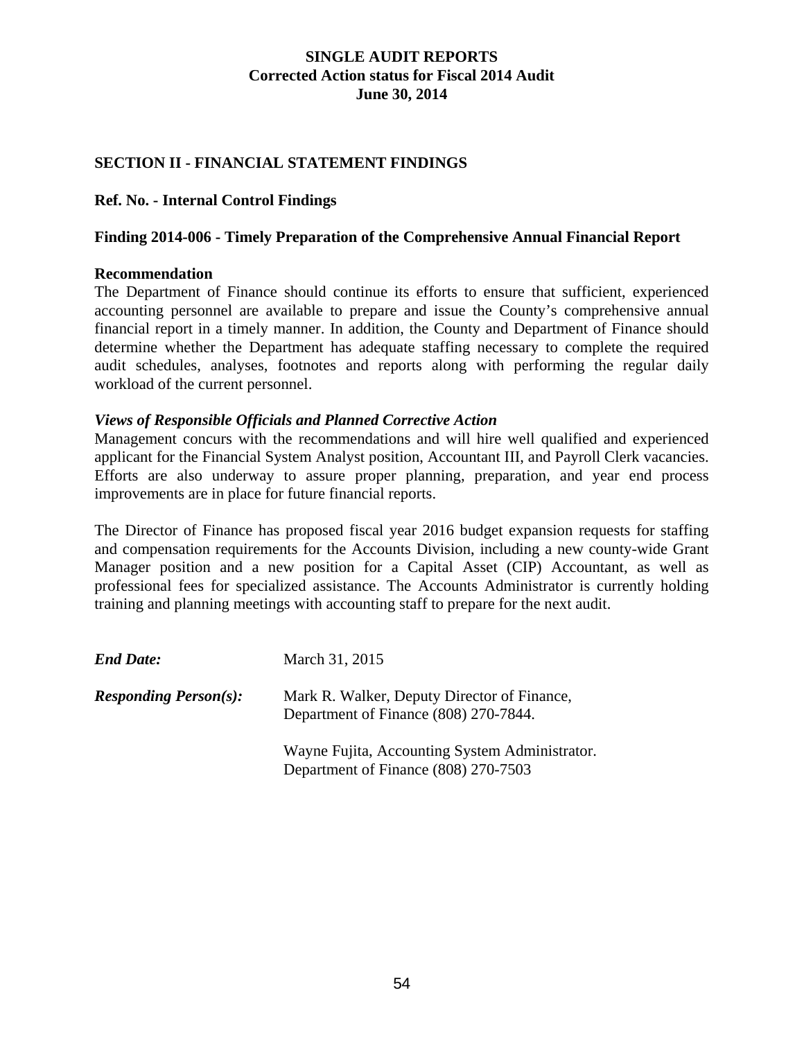# SINGLE AUDIT REPORTS
## Corrected Action status for Fiscal 2014 Audit
## June 30, 2014

## SECTION II - FINANCIAL STATEMENT FINDINGS

### Ref. No. - Internal Control Findings

### Finding 2014-006 - Timely Preparation of the Comprehensive Annual Financial Report

**Recommendation**

The Department of Finance should continue its efforts to ensure that sufficient, experienced accounting personnel are available to prepare and issue the County's comprehensive annual financial report in a timely manner. In addition, the County and Department of Finance should determine whether the Department has adequate staffing necessary to complete the required audit schedules, analyses, footnotes and reports along with performing the regular daily workload of the current personnel.

***Views of Responsible Officials and Planned Corrective Action***

Management concurs with the recommendations and will hire well qualified and experienced applicant for the Financial System Analyst position, Accountant III, and Payroll Clerk vacancies. Efforts are also underway to assure proper planning, preparation, and year end process improvements are in place for future financial reports.

The Director of Finance has proposed fiscal year 2016 budget expansion requests for staffing and compensation requirements for the Accounts Division, including a new county-wide Grant Manager position and a new position for a Capital Asset (CIP) Accountant, as well as professional fees for specialized assistance. The Accounts Administrator is currently holding training and planning meetings with accounting staff to prepare for the next audit.

***End Date:*** March 31, 2015

***Responding Person(s):*** Mark R. Walker, Deputy Director of Finance, Department of Finance (808) 270-7844.

Wayne Fujita, Accounting System Administrator. Department of Finance (808) 270-7503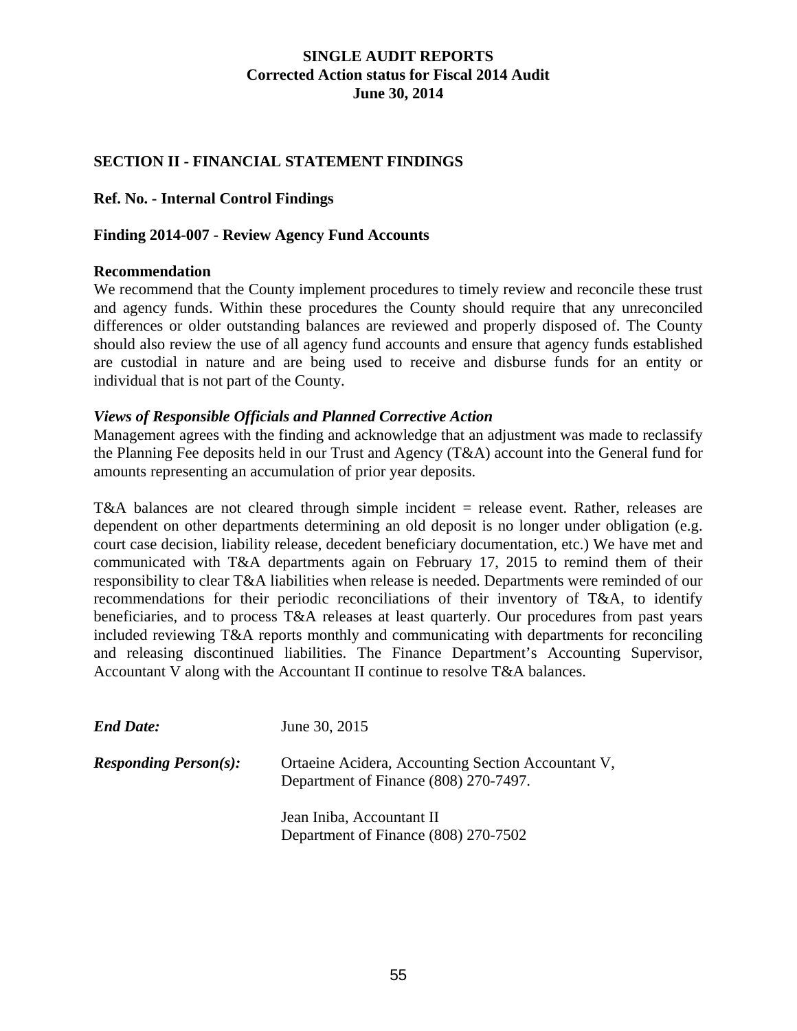# SINGLE AUDIT REPORTS
## Corrected Action status for Fiscal 2014 Audit
## June 30, 2014

### SECTION II - FINANCIAL STATEMENT FINDINGS

**Ref. No. - Internal Control Findings**

**Finding 2014-007 - Review Agency Fund Accounts**

**Recommendation**

We recommend that the County implement procedures to timely review and reconcile these trust and agency funds. Within these procedures the County should require that any unreconciled differences or older outstanding balances are reviewed and properly disposed of. The County should also review the use of all agency fund accounts and ensure that agency funds established are custodial in nature and are being used to receive and disburse funds for an entity or individual that is not part of the County.

***Views of Responsible Officials and Planned Corrective Action***

Management agrees with the finding and acknowledge that an adjustment was made to reclassify the Planning Fee deposits held in our Trust and Agency (T&A) account into the General fund for amounts representing an accumulation of prior year deposits.

T&A balances are not cleared through simple incident = release event. Rather, releases are dependent on other departments determining an old deposit is no longer under obligation (e.g. court case decision, liability release, decedent beneficiary documentation, etc.) We have met and communicated with T&A departments again on February 17, 2015 to remind them of their responsibility to clear T&A liabilities when release is needed. Departments were reminded of our recommendations for their periodic reconciliations of their inventory of T&A, to identify beneficiaries, and to process T&A releases at least quarterly. Our procedures from past years included reviewing T&A reports monthly and communicating with departments for reconciling and releasing discontinued liabilities. The Finance Department's Accounting Supervisor, Accountant V along with the Accountant II continue to resolve T&A balances.

***End Date:*** June 30, 2015

***Responding Person(s):*** Ortaeine Acidera, Accounting Section Accountant V, Department of Finance (808) 270-7497.

Jean Iniba, Accountant II
Department of Finance (808) 270-7502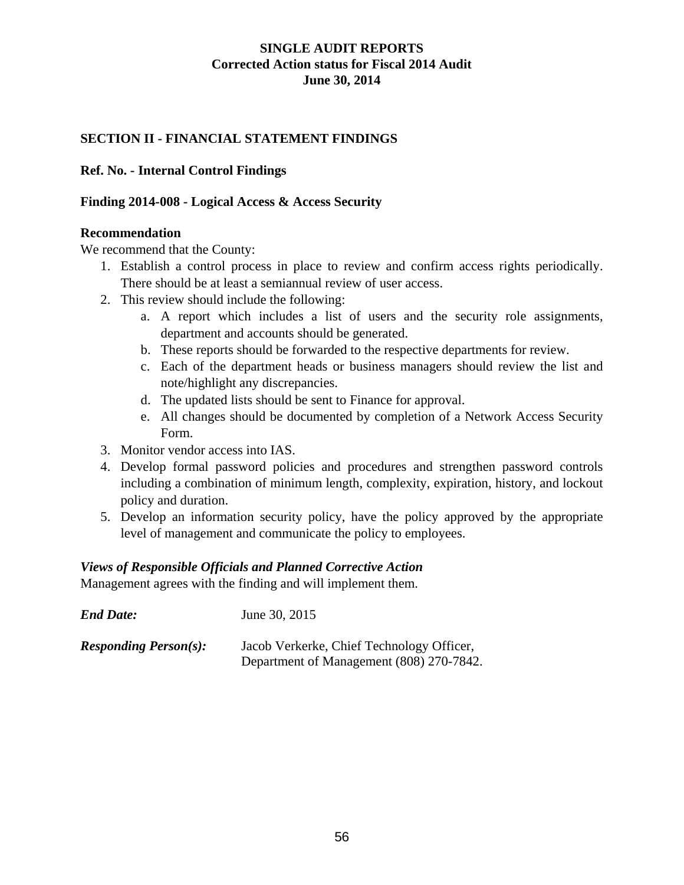# SINGLE AUDIT REPORTS
## Corrected Action status for Fiscal 2014 Audit
## June 30, 2014

### SECTION II - FINANCIAL STATEMENT FINDINGS

**Ref. No. - Internal Control Findings**

**Finding 2014-008 - Logical Access & Access Security**

**Recommendation**

We recommend that the County:

1. Establish a control process in place to review and confirm access rights periodically. There should be at least a semiannual review of user access.
2. This review should include the following:
   a. A report which includes a list of users and the security role assignments, department and accounts should be generated.
   b. These reports should be forwarded to the respective departments for review.
   c. Each of the department heads or business managers should review the list and note/highlight any discrepancies.
   d. The updated lists should be sent to Finance for approval.
   e. All changes should be documented by completion of a Network Access Security Form.
3. Monitor vendor access into IAS.
4. Develop formal password policies and procedures and strengthen password controls including a combination of minimum length, complexity, expiration, history, and lockout policy and duration.
5. Develop an information security policy, have the policy approved by the appropriate level of management and communicate the policy to employees.

***Views of Responsible Officials and Planned Corrective Action***

Management agrees with the finding and will implement them.

***End Date:*** June 30, 2015

***Responding Person(s):*** Jacob Verkerke, Chief Technology Officer, Department of Management (808) 270-7842.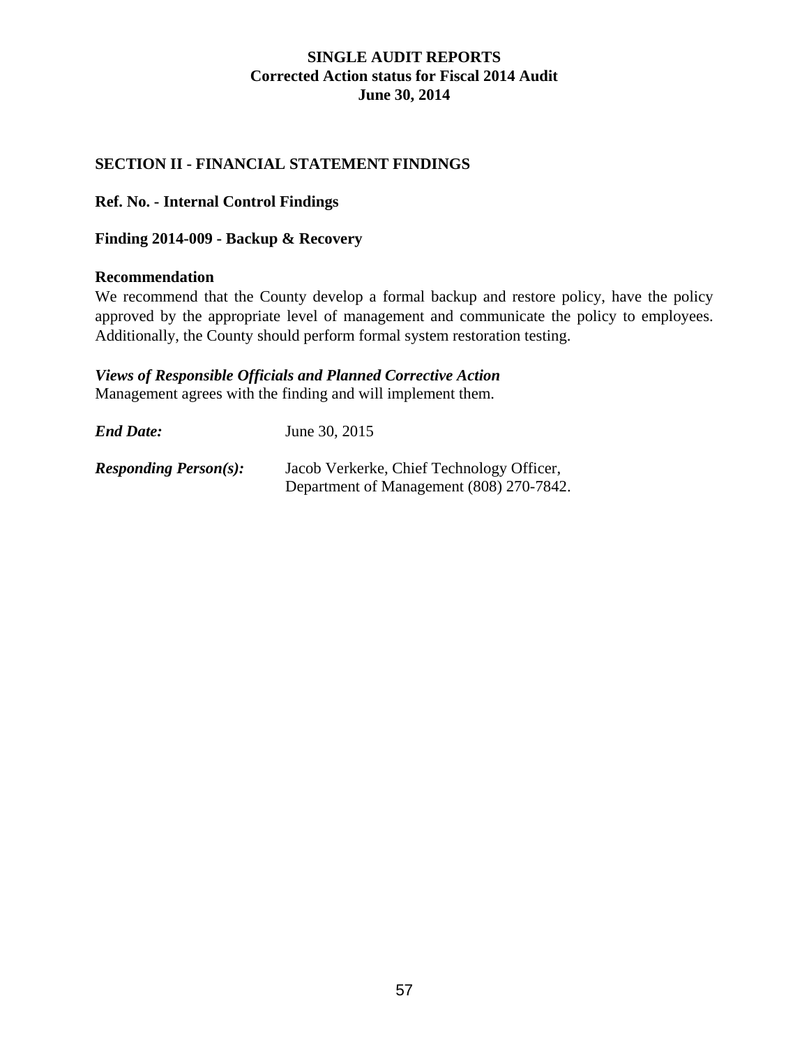# SINGLE AUDIT REPORTS
## Corrected Action status for Fiscal 2014 Audit
## June 30, 2014

### SECTION II - FINANCIAL STATEMENT FINDINGS

**Ref. No. - Internal Control Findings**

**Finding 2014-009 - Backup & Recovery**

**Recommendation**

We recommend that the County develop a formal backup and restore policy, have the policy approved by the appropriate level of management and communicate the policy to employees. Additionally, the County should perform formal system restoration testing.

***Views of Responsible Officials and Planned Corrective Action***

Management agrees with the finding and will implement them.

***End Date:*** June 30, 2015

***Responding Person(s):*** Jacob Verkerke, Chief Technology Officer, Department of Management (808) 270-7842.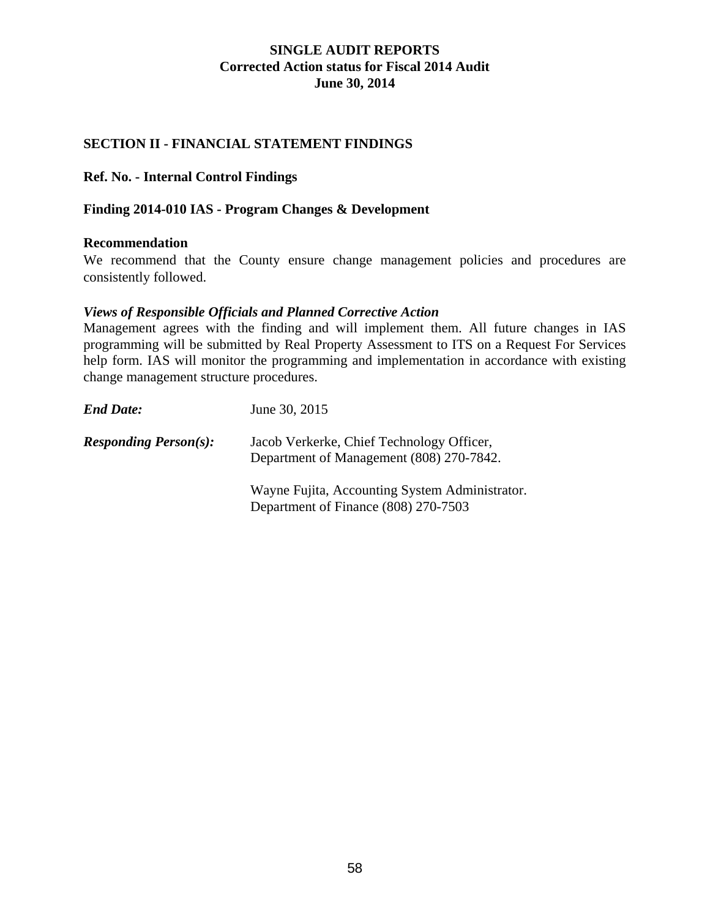**SINGLE AUDIT REPORTS**
**Corrected Action status for Fiscal 2014 Audit**
**June 30, 2014**

## SECTION II - FINANCIAL STATEMENT FINDINGS

### Ref. No. - Internal Control Findings

### Finding 2014-010 IAS - Program Changes & Development

**Recommendation**

We recommend that the County ensure change management policies and procedures are consistently followed.

***Views of Responsible Officials and Planned Corrective Action***

Management agrees with the finding and will implement them. All future changes in IAS programming will be submitted by Real Property Assessment to ITS on a Request For Services help form. IAS will monitor the programming and implementation in accordance with existing change management structure procedures.

***End Date:*** June 30, 2015

***Responding Person(s):*** Jacob Verkerke, Chief Technology Officer, Department of Management (808) 270-7842.

Wayne Fujita, Accounting System Administrator. Department of Finance (808) 270-7503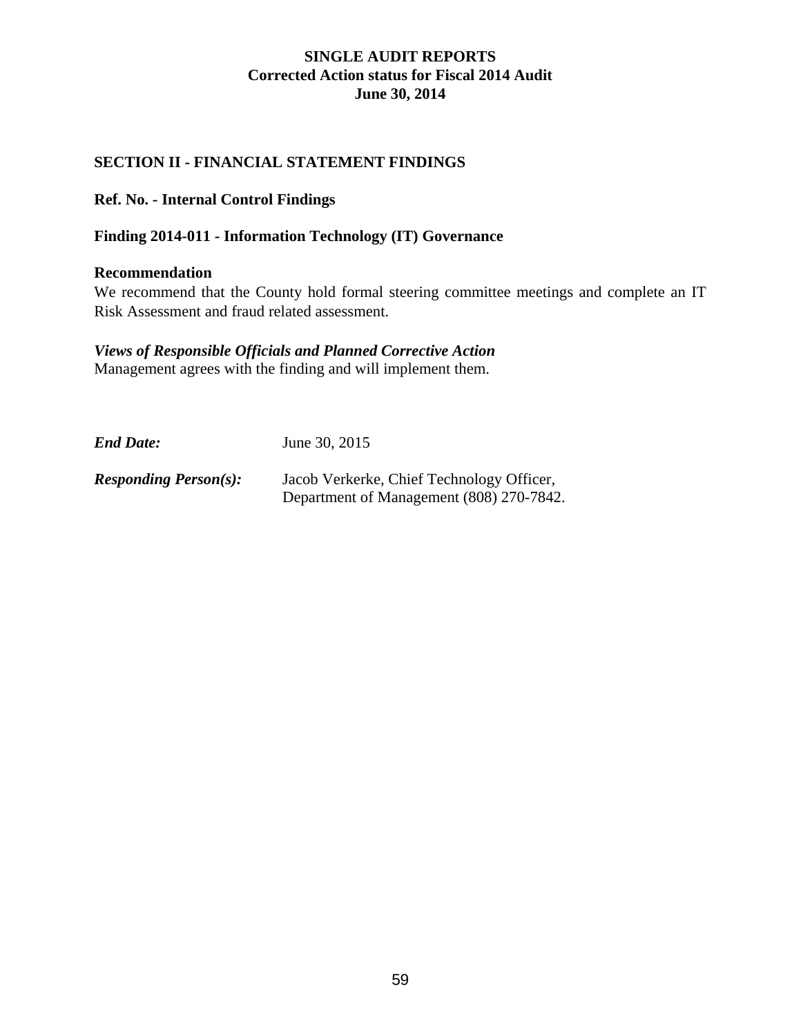**SINGLE AUDIT REPORTS**
**Corrected Action status for Fiscal 2014 Audit**
**June 30, 2014**

## SECTION II - FINANCIAL STATEMENT FINDINGS

### Ref. No. - Internal Control Findings

### Finding 2014-011 - Information Technology (IT) Governance

**Recommendation**
We recommend that the County hold formal steering committee meetings and complete an IT Risk Assessment and fraud related assessment.

***Views of Responsible Officials and Planned Corrective Action***
Management agrees with the finding and will implement them.

| | |
|---|---|
| ***End Date:*** | June 30, 2015 |
| ***Responding Person(s):*** | Jacob Verkerke, Chief Technology Officer, Department of Management (808) 270-7842. |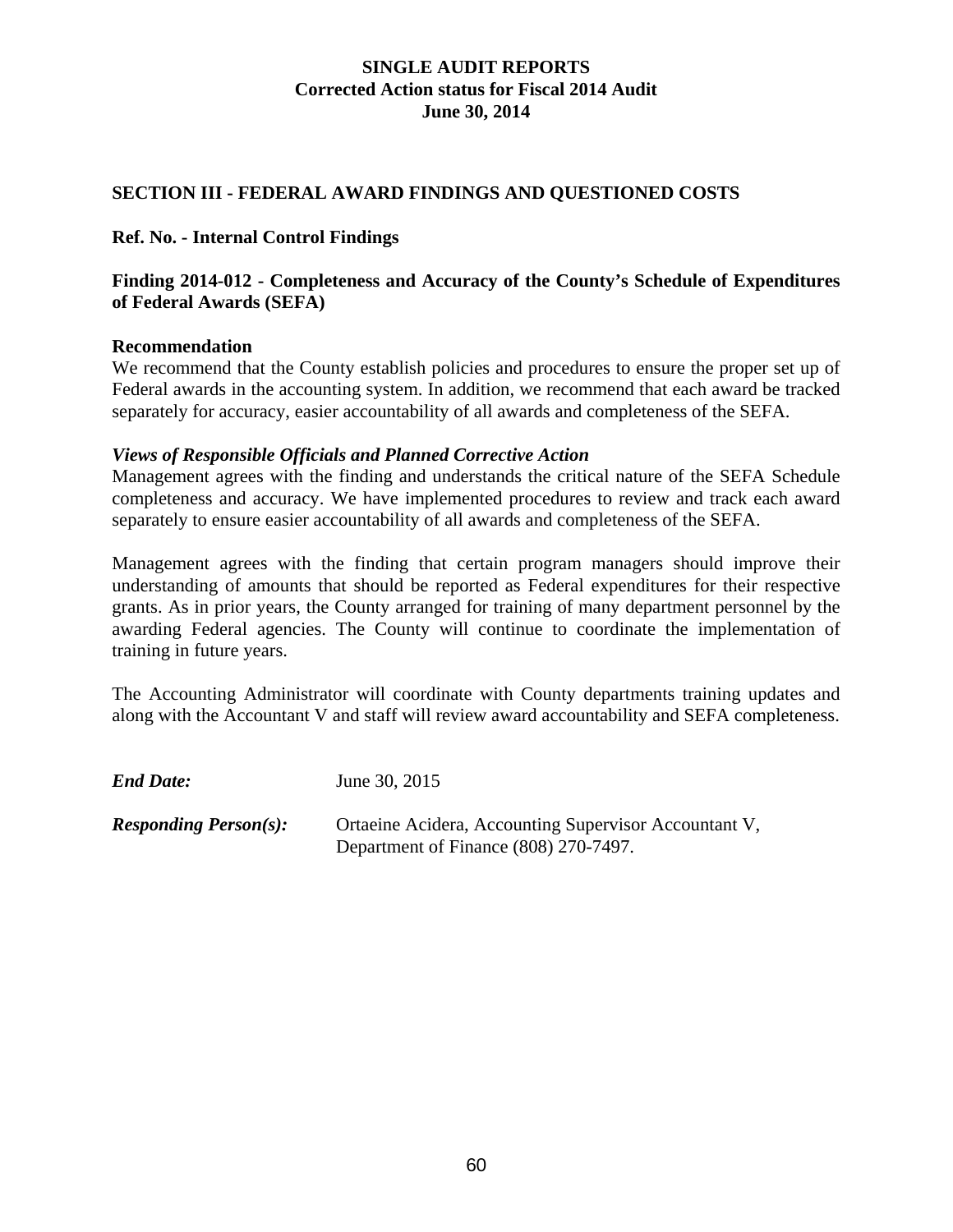**SINGLE AUDIT REPORTS**
**Corrected Action status for Fiscal 2014 Audit**
**June 30, 2014**

## SECTION III - FEDERAL AWARD FINDINGS AND QUESTIONED COSTS

### Ref. No. - Internal Control Findings

### Finding 2014-012 - Completeness and Accuracy of the County's Schedule of Expenditures of Federal Awards (SEFA)

**Recommendation**

We recommend that the County establish policies and procedures to ensure the proper set up of Federal awards in the accounting system. In addition, we recommend that each award be tracked separately for accuracy, easier accountability of all awards and completeness of the SEFA.

***Views of Responsible Officials and Planned Corrective Action***

Management agrees with the finding and understands the critical nature of the SEFA Schedule completeness and accuracy. We have implemented procedures to review and track each award separately to ensure easier accountability of all awards and completeness of the SEFA.

Management agrees with the finding that certain program managers should improve their understanding of amounts that should be reported as Federal expenditures for their respective grants. As in prior years, the County arranged for training of many department personnel by the awarding Federal agencies. The County will continue to coordinate the implementation of training in future years.

The Accounting Administrator will coordinate with County departments training updates and along with the Accountant V and staff will review award accountability and SEFA completeness.

***End Date:*** June 30, 2015

***Responding Person(s):*** Ortaeine Acidera, Accounting Supervisor Accountant V, Department of Finance (808) 270-7497.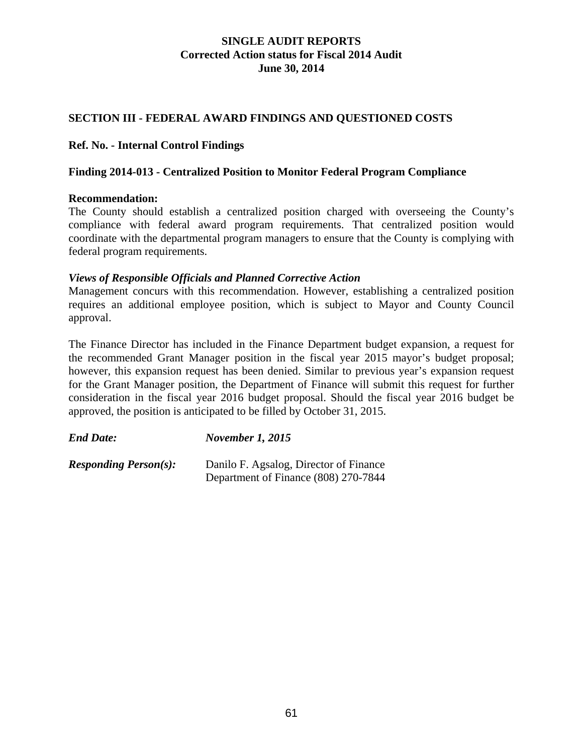**SINGLE AUDIT REPORTS**
**Corrected Action status for Fiscal 2014 Audit**
**June 30, 2014**

## SECTION III - FEDERAL AWARD FINDINGS AND QUESTIONED COSTS

### Ref. No. - Internal Control Findings

### Finding 2014-013 - Centralized Position to Monitor Federal Program Compliance

**Recommendation:**
The County should establish a centralized position charged with overseeing the County's compliance with federal award program requirements. That centralized position would coordinate with the departmental program managers to ensure that the County is complying with federal program requirements.

***Views of Responsible Officials and Planned Corrective Action***
Management concurs with this recommendation. However, establishing a centralized position requires an additional employee position, which is subject to Mayor and County Council approval.

The Finance Director has included in the Finance Department budget expansion, a request for the recommended Grant Manager position in the fiscal year 2015 mayor's budget proposal; however, this expansion request has been denied. Similar to previous year's expansion request for the Grant Manager position, the Department of Finance will submit this request for further consideration in the fiscal year 2016 budget proposal. Should the fiscal year 2016 budget be approved, the position is anticipated to be filled by October 31, 2015.

***End Date:*** ***November 1, 2015***

***Responding Person(s):*** Danilo F. Agsalog, Director of Finance
Department of Finance (808) 270-7844